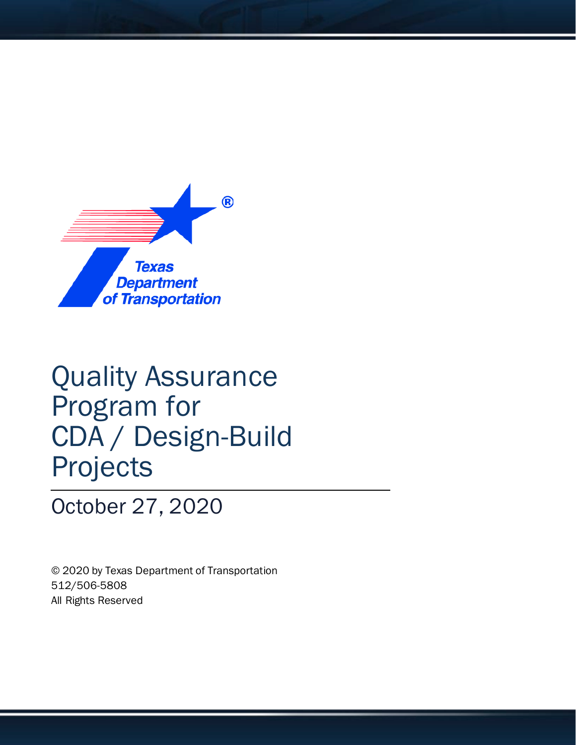Texas Department of Transportation

# Quality Assurance Program for CDA / Design-Build Projects

October 27, 2020

© 2020 by Texas Department of Transportation
512/506-5808
All Rights Reserved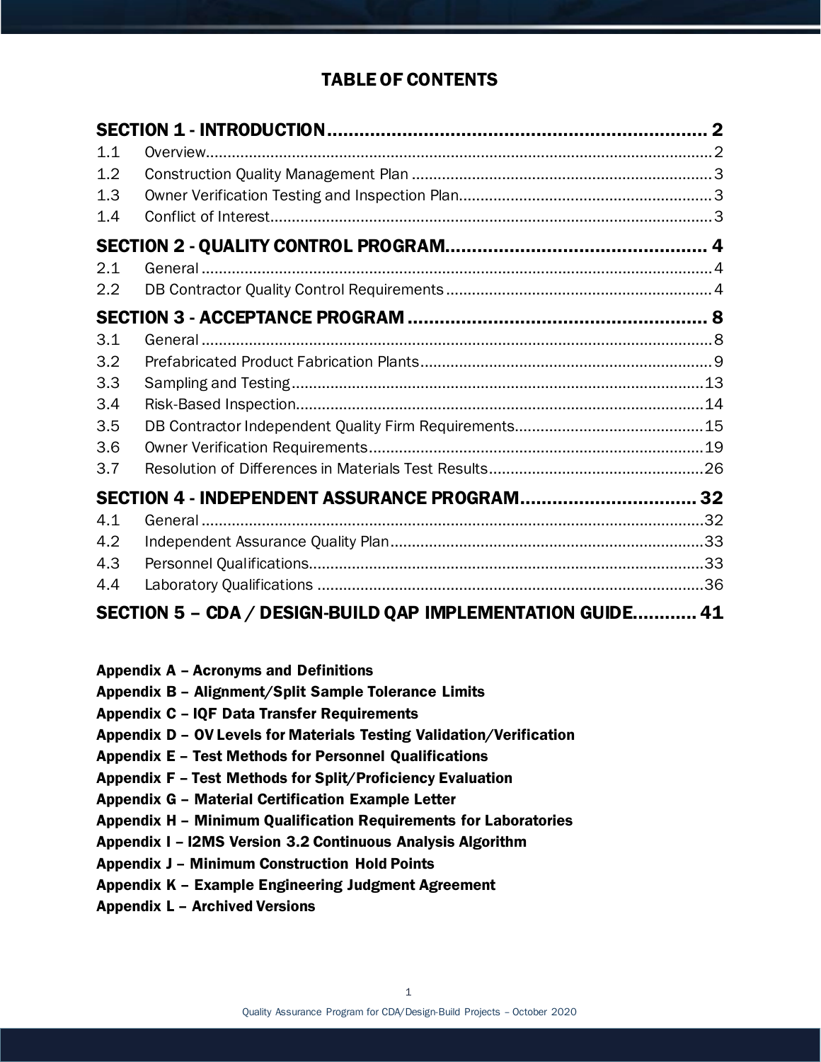# TABLE OF CONTENTS

| | | |
|---|---|---|
| **SECTION 1 - INTRODUCTION** | | **2** |
| 1.1 | Overview | 2 |
| 1.2 | Construction Quality Management Plan | 3 |
| 1.3 | Owner Verification Testing and Inspection Plan | 3 |
| 1.4 | Conflict of Interest | 3 |
| **SECTION 2 - QUALITY CONTROL PROGRAM** | | **4** |
| 2.1 | General | 4 |
| 2.2 | DB Contractor Quality Control Requirements | 4 |
| **SECTION 3 - ACCEPTANCE PROGRAM** | | **8** |
| 3.1 | General | 8 |
| 3.2 | Prefabricated Product Fabrication Plants | 9 |
| 3.3 | Sampling and Testing | 13 |
| 3.4 | Risk-Based Inspection | 14 |
| 3.5 | DB Contractor Independent Quality Firm Requirements | 15 |
| 3.6 | Owner Verification Requirements | 19 |
| 3.7 | Resolution of Differences in Materials Test Results | 26 |
| **SECTION 4 - INDEPENDENT ASSURANCE PROGRAM** | | **32** |
| 4.1 | General | 32 |
| 4.2 | Independent Assurance Quality Plan | 33 |
| 4.3 | Personnel Qualifications | 33 |
| 4.4 | Laboratory Qualifications | 36 |
| **SECTION 5 – CDA / DESIGN-BUILD QAP IMPLEMENTATION GUIDE** | | **41** |

**Appendix A – Acronyms and Definitions**
**Appendix B – Alignment/Split Sample Tolerance Limits**
**Appendix C – IQF Data Transfer Requirements**
**Appendix D – OV Levels for Materials Testing Validation/Verification**
**Appendix E – Test Methods for Personnel Qualifications**
**Appendix F – Test Methods for Split/Proficiency Evaluation**
**Appendix G – Material Certification Example Letter**
**Appendix H – Minimum Qualification Requirements for Laboratories**
**Appendix I – I2MS Version 3.2 Continuous Analysis Algorithm**
**Appendix J – Minimum Construction Hold Points**
**Appendix K – Example Engineering Judgment Agreement**
**Appendix L – Archived Versions**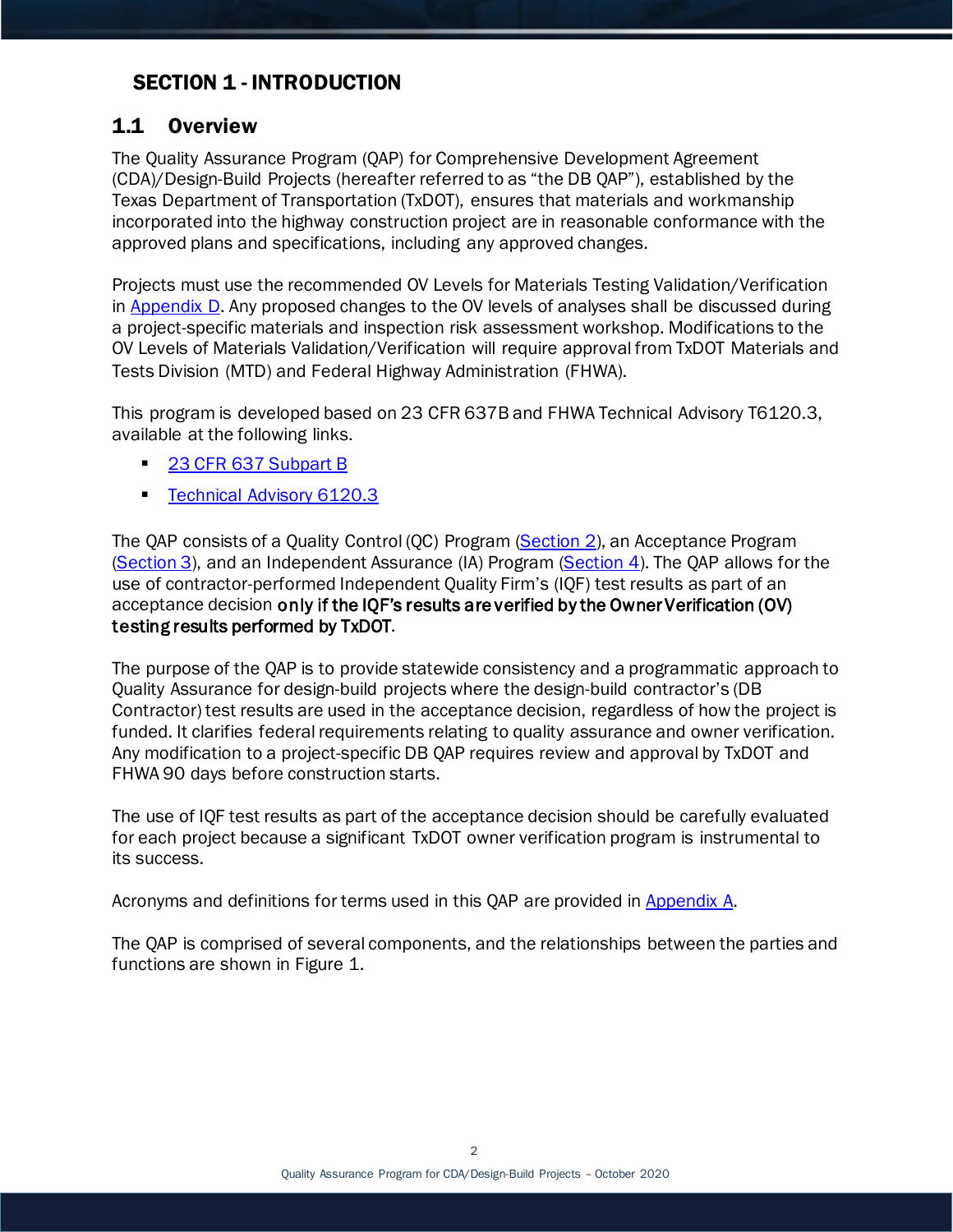# SECTION 1 - INTRODUCTION

## 1.1 Overview

The Quality Assurance Program (QAP) for Comprehensive Development Agreement (CDA)/Design-Build Projects (hereafter referred to as "the DB QAP"), established by the Texas Department of Transportation (TxDOT), ensures that materials and workmanship incorporated into the highway construction project are in reasonable conformance with the approved plans and specifications, including any approved changes.

Projects must use the recommended OV Levels for Materials Testing Validation/Verification in Appendix D. Any proposed changes to the OV levels of analyses shall be discussed during a project-specific materials and inspection risk assessment workshop. Modifications to the OV Levels of Materials Validation/Verification will require approval from TxDOT Materials and Tests Division (MTD) and Federal Highway Administration (FHWA).

This program is developed based on 23 CFR 637B and FHWA Technical Advisory T6120.3, available at the following links.

- 23 CFR 637 Subpart B
- Technical Advisory 6120.3

The QAP consists of a Quality Control (QC) Program (Section 2), an Acceptance Program (Section 3), and an Independent Assurance (IA) Program (Section 4). The QAP allows for the use of contractor-performed Independent Quality Firm's (IQF) test results as part of an acceptance decision **only if the IQF's results are verified by the Owner Verification (OV) testing results performed by TxDOT**.

The purpose of the QAP is to provide statewide consistency and a programmatic approach to Quality Assurance for design-build projects where the design-build contractor's (DB Contractor) test results are used in the acceptance decision, regardless of how the project is funded. It clarifies federal requirements relating to quality assurance and owner verification. Any modification to a project-specific DB QAP requires review and approval by TxDOT and FHWA 90 days before construction starts.

The use of IQF test results as part of the acceptance decision should be carefully evaluated for each project because a significant TxDOT owner verification program is instrumental to its success.

Acronyms and definitions for terms used in this QAP are provided in Appendix A.

The QAP is comprised of several components, and the relationships between the parties and functions are shown in Figure 1.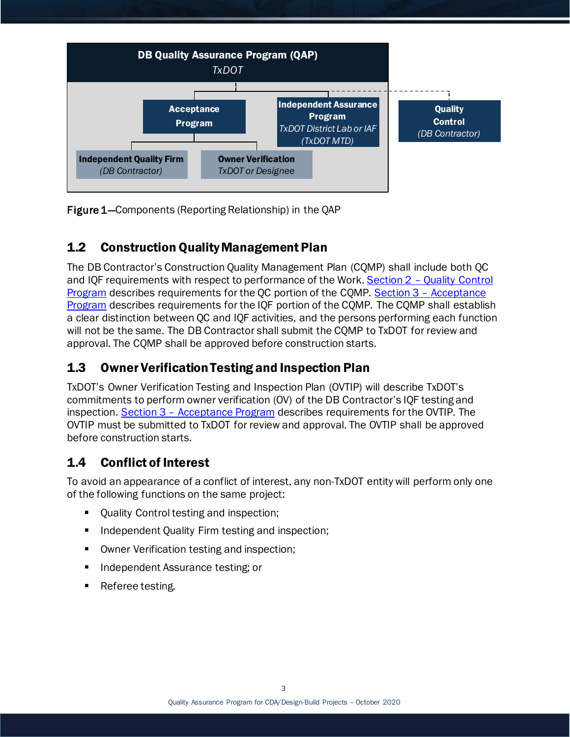DB Quality Assurance Program (QAP)
*TxDOT*

Acceptance Program

Independent Assurance Program
*TxDOT District Lab or IAF (TxDOT MTD)*

Quality Control
*(DB Contractor)*

Independent Quality Firm
*(DB Contractor)*

Owner Verification
*TxDOT or Designee*

**Figure 1**—Components (Reporting Relationship) in the QAP

## 1.2 Construction Quality Management Plan

The DB Contractor's Construction Quality Management Plan (CQMP) shall include both QC and IQF requirements with respect to performance of the Work. Section 2 – Quality Control Program describes requirements for the QC portion of the CQMP. Section 3 – Acceptance Program describes requirements for the IQF portion of the CQMP. The CQMP shall establish a clear distinction between QC and IQF activities, and the persons performing each function will not be the same. The DB Contractor shall submit the CQMP to TxDOT for review and approval. The CQMP shall be approved before construction starts.

## 1.3 Owner Verification Testing and Inspection Plan

TxDOT's Owner Verification Testing and Inspection Plan (OVTIP) will describe TxDOT's commitments to perform owner verification (OV) of the DB Contractor's IQF testing and inspection. Section 3 – Acceptance Program describes requirements for the OVTIP. The OVTIP must be submitted to TxDOT for review and approval. The OVTIP shall be approved before construction starts.

## 1.4 Conflict of Interest

To avoid an appearance of a conflict of interest, any non-TxDOT entity will perform only one of the following functions on the same project:

- Quality Control testing and inspection;
- Independent Quality Firm testing and inspection;
- Owner Verification testing and inspection;
- Independent Assurance testing; or
- Referee testing.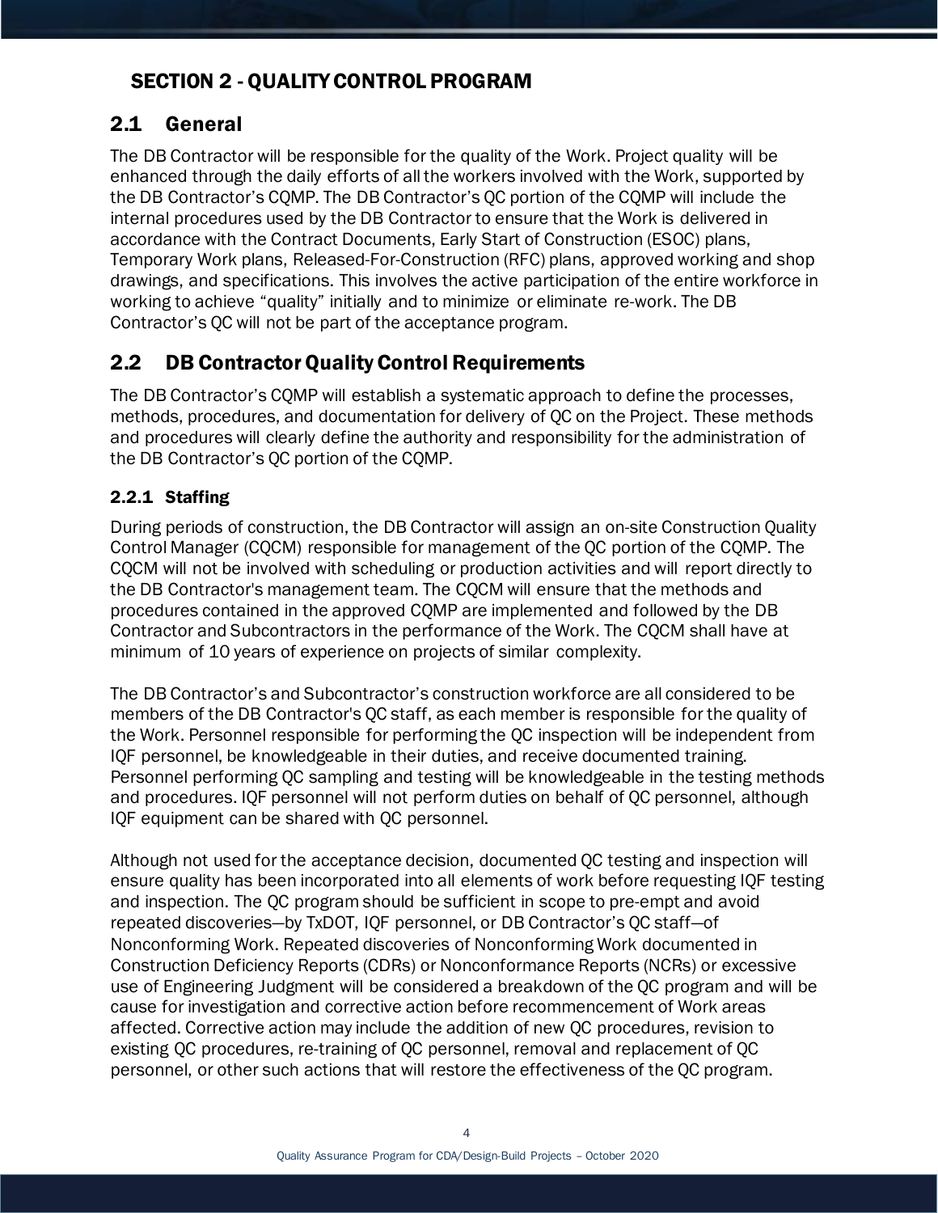# SECTION 2 - QUALITY CONTROL PROGRAM

## 2.1 General

The DB Contractor will be responsible for the quality of the Work. Project quality will be enhanced through the daily efforts of all the workers involved with the Work, supported by the DB Contractor's CQMP. The DB Contractor's QC portion of the CQMP will include the internal procedures used by the DB Contractor to ensure that the Work is delivered in accordance with the Contract Documents, Early Start of Construction (ESOC) plans, Temporary Work plans, Released-For-Construction (RFC) plans, approved working and shop drawings, and specifications. This involves the active participation of the entire workforce in working to achieve "quality" initially and to minimize or eliminate re-work. The DB Contractor's QC will not be part of the acceptance program.

## 2.2 DB Contractor Quality Control Requirements

The DB Contractor's CQMP will establish a systematic approach to define the processes, methods, procedures, and documentation for delivery of QC on the Project. These methods and procedures will clearly define the authority and responsibility for the administration of the DB Contractor's QC portion of the CQMP.

### 2.2.1 Staffing

During periods of construction, the DB Contractor will assign an on-site Construction Quality Control Manager (CQCM) responsible for management of the QC portion of the CQMP. The CQCM will not be involved with scheduling or production activities and will report directly to the DB Contractor's management team. The CQCM will ensure that the methods and procedures contained in the approved CQMP are implemented and followed by the DB Contractor and Subcontractors in the performance of the Work. The CQCM shall have at minimum of 10 years of experience on projects of similar complexity.

The DB Contractor's and Subcontractor's construction workforce are all considered to be members of the DB Contractor's QC staff, as each member is responsible for the quality of the Work. Personnel responsible for performing the QC inspection will be independent from IQF personnel, be knowledgeable in their duties, and receive documented training. Personnel performing QC sampling and testing will be knowledgeable in the testing methods and procedures. IQF personnel will not perform duties on behalf of QC personnel, although IQF equipment can be shared with QC personnel.

Although not used for the acceptance decision, documented QC testing and inspection will ensure quality has been incorporated into all elements of work before requesting IQF testing and inspection. The QC program should be sufficient in scope to pre-empt and avoid repeated discoveries—by TxDOT, IQF personnel, or DB Contractor's QC staff—of Nonconforming Work. Repeated discoveries of Nonconforming Work documented in Construction Deficiency Reports (CDRs) or Nonconformance Reports (NCRs) or excessive use of Engineering Judgment will be considered a breakdown of the QC program and will be cause for investigation and corrective action before recommencement of Work areas affected. Corrective action may include the addition of new QC procedures, revision to existing QC procedures, re-training of QC personnel, removal and replacement of QC personnel, or other such actions that will restore the effectiveness of the QC program.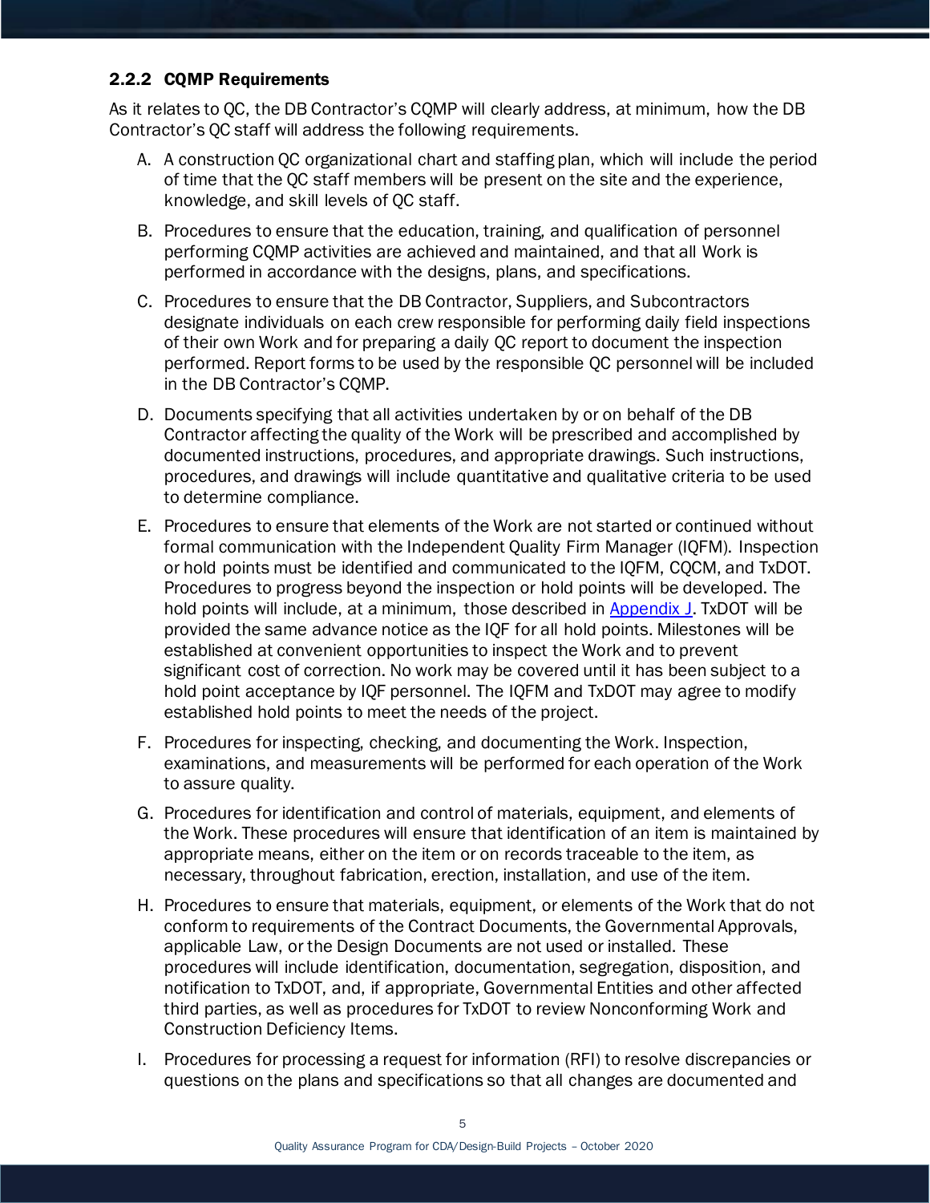### 2.2.2 CQMP Requirements

As it relates to QC, the DB Contractor's CQMP will clearly address, at minimum, how the DB Contractor's QC staff will address the following requirements.

A. A construction QC organizational chart and staffing plan, which will include the period of time that the QC staff members will be present on the site and the experience, knowledge, and skill levels of QC staff.

B. Procedures to ensure that the education, training, and qualification of personnel performing CQMP activities are achieved and maintained, and that all Work is performed in accordance with the designs, plans, and specifications.

C. Procedures to ensure that the DB Contractor, Suppliers, and Subcontractors designate individuals on each crew responsible for performing daily field inspections of their own Work and for preparing a daily QC report to document the inspection performed. Report forms to be used by the responsible QC personnel will be included in the DB Contractor's CQMP.

D. Documents specifying that all activities undertaken by or on behalf of the DB Contractor affecting the quality of the Work will be prescribed and accomplished by documented instructions, procedures, and appropriate drawings. Such instructions, procedures, and drawings will include quantitative and qualitative criteria to be used to determine compliance.

E. Procedures to ensure that elements of the Work are not started or continued without formal communication with the Independent Quality Firm Manager (IQFM). Inspection or hold points must be identified and communicated to the IQFM, CQCM, and TxDOT. Procedures to progress beyond the inspection or hold points will be developed. The hold points will include, at a minimum, those described in Appendix J. TxDOT will be provided the same advance notice as the IQF for all hold points. Milestones will be established at convenient opportunities to inspect the Work and to prevent significant cost of correction. No work may be covered until it has been subject to a hold point acceptance by IQF personnel. The IQFM and TxDOT may agree to modify established hold points to meet the needs of the project.

F. Procedures for inspecting, checking, and documenting the Work. Inspection, examinations, and measurements will be performed for each operation of the Work to assure quality.

G. Procedures for identification and control of materials, equipment, and elements of the Work. These procedures will ensure that identification of an item is maintained by appropriate means, either on the item or on records traceable to the item, as necessary, throughout fabrication, erection, installation, and use of the item.

H. Procedures to ensure that materials, equipment, or elements of the Work that do not conform to requirements of the Contract Documents, the Governmental Approvals, applicable Law, or the Design Documents are not used or installed. These procedures will include identification, documentation, segregation, disposition, and notification to TxDOT, and, if appropriate, Governmental Entities and other affected third parties, as well as procedures for TxDOT to review Nonconforming Work and Construction Deficiency Items.

I. Procedures for processing a request for information (RFI) to resolve discrepancies or questions on the plans and specifications so that all changes are documented and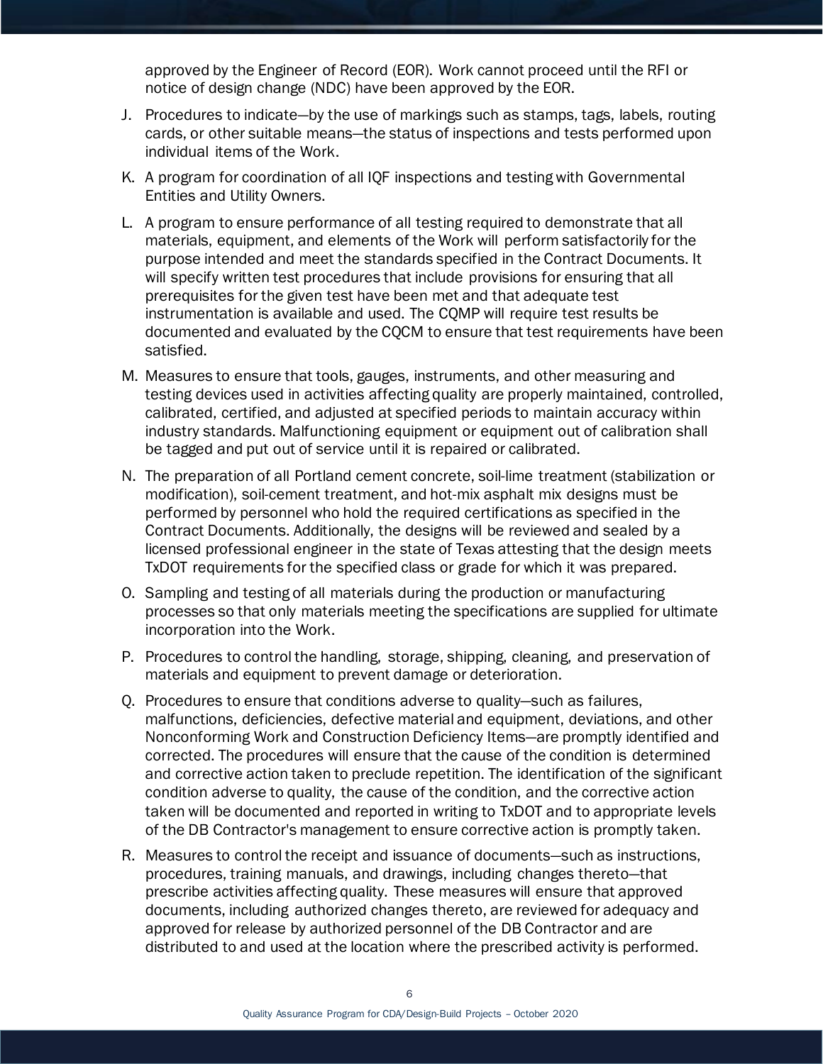approved by the Engineer of Record (EOR). Work cannot proceed until the RFI or notice of design change (NDC) have been approved by the EOR.

J. Procedures to indicate—by the use of markings such as stamps, tags, labels, routing cards, or other suitable means—the status of inspections and tests performed upon individual items of the Work.

K. A program for coordination of all IQF inspections and testing with Governmental Entities and Utility Owners.

L. A program to ensure performance of all testing required to demonstrate that all materials, equipment, and elements of the Work will perform satisfactorily for the purpose intended and meet the standards specified in the Contract Documents. It will specify written test procedures that include provisions for ensuring that all prerequisites for the given test have been met and that adequate test instrumentation is available and used. The CQMP will require test results be documented and evaluated by the CQCM to ensure that test requirements have been satisfied.

M. Measures to ensure that tools, gauges, instruments, and other measuring and testing devices used in activities affecting quality are properly maintained, controlled, calibrated, certified, and adjusted at specified periods to maintain accuracy within industry standards. Malfunctioning equipment or equipment out of calibration shall be tagged and put out of service until it is repaired or calibrated.

N. The preparation of all Portland cement concrete, soil-lime treatment (stabilization or modification), soil-cement treatment, and hot-mix asphalt mix designs must be performed by personnel who hold the required certifications as specified in the Contract Documents. Additionally, the designs will be reviewed and sealed by a licensed professional engineer in the state of Texas attesting that the design meets TxDOT requirements for the specified class or grade for which it was prepared.

O. Sampling and testing of all materials during the production or manufacturing processes so that only materials meeting the specifications are supplied for ultimate incorporation into the Work.

P. Procedures to control the handling, storage, shipping, cleaning, and preservation of materials and equipment to prevent damage or deterioration.

Q. Procedures to ensure that conditions adverse to quality—such as failures, malfunctions, deficiencies, defective material and equipment, deviations, and other Nonconforming Work and Construction Deficiency Items—are promptly identified and corrected. The procedures will ensure that the cause of the condition is determined and corrective action taken to preclude repetition. The identification of the significant condition adverse to quality, the cause of the condition, and the corrective action taken will be documented and reported in writing to TxDOT and to appropriate levels of the DB Contractor's management to ensure corrective action is promptly taken.

R. Measures to control the receipt and issuance of documents—such as instructions, procedures, training manuals, and drawings, including changes thereto—that prescribe activities affecting quality. These measures will ensure that approved documents, including authorized changes thereto, are reviewed for adequacy and approved for release by authorized personnel of the DB Contractor and are distributed to and used at the location where the prescribed activity is performed.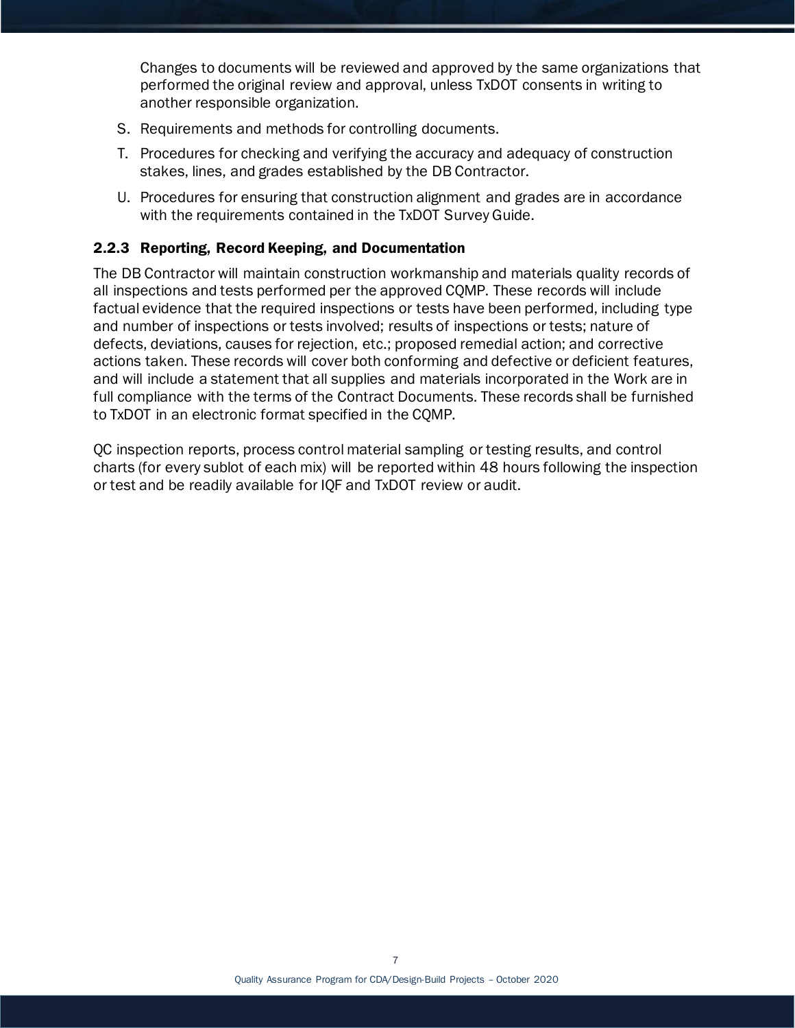Changes to documents will be reviewed and approved by the same organizations that performed the original review and approval, unless TxDOT consents in writing to another responsible organization.

S. Requirements and methods for controlling documents.

T. Procedures for checking and verifying the accuracy and adequacy of construction stakes, lines, and grades established by the DB Contractor.

U. Procedures for ensuring that construction alignment and grades are in accordance with the requirements contained in the TxDOT Survey Guide.

### 2.2.3 Reporting, Record Keeping, and Documentation

The DB Contractor will maintain construction workmanship and materials quality records of all inspections and tests performed per the approved CQMP. These records will include factual evidence that the required inspections or tests have been performed, including type and number of inspections or tests involved; results of inspections or tests; nature of defects, deviations, causes for rejection, etc.; proposed remedial action; and corrective actions taken. These records will cover both conforming and defective or deficient features, and will include a statement that all supplies and materials incorporated in the Work are in full compliance with the terms of the Contract Documents. These records shall be furnished to TxDOT in an electronic format specified in the CQMP.

QC inspection reports, process control material sampling or testing results, and control charts (for every sublot of each mix) will be reported within 48 hours following the inspection or test and be readily available for IQF and TxDOT review or audit.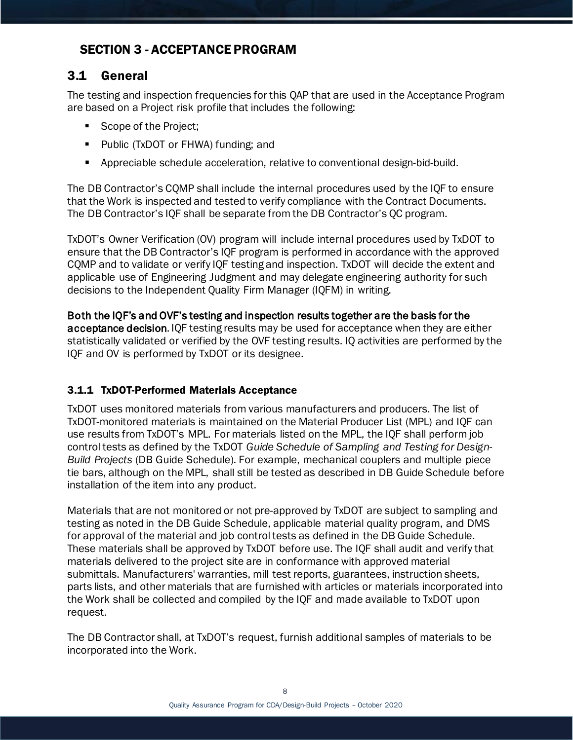# SECTION 3 - ACCEPTANCE PROGRAM

## 3.1 General

The testing and inspection frequencies for this QAP that are used in the Acceptance Program are based on a Project risk profile that includes the following:

- Scope of the Project;
- Public (TxDOT or FHWA) funding; and
- Appreciable schedule acceleration, relative to conventional design-bid-build.

The DB Contractor's CQMP shall include the internal procedures used by the IQF to ensure that the Work is inspected and tested to verify compliance with the Contract Documents. The DB Contractor's IQF shall be separate from the DB Contractor's QC program.

TxDOT's Owner Verification (OV) program will include internal procedures used by TxDOT to ensure that the DB Contractor's IQF program is performed in accordance with the approved CQMP and to validate or verify IQF testing and inspection. TxDOT will decide the extent and applicable use of Engineering Judgment and may delegate engineering authority for such decisions to the Independent Quality Firm Manager (IQFM) in writing.

**Both the IQF's and OVF's testing and inspection results together are the basis for the acceptance decision.** IQF testing results may be used for acceptance when they are either statistically validated or verified by the OVF testing results. IQ activities are performed by the IQF and OV is performed by TxDOT or its designee.

### 3.1.1 TxDOT-Performed Materials Acceptance

TxDOT uses monitored materials from various manufacturers and producers. The list of TxDOT-monitored materials is maintained on the Material Producer List (MPL) and IQF can use results from TxDOT's MPL. For materials listed on the MPL, the IQF shall perform job control tests as defined by the TxDOT *Guide Schedule of Sampling and Testing for Design-Build Projects* (DB Guide Schedule). For example, mechanical couplers and multiple piece tie bars, although on the MPL, shall still be tested as described in DB Guide Schedule before installation of the item into any product.

Materials that are not monitored or not pre-approved by TxDOT are subject to sampling and testing as noted in the DB Guide Schedule, applicable material quality program, and DMS for approval of the material and job control tests as defined in the DB Guide Schedule. These materials shall be approved by TxDOT before use. The IQF shall audit and verify that materials delivered to the project site are in conformance with approved material submittals. Manufacturers' warranties, mill test reports, guarantees, instruction sheets, parts lists, and other materials that are furnished with articles or materials incorporated into the Work shall be collected and compiled by the IQF and made available to TxDOT upon request.

The DB Contractor shall, at TxDOT's request, furnish additional samples of materials to be incorporated into the Work.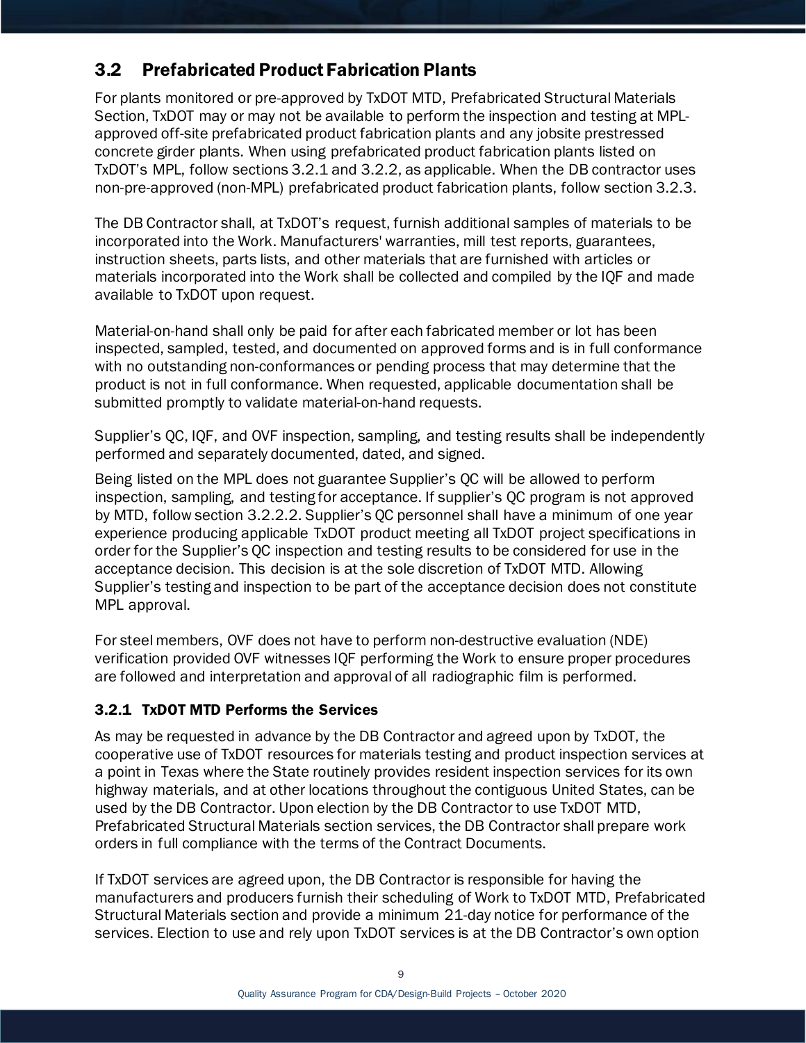## 3.2 Prefabricated Product Fabrication Plants

For plants monitored or pre-approved by TxDOT MTD, Prefabricated Structural Materials Section, TxDOT may or may not be available to perform the inspection and testing at MPL-approved off-site prefabricated product fabrication plants and any jobsite prestressed concrete girder plants. When using prefabricated product fabrication plants listed on TxDOT's MPL, follow sections 3.2.1 and 3.2.2, as applicable. When the DB contractor uses non-pre-approved (non-MPL) prefabricated product fabrication plants, follow section 3.2.3.

The DB Contractor shall, at TxDOT's request, furnish additional samples of materials to be incorporated into the Work. Manufacturers' warranties, mill test reports, guarantees, instruction sheets, parts lists, and other materials that are furnished with articles or materials incorporated into the Work shall be collected and compiled by the IQF and made available to TxDOT upon request.

Material-on-hand shall only be paid for after each fabricated member or lot has been inspected, sampled, tested, and documented on approved forms and is in full conformance with no outstanding non-conformances or pending process that may determine that the product is not in full conformance. When requested, applicable documentation shall be submitted promptly to validate material-on-hand requests.

Supplier's QC, IQF, and OVF inspection, sampling, and testing results shall be independently performed and separately documented, dated, and signed.

Being listed on the MPL does not guarantee Supplier's QC will be allowed to perform inspection, sampling, and testing for acceptance. If supplier's QC program is not approved by MTD, follow section 3.2.2.2. Supplier's QC personnel shall have a minimum of one year experience producing applicable TxDOT product meeting all TxDOT project specifications in order for the Supplier's QC inspection and testing results to be considered for use in the acceptance decision. This decision is at the sole discretion of TxDOT MTD. Allowing Supplier's testing and inspection to be part of the acceptance decision does not constitute MPL approval.

For steel members, OVF does not have to perform non-destructive evaluation (NDE) verification provided OVF witnesses IQF performing the Work to ensure proper procedures are followed and interpretation and approval of all radiographic film is performed.

### 3.2.1 TxDOT MTD Performs the Services

As may be requested in advance by the DB Contractor and agreed upon by TxDOT, the cooperative use of TxDOT resources for materials testing and product inspection services at a point in Texas where the State routinely provides resident inspection services for its own highway materials, and at other locations throughout the contiguous United States, can be used by the DB Contractor. Upon election by the DB Contractor to use TxDOT MTD, Prefabricated Structural Materials section services, the DB Contractor shall prepare work orders in full compliance with the terms of the Contract Documents.

If TxDOT services are agreed upon, the DB Contractor is responsible for having the manufacturers and producers furnish their scheduling of Work to TxDOT MTD, Prefabricated Structural Materials section and provide a minimum 21-day notice for performance of the services. Election to use and rely upon TxDOT services is at the DB Contractor's own option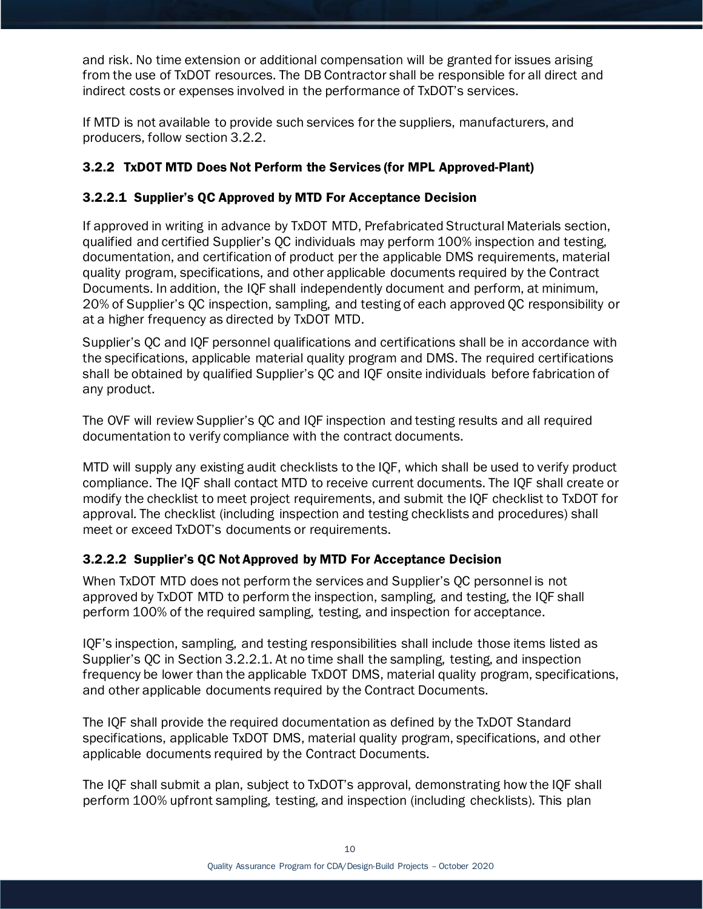and risk. No time extension or additional compensation will be granted for issues arising from the use of TxDOT resources. The DB Contractor shall be responsible for all direct and indirect costs or expenses involved in the performance of TxDOT's services.

If MTD is not available to provide such services for the suppliers, manufacturers, and producers, follow section 3.2.2.

### 3.2.2 TxDOT MTD Does Not Perform the Services (for MPL Approved-Plant)

#### 3.2.2.1 Supplier's QC Approved by MTD For Acceptance Decision

If approved in writing in advance by TxDOT MTD, Prefabricated Structural Materials section, qualified and certified Supplier's QC individuals may perform 100% inspection and testing, documentation, and certification of product per the applicable DMS requirements, material quality program, specifications, and other applicable documents required by the Contract Documents. In addition, the IQF shall independently document and perform, at minimum, 20% of Supplier's QC inspection, sampling, and testing of each approved QC responsibility or at a higher frequency as directed by TxDOT MTD.

Supplier's QC and IQF personnel qualifications and certifications shall be in accordance with the specifications, applicable material quality program and DMS. The required certifications shall be obtained by qualified Supplier's QC and IQF onsite individuals before fabrication of any product.

The OVF will review Supplier's QC and IQF inspection and testing results and all required documentation to verify compliance with the contract documents.

MTD will supply any existing audit checklists to the IQF, which shall be used to verify product compliance. The IQF shall contact MTD to receive current documents. The IQF shall create or modify the checklist to meet project requirements, and submit the IQF checklist to TxDOT for approval. The checklist (including inspection and testing checklists and procedures) shall meet or exceed TxDOT's documents or requirements.

#### 3.2.2.2 Supplier's QC Not Approved by MTD For Acceptance Decision

When TxDOT MTD does not perform the services and Supplier's QC personnel is not approved by TxDOT MTD to perform the inspection, sampling, and testing, the IQF shall perform 100% of the required sampling, testing, and inspection for acceptance.

IQF's inspection, sampling, and testing responsibilities shall include those items listed as Supplier's QC in Section 3.2.2.1. At no time shall the sampling, testing, and inspection frequency be lower than the applicable TxDOT DMS, material quality program, specifications, and other applicable documents required by the Contract Documents.

The IQF shall provide the required documentation as defined by the TxDOT Standard specifications, applicable TxDOT DMS, material quality program, specifications, and other applicable documents required by the Contract Documents.

The IQF shall submit a plan, subject to TxDOT's approval, demonstrating how the IQF shall perform 100% upfront sampling, testing, and inspection (including checklists). This plan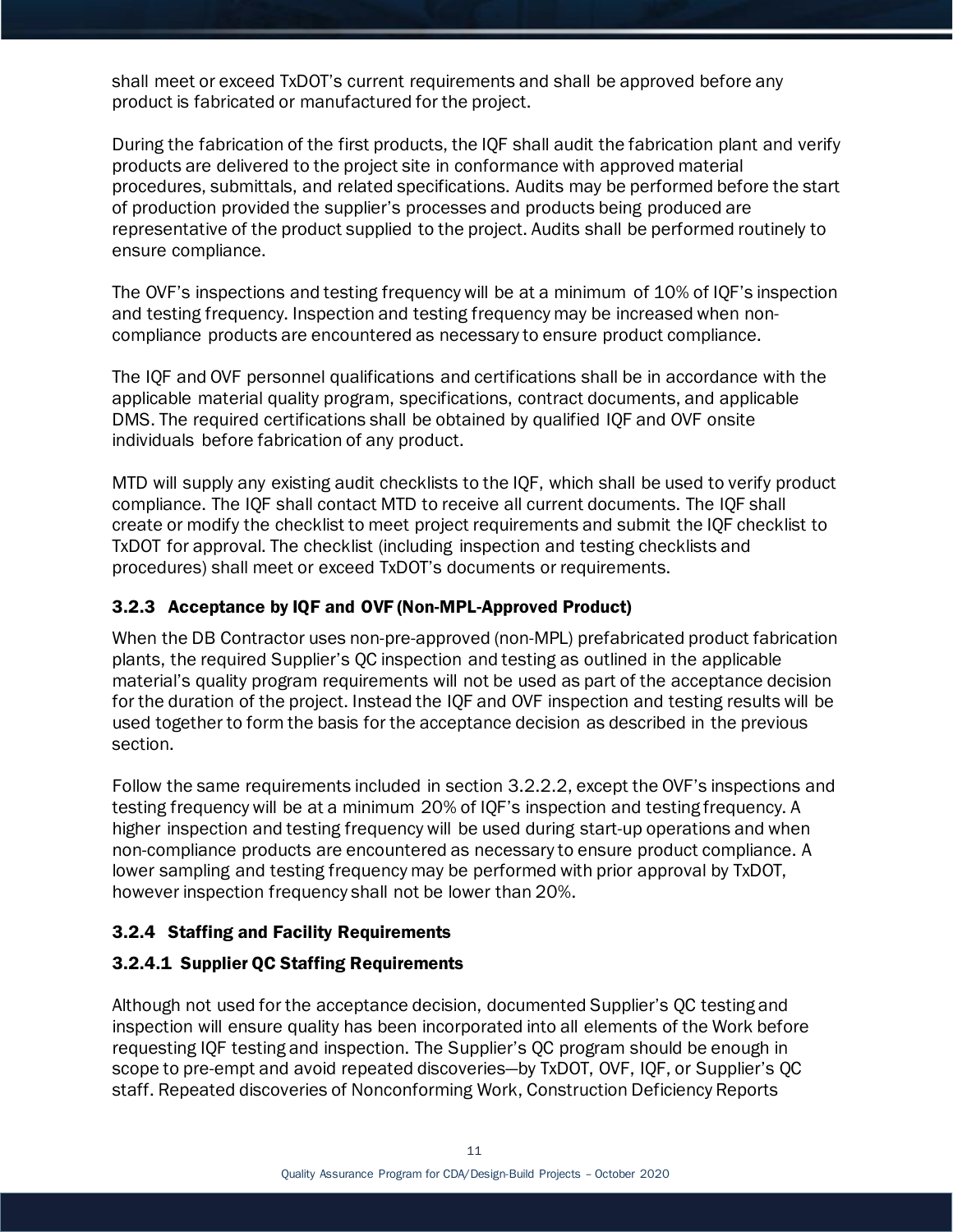shall meet or exceed TxDOT's current requirements and shall be approved before any product is fabricated or manufactured for the project.

During the fabrication of the first products, the IQF shall audit the fabrication plant and verify products are delivered to the project site in conformance with approved material procedures, submittals, and related specifications. Audits may be performed before the start of production provided the supplier's processes and products being produced are representative of the product supplied to the project. Audits shall be performed routinely to ensure compliance.

The OVF's inspections and testing frequency will be at a minimum of 10% of IQF's inspection and testing frequency. Inspection and testing frequency may be increased when non-compliance products are encountered as necessary to ensure product compliance.

The IQF and OVF personnel qualifications and certifications shall be in accordance with the applicable material quality program, specifications, contract documents, and applicable DMS. The required certifications shall be obtained by qualified IQF and OVF onsite individuals before fabrication of any product.

MTD will supply any existing audit checklists to the IQF, which shall be used to verify product compliance. The IQF shall contact MTD to receive all current documents. The IQF shall create or modify the checklist to meet project requirements and submit the IQF checklist to TxDOT for approval. The checklist (including inspection and testing checklists and procedures) shall meet or exceed TxDOT's documents or requirements.

### 3.2.3 Acceptance by IQF and OVF (Non-MPL-Approved Product)

When the DB Contractor uses non-pre-approved (non-MPL) prefabricated product fabrication plants, the required Supplier's QC inspection and testing as outlined in the applicable material's quality program requirements will not be used as part of the acceptance decision for the duration of the project. Instead the IQF and OVF inspection and testing results will be used together to form the basis for the acceptance decision as described in the previous section.

Follow the same requirements included in section 3.2.2.2, except the OVF's inspections and testing frequency will be at a minimum 20% of IQF's inspection and testing frequency. A higher inspection and testing frequency will be used during start-up operations and when non-compliance products are encountered as necessary to ensure product compliance. A lower sampling and testing frequency may be performed with prior approval by TxDOT, however inspection frequency shall not be lower than 20%.

### 3.2.4 Staffing and Facility Requirements

#### 3.2.4.1 Supplier QC Staffing Requirements

Although not used for the acceptance decision, documented Supplier's QC testing and inspection will ensure quality has been incorporated into all elements of the Work before requesting IQF testing and inspection. The Supplier's QC program should be enough in scope to pre-empt and avoid repeated discoveries—by TxDOT, OVF, IQF, or Supplier's QC staff. Repeated discoveries of Nonconforming Work, Construction Deficiency Reports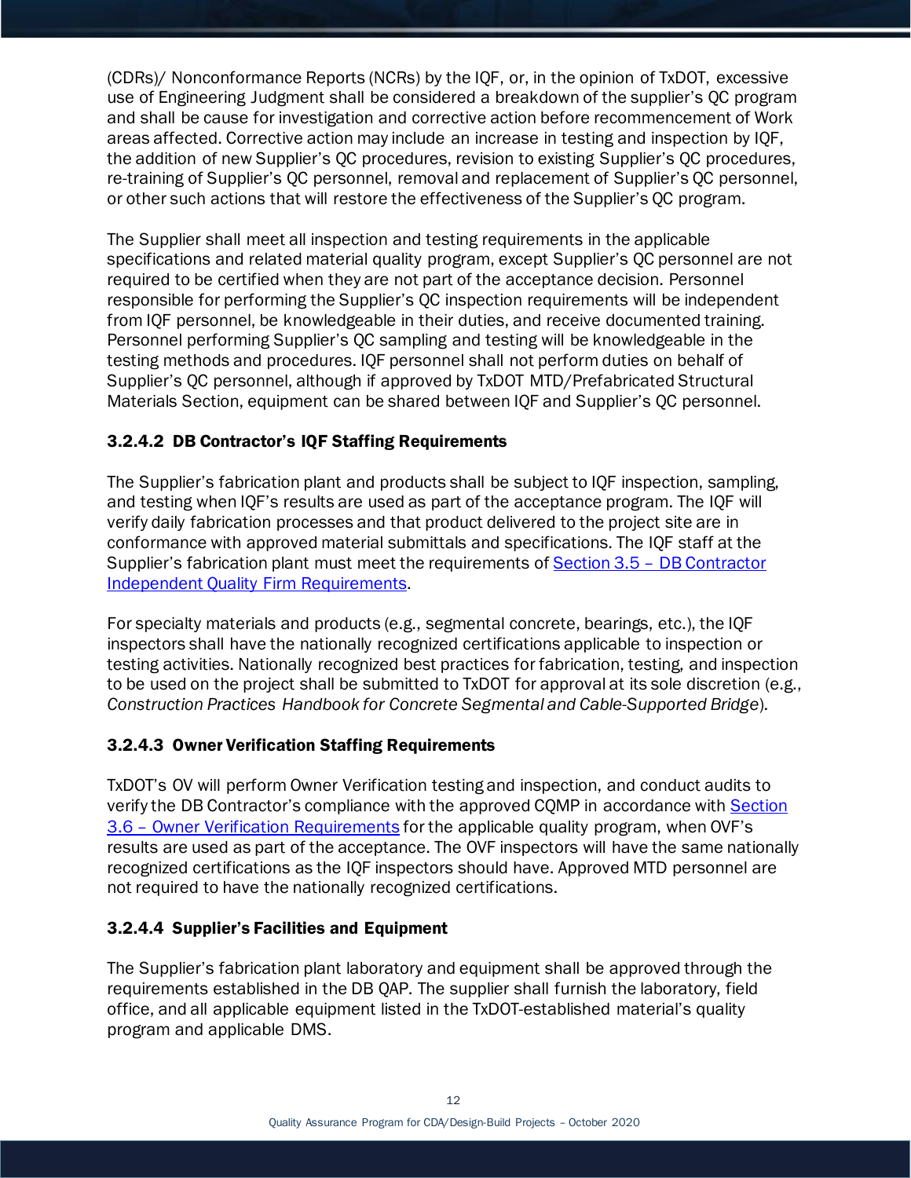(CDRs)/ Nonconformance Reports (NCRs) by the IQF, or, in the opinion of TxDOT, excessive use of Engineering Judgment shall be considered a breakdown of the supplier's QC program and shall be cause for investigation and corrective action before recommencement of Work areas affected. Corrective action may include an increase in testing and inspection by IQF, the addition of new Supplier's QC procedures, revision to existing Supplier's QC procedures, re-training of Supplier's QC personnel, removal and replacement of Supplier's QC personnel, or other such actions that will restore the effectiveness of the Supplier's QC program.

The Supplier shall meet all inspection and testing requirements in the applicable specifications and related material quality program, except Supplier's QC personnel are not required to be certified when they are not part of the acceptance decision. Personnel responsible for performing the Supplier's QC inspection requirements will be independent from IQF personnel, be knowledgeable in their duties, and receive documented training. Personnel performing Supplier's QC sampling and testing will be knowledgeable in the testing methods and procedures. IQF personnel shall not perform duties on behalf of Supplier's QC personnel, although if approved by TxDOT MTD/Prefabricated Structural Materials Section, equipment can be shared between IQF and Supplier's QC personnel.

#### 3.2.4.2 DB Contractor's IQF Staffing Requirements

The Supplier's fabrication plant and products shall be subject to IQF inspection, sampling, and testing when IQF's results are used as part of the acceptance program. The IQF will verify daily fabrication processes and that product delivered to the project site are in conformance with approved material submittals and specifications. The IQF staff at the Supplier's fabrication plant must meet the requirements of Section 3.5 – DB Contractor Independent Quality Firm Requirements.

For specialty materials and products (e.g., segmental concrete, bearings, etc.), the IQF inspectors shall have the nationally recognized certifications applicable to inspection or testing activities. Nationally recognized best practices for fabrication, testing, and inspection to be used on the project shall be submitted to TxDOT for approval at its sole discretion (e.g., *Construction Practices Handbook for Concrete Segmental and Cable-Supported Bridge*).

#### 3.2.4.3 Owner Verification Staffing Requirements

TxDOT's OV will perform Owner Verification testing and inspection, and conduct audits to verify the DB Contractor's compliance with the approved CQMP in accordance with Section 3.6 – Owner Verification Requirements for the applicable quality program, when OVF's results are used as part of the acceptance. The OVF inspectors will have the same nationally recognized certifications as the IQF inspectors should have. Approved MTD personnel are not required to have the nationally recognized certifications.

#### 3.2.4.4 Supplier's Facilities and Equipment

The Supplier's fabrication plant laboratory and equipment shall be approved through the requirements established in the DB QAP. The supplier shall furnish the laboratory, field office, and all applicable equipment listed in the TxDOT-established material's quality program and applicable DMS.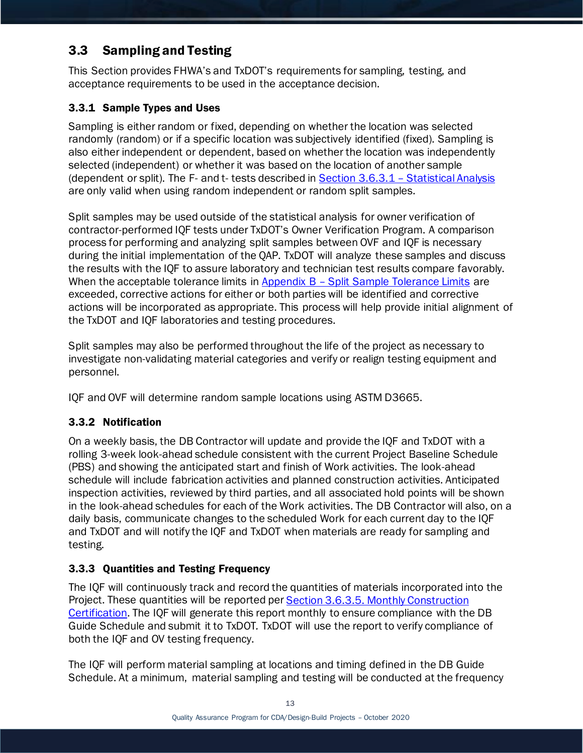## 3.3 Sampling and Testing

This Section provides FHWA's and TxDOT's requirements for sampling, testing, and acceptance requirements to be used in the acceptance decision.

### 3.3.1 Sample Types and Uses

Sampling is either random or fixed, depending on whether the location was selected randomly (random) or if a specific location was subjectively identified (fixed). Sampling is also either independent or dependent, based on whether the location was independently selected (independent) or whether it was based on the location of another sample (dependent or split). The F- and t- tests described in Section 3.6.3.1 – Statistical Analysis are only valid when using random independent or random split samples.

Split samples may be used outside of the statistical analysis for owner verification of contractor-performed IQF tests under TxDOT's Owner Verification Program. A comparison process for performing and analyzing split samples between OVF and IQF is necessary during the initial implementation of the QAP. TxDOT will analyze these samples and discuss the results with the IQF to assure laboratory and technician test results compare favorably. When the acceptable tolerance limits in Appendix B – Split Sample Tolerance Limits are exceeded, corrective actions for either or both parties will be identified and corrective actions will be incorporated as appropriate. This process will help provide initial alignment of the TxDOT and IQF laboratories and testing procedures.

Split samples may also be performed throughout the life of the project as necessary to investigate non-validating material categories and verify or realign testing equipment and personnel.

IQF and OVF will determine random sample locations using ASTM D3665.

### 3.3.2 Notification

On a weekly basis, the DB Contractor will update and provide the IQF and TxDOT with a rolling 3-week look-ahead schedule consistent with the current Project Baseline Schedule (PBS) and showing the anticipated start and finish of Work activities. The look-ahead schedule will include fabrication activities and planned construction activities. Anticipated inspection activities, reviewed by third parties, and all associated hold points will be shown in the look-ahead schedules for each of the Work activities. The DB Contractor will also, on a daily basis, communicate changes to the scheduled Work for each current day to the IQF and TxDOT and will notify the IQF and TxDOT when materials are ready for sampling and testing.

### 3.3.3 Quantities and Testing Frequency

The IQF will continuously track and record the quantities of materials incorporated into the Project. These quantities will be reported per Section 3.6.3.5. Monthly Construction Certification. The IQF will generate this report monthly to ensure compliance with the DB Guide Schedule and submit it to TxDOT. TxDOT will use the report to verify compliance of both the IQF and OV testing frequency.

The IQF will perform material sampling at locations and timing defined in the DB Guide Schedule. At a minimum, material sampling and testing will be conducted at the frequency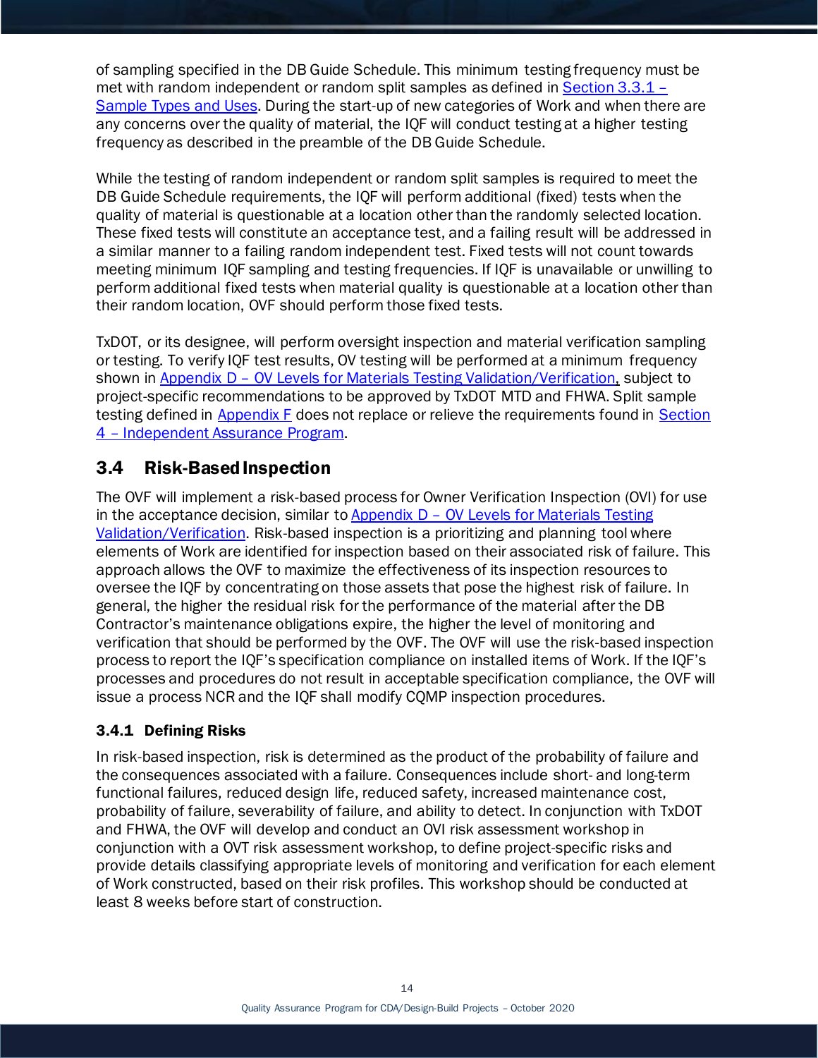of sampling specified in the DB Guide Schedule. This minimum testing frequency must be met with random independent or random split samples as defined in Section 3.3.1 – Sample Types and Uses. During the start-up of new categories of Work and when there are any concerns over the quality of material, the IQF will conduct testing at a higher testing frequency as described in the preamble of the DB Guide Schedule.

While the testing of random independent or random split samples is required to meet the DB Guide Schedule requirements, the IQF will perform additional (fixed) tests when the quality of material is questionable at a location other than the randomly selected location. These fixed tests will constitute an acceptance test, and a failing result will be addressed in a similar manner to a failing random independent test. Fixed tests will not count towards meeting minimum IQF sampling and testing frequencies. If IQF is unavailable or unwilling to perform additional fixed tests when material quality is questionable at a location other than their random location, OVF should perform those fixed tests.

TxDOT, or its designee, will perform oversight inspection and material verification sampling or testing. To verify IQF test results, OV testing will be performed at a minimum frequency shown in Appendix D – OV Levels for Materials Testing Validation/Verification, subject to project-specific recommendations to be approved by TxDOT MTD and FHWA. Split sample testing defined in Appendix F does not replace or relieve the requirements found in Section 4 – Independent Assurance Program.

## 3.4 Risk-Based Inspection

The OVF will implement a risk-based process for Owner Verification Inspection (OVI) for use in the acceptance decision, similar to Appendix D – OV Levels for Materials Testing Validation/Verification. Risk-based inspection is a prioritizing and planning tool where elements of Work are identified for inspection based on their associated risk of failure. This approach allows the OVF to maximize the effectiveness of its inspection resources to oversee the IQF by concentrating on those assets that pose the highest risk of failure. In general, the higher the residual risk for the performance of the material after the DB Contractor's maintenance obligations expire, the higher the level of monitoring and verification that should be performed by the OVF. The OVF will use the risk-based inspection process to report the IQF's specification compliance on installed items of Work. If the IQF's processes and procedures do not result in acceptable specification compliance, the OVF will issue a process NCR and the IQF shall modify CQMP inspection procedures.

### 3.4.1 Defining Risks

In risk-based inspection, risk is determined as the product of the probability of failure and the consequences associated with a failure. Consequences include short- and long-term functional failures, reduced design life, reduced safety, increased maintenance cost, probability of failure, severability of failure, and ability to detect. In conjunction with TxDOT and FHWA, the OVF will develop and conduct an OVI risk assessment workshop in conjunction with a OVT risk assessment workshop, to define project-specific risks and provide details classifying appropriate levels of monitoring and verification for each element of Work constructed, based on their risk profiles. This workshop should be conducted at least 8 weeks before start of construction.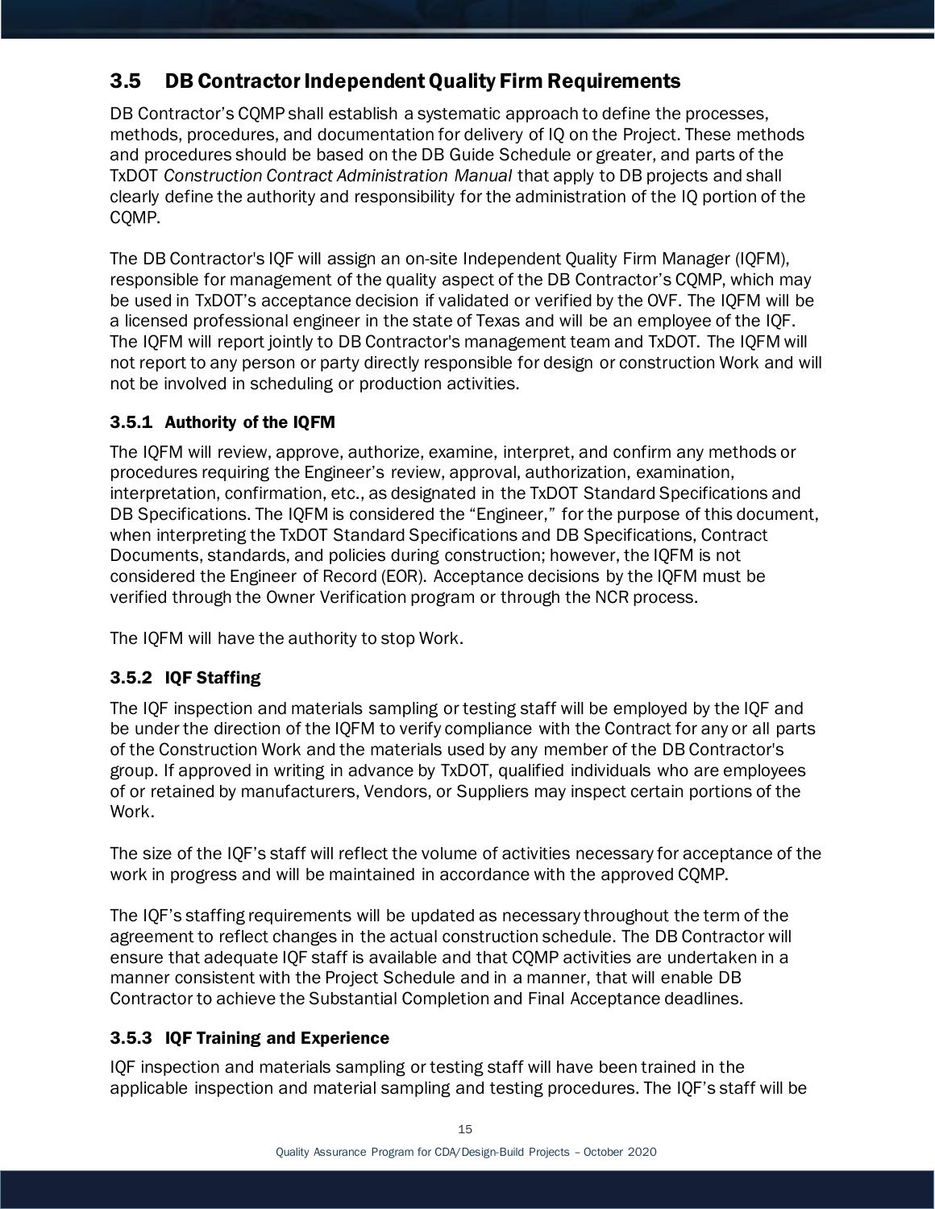## 3.5 DB Contractor Independent Quality Firm Requirements

DB Contractor's CQMP shall establish a systematic approach to define the processes, methods, procedures, and documentation for delivery of IQ on the Project. These methods and procedures should be based on the DB Guide Schedule or greater, and parts of the TxDOT *Construction Contract Administration Manual* that apply to DB projects and shall clearly define the authority and responsibility for the administration of the IQ portion of the CQMP.

The DB Contractor's IQF will assign an on-site Independent Quality Firm Manager (IQFM), responsible for management of the quality aspect of the DB Contractor's CQMP, which may be used in TxDOT's acceptance decision if validated or verified by the OVF. The IQFM will be a licensed professional engineer in the state of Texas and will be an employee of the IQF. The IQFM will report jointly to DB Contractor's management team and TxDOT. The IQFM will not report to any person or party directly responsible for design or construction Work and will not be involved in scheduling or production activities.

### 3.5.1 Authority of the IQFM

The IQFM will review, approve, authorize, examine, interpret, and confirm any methods or procedures requiring the Engineer's review, approval, authorization, examination, interpretation, confirmation, etc., as designated in the TxDOT Standard Specifications and DB Specifications. The IQFM is considered the "Engineer," for the purpose of this document, when interpreting the TxDOT Standard Specifications and DB Specifications, Contract Documents, standards, and policies during construction; however, the IQFM is not considered the Engineer of Record (EOR). Acceptance decisions by the IQFM must be verified through the Owner Verification program or through the NCR process.

The IQFM will have the authority to stop Work.

### 3.5.2 IQF Staffing

The IQF inspection and materials sampling or testing staff will be employed by the IQF and be under the direction of the IQFM to verify compliance with the Contract for any or all parts of the Construction Work and the materials used by any member of the DB Contractor's group. If approved in writing in advance by TxDOT, qualified individuals who are employees of or retained by manufacturers, Vendors, or Suppliers may inspect certain portions of the Work.

The size of the IQF's staff will reflect the volume of activities necessary for acceptance of the work in progress and will be maintained in accordance with the approved CQMP.

The IQF's staffing requirements will be updated as necessary throughout the term of the agreement to reflect changes in the actual construction schedule. The DB Contractor will ensure that adequate IQF staff is available and that CQMP activities are undertaken in a manner consistent with the Project Schedule and in a manner, that will enable DB Contractor to achieve the Substantial Completion and Final Acceptance deadlines.

### 3.5.3 IQF Training and Experience

IQF inspection and materials sampling or testing staff will have been trained in the applicable inspection and material sampling and testing procedures. The IQF's staff will be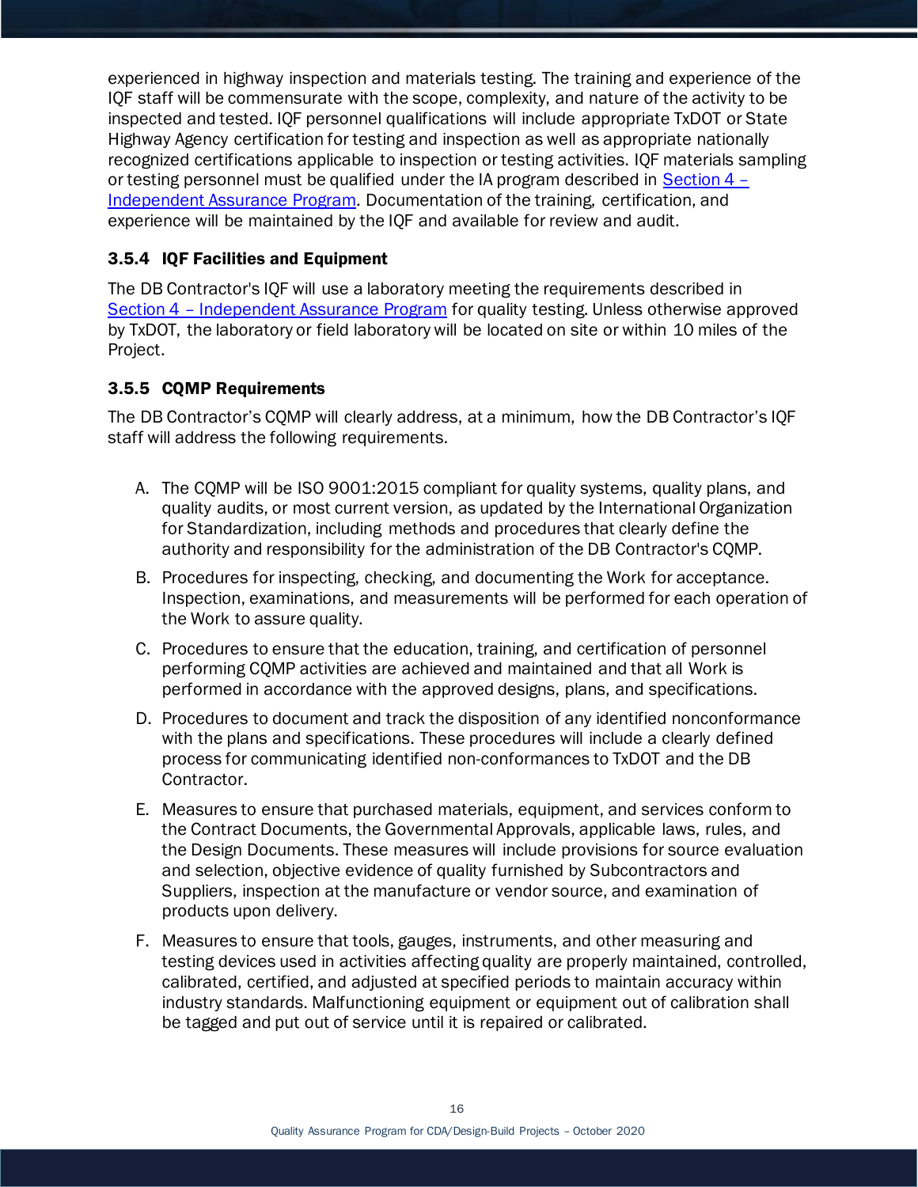experienced in highway inspection and materials testing. The training and experience of the IQF staff will be commensurate with the scope, complexity, and nature of the activity to be inspected and tested. IQF personnel qualifications will include appropriate TxDOT or State Highway Agency certification for testing and inspection as well as appropriate nationally recognized certifications applicable to inspection or testing activities. IQF materials sampling or testing personnel must be qualified under the IA program described in Section 4 – Independent Assurance Program. Documentation of the training, certification, and experience will be maintained by the IQF and available for review and audit.

### 3.5.4 IQF Facilities and Equipment

The DB Contractor's IQF will use a laboratory meeting the requirements described in Section 4 – Independent Assurance Program for quality testing. Unless otherwise approved by TxDOT, the laboratory or field laboratory will be located on site or within 10 miles of the Project.

### 3.5.5 CQMP Requirements

The DB Contractor's CQMP will clearly address, at a minimum, how the DB Contractor's IQF staff will address the following requirements.

A. The CQMP will be ISO 9001:2015 compliant for quality systems, quality plans, and quality audits, or most current version, as updated by the International Organization for Standardization, including methods and procedures that clearly define the authority and responsibility for the administration of the DB Contractor's CQMP.

B. Procedures for inspecting, checking, and documenting the Work for acceptance. Inspection, examinations, and measurements will be performed for each operation of the Work to assure quality.

C. Procedures to ensure that the education, training, and certification of personnel performing CQMP activities are achieved and maintained and that all Work is performed in accordance with the approved designs, plans, and specifications.

D. Procedures to document and track the disposition of any identified nonconformance with the plans and specifications. These procedures will include a clearly defined process for communicating identified non-conformances to TxDOT and the DB Contractor.

E. Measures to ensure that purchased materials, equipment, and services conform to the Contract Documents, the Governmental Approvals, applicable laws, rules, and the Design Documents. These measures will include provisions for source evaluation and selection, objective evidence of quality furnished by Subcontractors and Suppliers, inspection at the manufacture or vendor source, and examination of products upon delivery.

F. Measures to ensure that tools, gauges, instruments, and other measuring and testing devices used in activities affecting quality are properly maintained, controlled, calibrated, certified, and adjusted at specified periods to maintain accuracy within industry standards. Malfunctioning equipment or equipment out of calibration shall be tagged and put out of service until it is repaired or calibrated.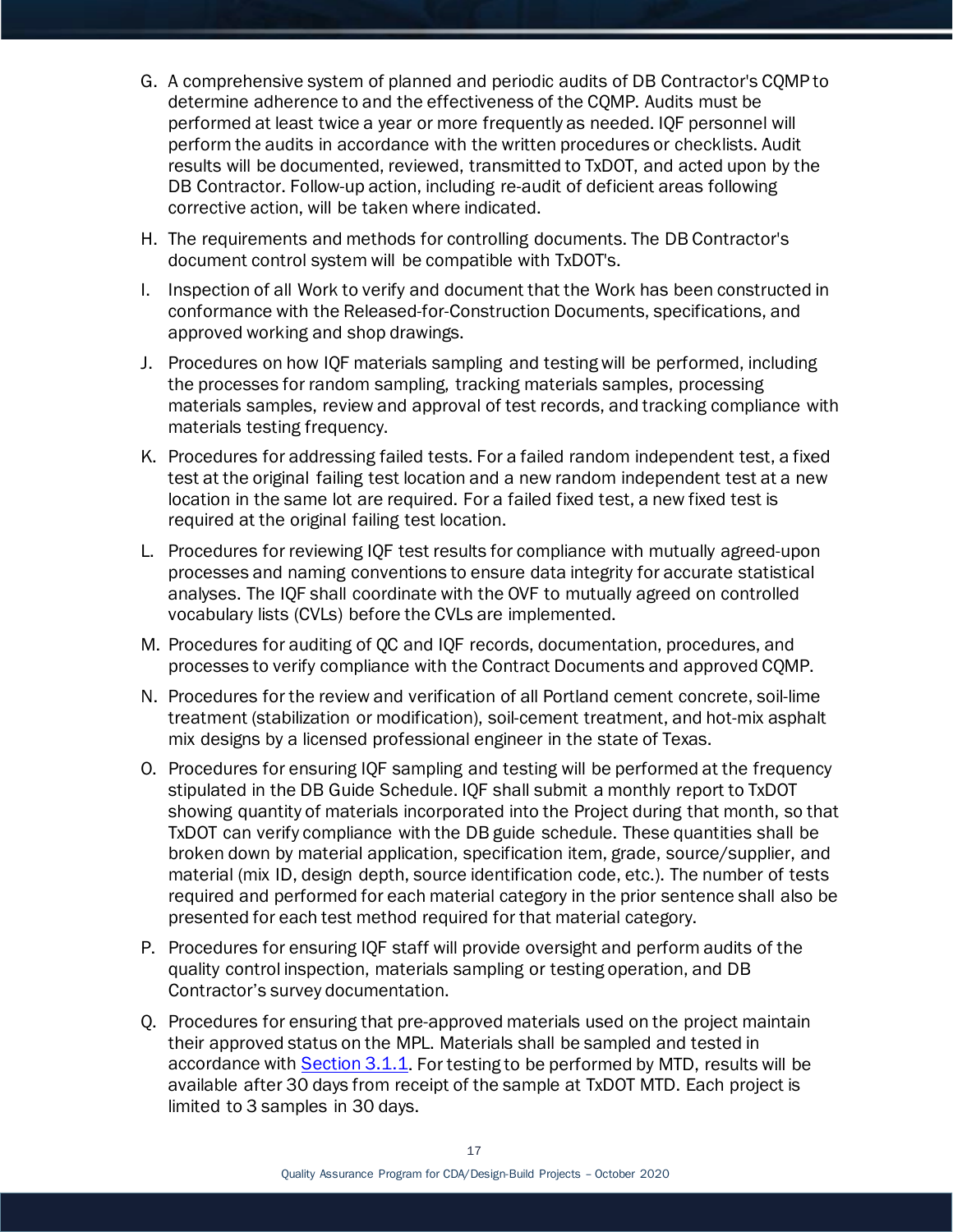G. A comprehensive system of planned and periodic audits of DB Contractor's CQMP to determine adherence to and the effectiveness of the CQMP. Audits must be performed at least twice a year or more frequently as needed. IQF personnel will perform the audits in accordance with the written procedures or checklists. Audit results will be documented, reviewed, transmitted to TxDOT, and acted upon by the DB Contractor. Follow-up action, including re-audit of deficient areas following corrective action, will be taken where indicated.

H. The requirements and methods for controlling documents. The DB Contractor's document control system will be compatible with TxDOT's.

I. Inspection of all Work to verify and document that the Work has been constructed in conformance with the Released-for-Construction Documents, specifications, and approved working and shop drawings.

J. Procedures on how IQF materials sampling and testing will be performed, including the processes for random sampling, tracking materials samples, processing materials samples, review and approval of test records, and tracking compliance with materials testing frequency.

K. Procedures for addressing failed tests. For a failed random independent test, a fixed test at the original failing test location and a new random independent test at a new location in the same lot are required. For a failed fixed test, a new fixed test is required at the original failing test location.

L. Procedures for reviewing IQF test results for compliance with mutually agreed-upon processes and naming conventions to ensure data integrity for accurate statistical analyses. The IQF shall coordinate with the OVF to mutually agreed on controlled vocabulary lists (CVLs) before the CVLs are implemented.

M. Procedures for auditing of QC and IQF records, documentation, procedures, and processes to verify compliance with the Contract Documents and approved CQMP.

N. Procedures for the review and verification of all Portland cement concrete, soil-lime treatment (stabilization or modification), soil-cement treatment, and hot-mix asphalt mix designs by a licensed professional engineer in the state of Texas.

O. Procedures for ensuring IQF sampling and testing will be performed at the frequency stipulated in the DB Guide Schedule. IQF shall submit a monthly report to TxDOT showing quantity of materials incorporated into the Project during that month, so that TxDOT can verify compliance with the DB guide schedule. These quantities shall be broken down by material application, specification item, grade, source/supplier, and material (mix ID, design depth, source identification code, etc.). The number of tests required and performed for each material category in the prior sentence shall also be presented for each test method required for that material category.

P. Procedures for ensuring IQF staff will provide oversight and perform audits of the quality control inspection, materials sampling or testing operation, and DB Contractor's survey documentation.

Q. Procedures for ensuring that pre-approved materials used on the project maintain their approved status on the MPL. Materials shall be sampled and tested in accordance with Section 3.1.1. For testing to be performed by MTD, results will be available after 30 days from receipt of the sample at TxDOT MTD. Each project is limited to 3 samples in 30 days.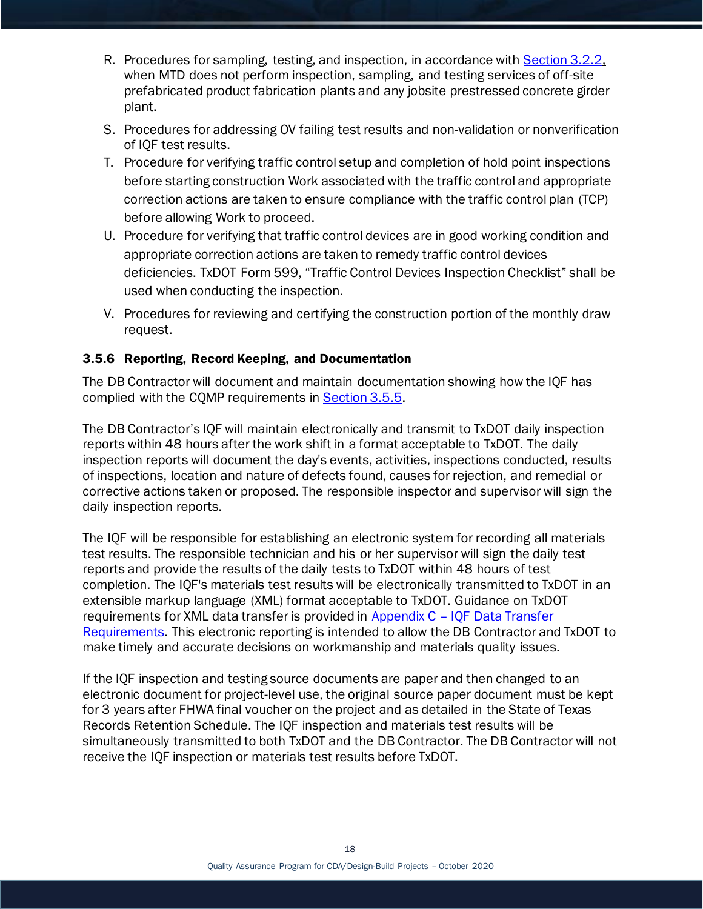R. Procedures for sampling, testing, and inspection, in accordance with Section 3.2.2, when MTD does not perform inspection, sampling, and testing services of off-site prefabricated product fabrication plants and any jobsite prestressed concrete girder plant.

S. Procedures for addressing OV failing test results and non-validation or nonverification of IQF test results.

T. Procedure for verifying traffic control setup and completion of hold point inspections before starting construction Work associated with the traffic control and appropriate correction actions are taken to ensure compliance with the traffic control plan (TCP) before allowing Work to proceed.

U. Procedure for verifying that traffic control devices are in good working condition and appropriate correction actions are taken to remedy traffic control devices deficiencies. TxDOT Form 599, "Traffic Control Devices Inspection Checklist" shall be used when conducting the inspection.

V. Procedures for reviewing and certifying the construction portion of the monthly draw request.

### 3.5.6 Reporting, Record Keeping, and Documentation

The DB Contractor will document and maintain documentation showing how the IQF has complied with the CQMP requirements in Section 3.5.5.

The DB Contractor's IQF will maintain electronically and transmit to TxDOT daily inspection reports within 48 hours after the work shift in a format acceptable to TxDOT. The daily inspection reports will document the day's events, activities, inspections conducted, results of inspections, location and nature of defects found, causes for rejection, and remedial or corrective actions taken or proposed. The responsible inspector and supervisor will sign the daily inspection reports.

The IQF will be responsible for establishing an electronic system for recording all materials test results. The responsible technician and his or her supervisor will sign the daily test reports and provide the results of the daily tests to TxDOT within 48 hours of test completion. The IQF's materials test results will be electronically transmitted to TxDOT in an extensible markup language (XML) format acceptable to TxDOT. Guidance on TxDOT requirements for XML data transfer is provided in Appendix C – IQF Data Transfer Requirements. This electronic reporting is intended to allow the DB Contractor and TxDOT to make timely and accurate decisions on workmanship and materials quality issues.

If the IQF inspection and testing source documents are paper and then changed to an electronic document for project-level use, the original source paper document must be kept for 3 years after FHWA final voucher on the project and as detailed in the State of Texas Records Retention Schedule. The IQF inspection and materials test results will be simultaneously transmitted to both TxDOT and the DB Contractor. The DB Contractor will not receive the IQF inspection or materials test results before TxDOT.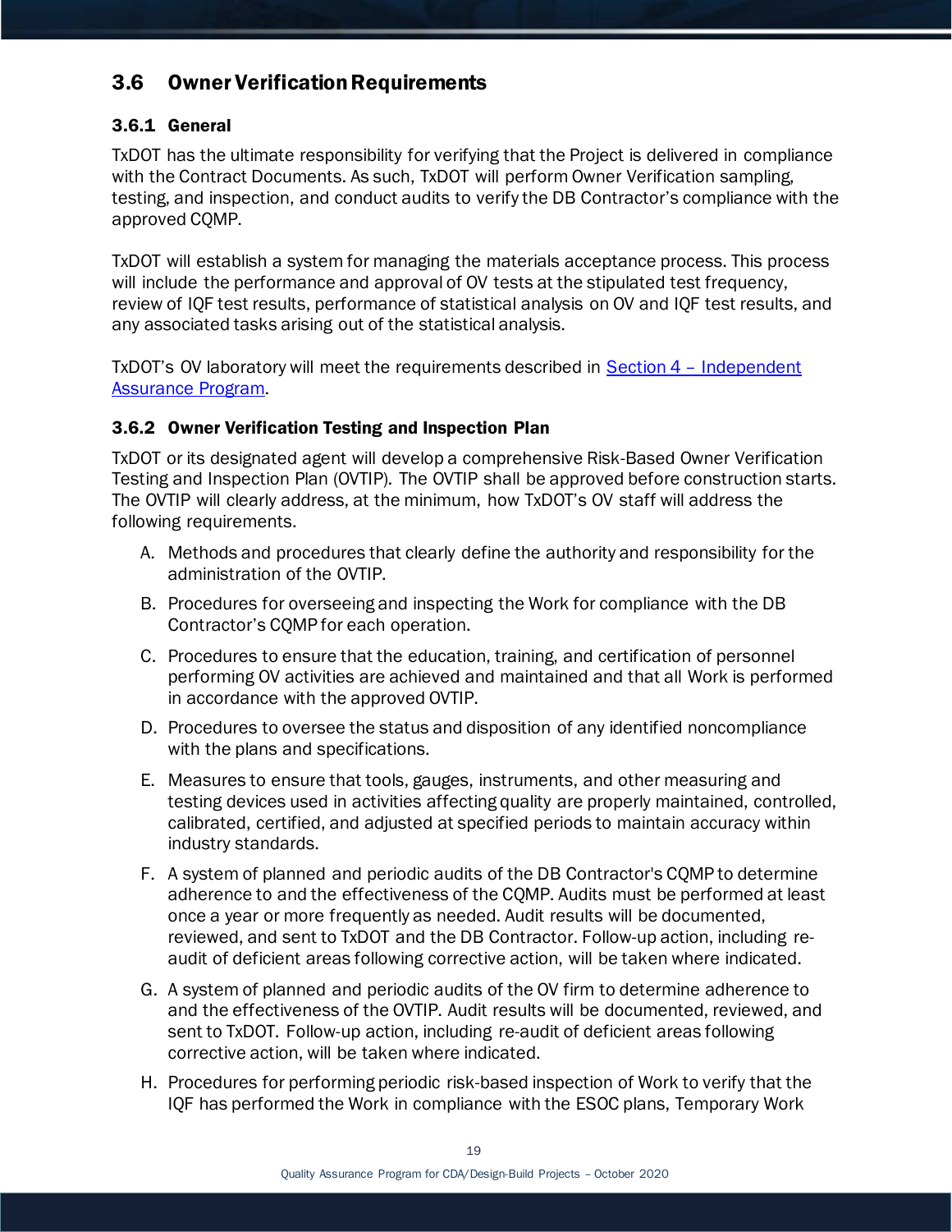## 3.6 Owner Verification Requirements

### 3.6.1 General

TxDOT has the ultimate responsibility for verifying that the Project is delivered in compliance with the Contract Documents. As such, TxDOT will perform Owner Verification sampling, testing, and inspection, and conduct audits to verify the DB Contractor's compliance with the approved CQMP.

TxDOT will establish a system for managing the materials acceptance process. This process will include the performance and approval of OV tests at the stipulated test frequency, review of IQF test results, performance of statistical analysis on OV and IQF test results, and any associated tasks arising out of the statistical analysis.

TxDOT's OV laboratory will meet the requirements described in [Section 4 – Independent Assurance Program](#).

### 3.6.2 Owner Verification Testing and Inspection Plan

TxDOT or its designated agent will develop a comprehensive Risk-Based Owner Verification Testing and Inspection Plan (OVTIP). The OVTIP shall be approved before construction starts. The OVTIP will clearly address, at the minimum, how TxDOT's OV staff will address the following requirements.

A. Methods and procedures that clearly define the authority and responsibility for the administration of the OVTIP.

B. Procedures for overseeing and inspecting the Work for compliance with the DB Contractor's CQMP for each operation.

C. Procedures to ensure that the education, training, and certification of personnel performing OV activities are achieved and maintained and that all Work is performed in accordance with the approved OVTIP.

D. Procedures to oversee the status and disposition of any identified noncompliance with the plans and specifications.

E. Measures to ensure that tools, gauges, instruments, and other measuring and testing devices used in activities affecting quality are properly maintained, controlled, calibrated, certified, and adjusted at specified periods to maintain accuracy within industry standards.

F. A system of planned and periodic audits of the DB Contractor's CQMP to determine adherence to and the effectiveness of the CQMP. Audits must be performed at least once a year or more frequently as needed. Audit results will be documented, reviewed, and sent to TxDOT and the DB Contractor. Follow-up action, including re-audit of deficient areas following corrective action, will be taken where indicated.

G. A system of planned and periodic audits of the OV firm to determine adherence to and the effectiveness of the OVTIP. Audit results will be documented, reviewed, and sent to TxDOT. Follow-up action, including re-audit of deficient areas following corrective action, will be taken where indicated.

H. Procedures for performing periodic risk-based inspection of Work to verify that the IQF has performed the Work in compliance with the ESOC plans, Temporary Work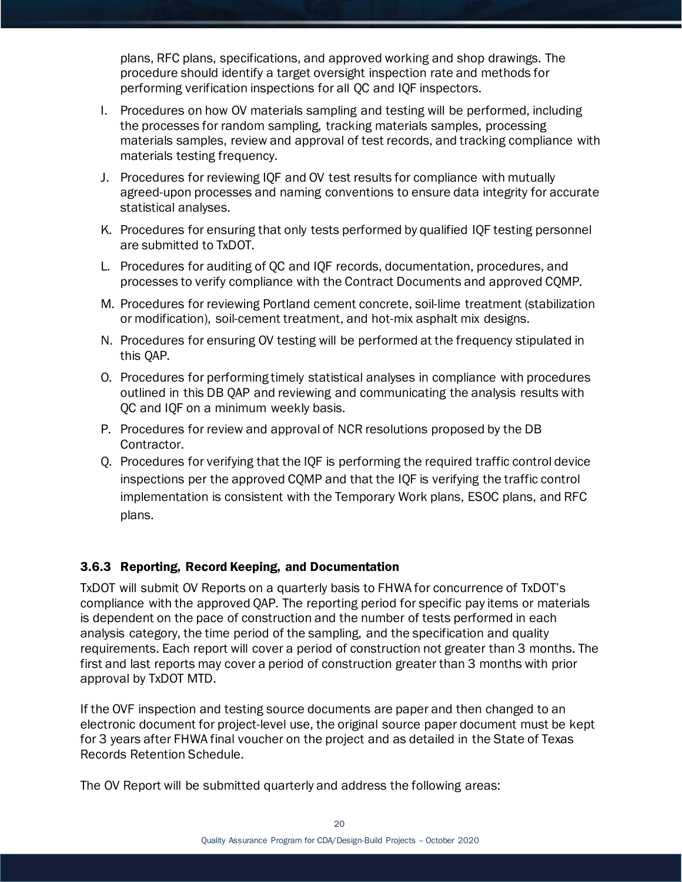plans, RFC plans, specifications, and approved working and shop drawings. The procedure should identify a target oversight inspection rate and methods for performing verification inspections for all QC and IQF inspectors.

I. Procedures on how OV materials sampling and testing will be performed, including the processes for random sampling, tracking materials samples, processing materials samples, review and approval of test records, and tracking compliance with materials testing frequency.

J. Procedures for reviewing IQF and OV test results for compliance with mutually agreed-upon processes and naming conventions to ensure data integrity for accurate statistical analyses.

K. Procedures for ensuring that only tests performed by qualified IQF testing personnel are submitted to TxDOT.

L. Procedures for auditing of QC and IQF records, documentation, procedures, and processes to verify compliance with the Contract Documents and approved CQMP.

M. Procedures for reviewing Portland cement concrete, soil-lime treatment (stabilization or modification), soil-cement treatment, and hot-mix asphalt mix designs.

N. Procedures for ensuring OV testing will be performed at the frequency stipulated in this QAP.

O. Procedures for performing timely statistical analyses in compliance with procedures outlined in this DB QAP and reviewing and communicating the analysis results with QC and IQF on a minimum weekly basis.

P. Procedures for review and approval of NCR resolutions proposed by the DB Contractor.

Q. Procedures for verifying that the IQF is performing the required traffic control device inspections per the approved CQMP and that the IQF is verifying the traffic control implementation is consistent with the Temporary Work plans, ESOC plans, and RFC plans.

### 3.6.3 Reporting, Record Keeping, and Documentation

TxDOT will submit OV Reports on a quarterly basis to FHWA for concurrence of TxDOT's compliance with the approved QAP. The reporting period for specific pay items or materials is dependent on the pace of construction and the number of tests performed in each analysis category, the time period of the sampling, and the specification and quality requirements. Each report will cover a period of construction not greater than 3 months. The first and last reports may cover a period of construction greater than 3 months with prior approval by TxDOT MTD.

If the OVF inspection and testing source documents are paper and then changed to an electronic document for project-level use, the original source paper document must be kept for 3 years after FHWA final voucher on the project and as detailed in the State of Texas Records Retention Schedule.

The OV Report will be submitted quarterly and address the following areas: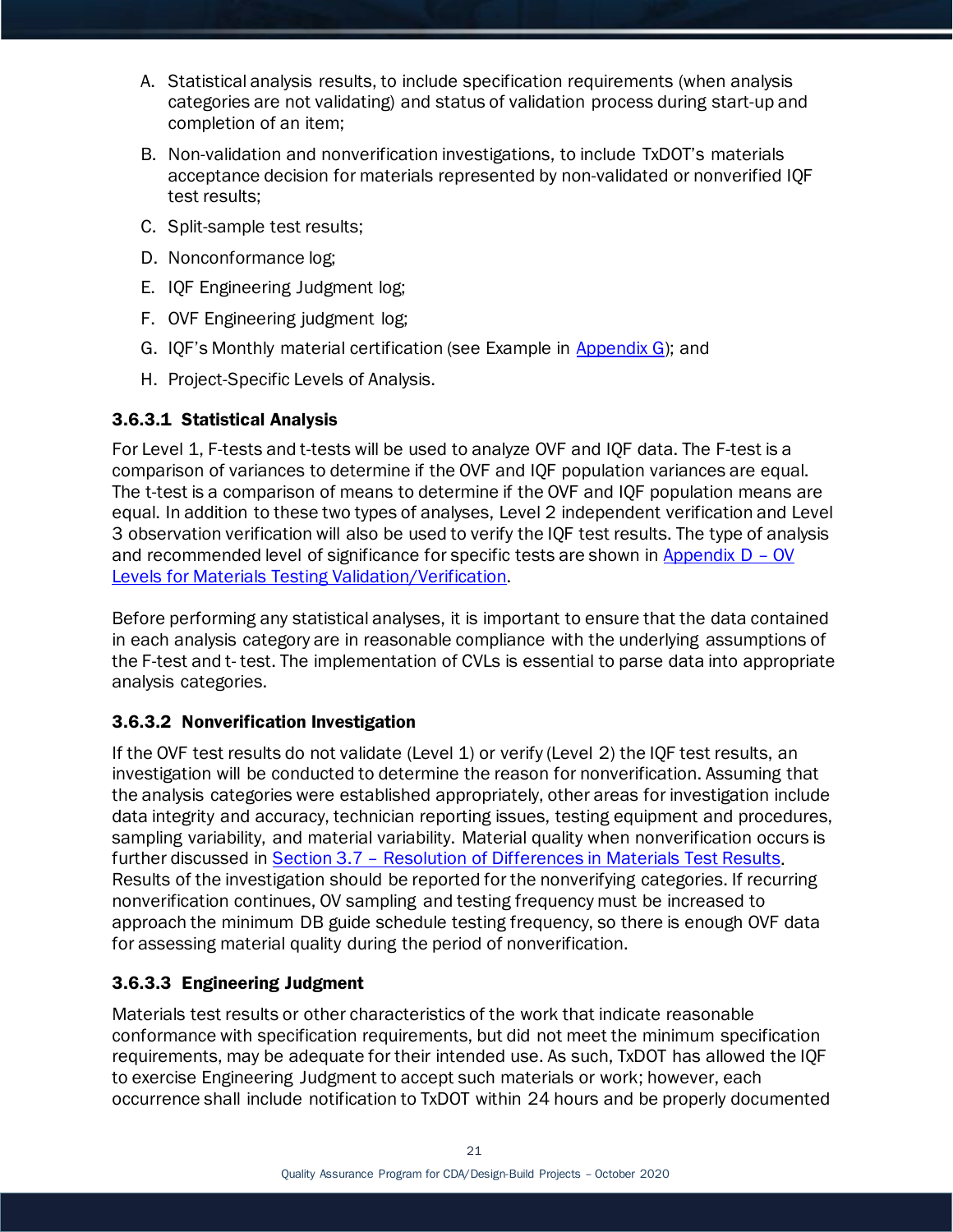A. Statistical analysis results, to include specification requirements (when analysis categories are not validating) and status of validation process during start-up and completion of an item;

B. Non-validation and nonverification investigations, to include TxDOT's materials acceptance decision for materials represented by non-validated or nonverified IQF test results;

C. Split-sample test results;

D. Nonconformance log;

E. IQF Engineering Judgment log;

F. OVF Engineering judgment log;

G. IQF's Monthly material certification (see Example in Appendix G); and

H. Project-Specific Levels of Analysis.

#### 3.6.3.1 Statistical Analysis

For Level 1, F-tests and t-tests will be used to analyze OVF and IQF data. The F-test is a comparison of variances to determine if the OVF and IQF population variances are equal. The t-test is a comparison of means to determine if the OVF and IQF population means are equal. In addition to these two types of analyses, Level 2 independent verification and Level 3 observation verification will also be used to verify the IQF test results. The type of analysis and recommended level of significance for specific tests are shown in Appendix D – OV Levels for Materials Testing Validation/Verification.

Before performing any statistical analyses, it is important to ensure that the data contained in each analysis category are in reasonable compliance with the underlying assumptions of the F-test and t- test. The implementation of CVLs is essential to parse data into appropriate analysis categories.

#### 3.6.3.2 Nonverification Investigation

If the OVF test results do not validate (Level 1) or verify (Level 2) the IQF test results, an investigation will be conducted to determine the reason for nonverification. Assuming that the analysis categories were established appropriately, other areas for investigation include data integrity and accuracy, technician reporting issues, testing equipment and procedures, sampling variability, and material variability. Material quality when nonverification occurs is further discussed in Section 3.7 – Resolution of Differences in Materials Test Results. Results of the investigation should be reported for the nonverifying categories. If recurring nonverification continues, OV sampling and testing frequency must be increased to approach the minimum DB guide schedule testing frequency, so there is enough OVF data for assessing material quality during the period of nonverification.

#### 3.6.3.3 Engineering Judgment

Materials test results or other characteristics of the work that indicate reasonable conformance with specification requirements, but did not meet the minimum specification requirements, may be adequate for their intended use. As such, TxDOT has allowed the IQF to exercise Engineering Judgment to accept such materials or work; however, each occurrence shall include notification to TxDOT within 24 hours and be properly documented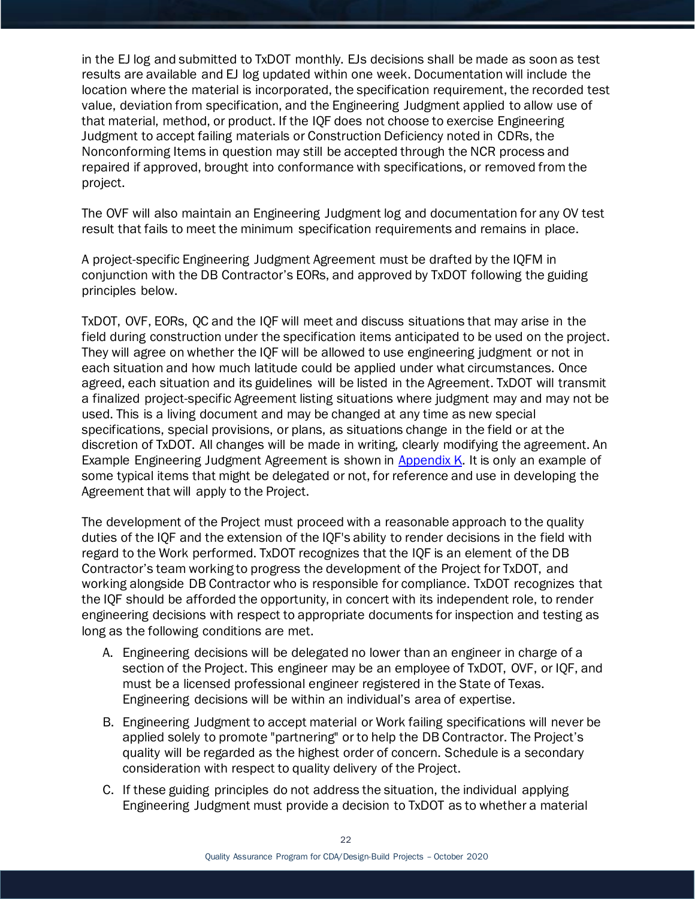in the EJ log and submitted to TxDOT monthly. EJs decisions shall be made as soon as test results are available and EJ log updated within one week. Documentation will include the location where the material is incorporated, the specification requirement, the recorded test value, deviation from specification, and the Engineering Judgment applied to allow use of that material, method, or product. If the IQF does not choose to exercise Engineering Judgment to accept failing materials or Construction Deficiency noted in CDRs, the Nonconforming Items in question may still be accepted through the NCR process and repaired if approved, brought into conformance with specifications, or removed from the project.

The OVF will also maintain an Engineering Judgment log and documentation for any OV test result that fails to meet the minimum specification requirements and remains in place.

A project-specific Engineering Judgment Agreement must be drafted by the IQFM in conjunction with the DB Contractor's EORs, and approved by TxDOT following the guiding principles below.

TxDOT, OVF, EORs, QC and the IQF will meet and discuss situations that may arise in the field during construction under the specification items anticipated to be used on the project. They will agree on whether the IQF will be allowed to use engineering judgment or not in each situation and how much latitude could be applied under what circumstances. Once agreed, each situation and its guidelines will be listed in the Agreement. TxDOT will transmit a finalized project-specific Agreement listing situations where judgment may and may not be used. This is a living document and may be changed at any time as new special specifications, special provisions, or plans, as situations change in the field or at the discretion of TxDOT. All changes will be made in writing, clearly modifying the agreement. An Example Engineering Judgment Agreement is shown in Appendix K. It is only an example of some typical items that might be delegated or not, for reference and use in developing the Agreement that will apply to the Project.

The development of the Project must proceed with a reasonable approach to the quality duties of the IQF and the extension of the IQF's ability to render decisions in the field with regard to the Work performed. TxDOT recognizes that the IQF is an element of the DB Contractor's team working to progress the development of the Project for TxDOT, and working alongside DB Contractor who is responsible for compliance. TxDOT recognizes that the IQF should be afforded the opportunity, in concert with its independent role, to render engineering decisions with respect to appropriate documents for inspection and testing as long as the following conditions are met.

A. Engineering decisions will be delegated no lower than an engineer in charge of a section of the Project. This engineer may be an employee of TxDOT, OVF, or IQF, and must be a licensed professional engineer registered in the State of Texas. Engineering decisions will be within an individual's area of expertise.

B. Engineering Judgment to accept material or Work failing specifications will never be applied solely to promote "partnering" or to help the DB Contractor. The Project's quality will be regarded as the highest order of concern. Schedule is a secondary consideration with respect to quality delivery of the Project.

C. If these guiding principles do not address the situation, the individual applying Engineering Judgment must provide a decision to TxDOT as to whether a material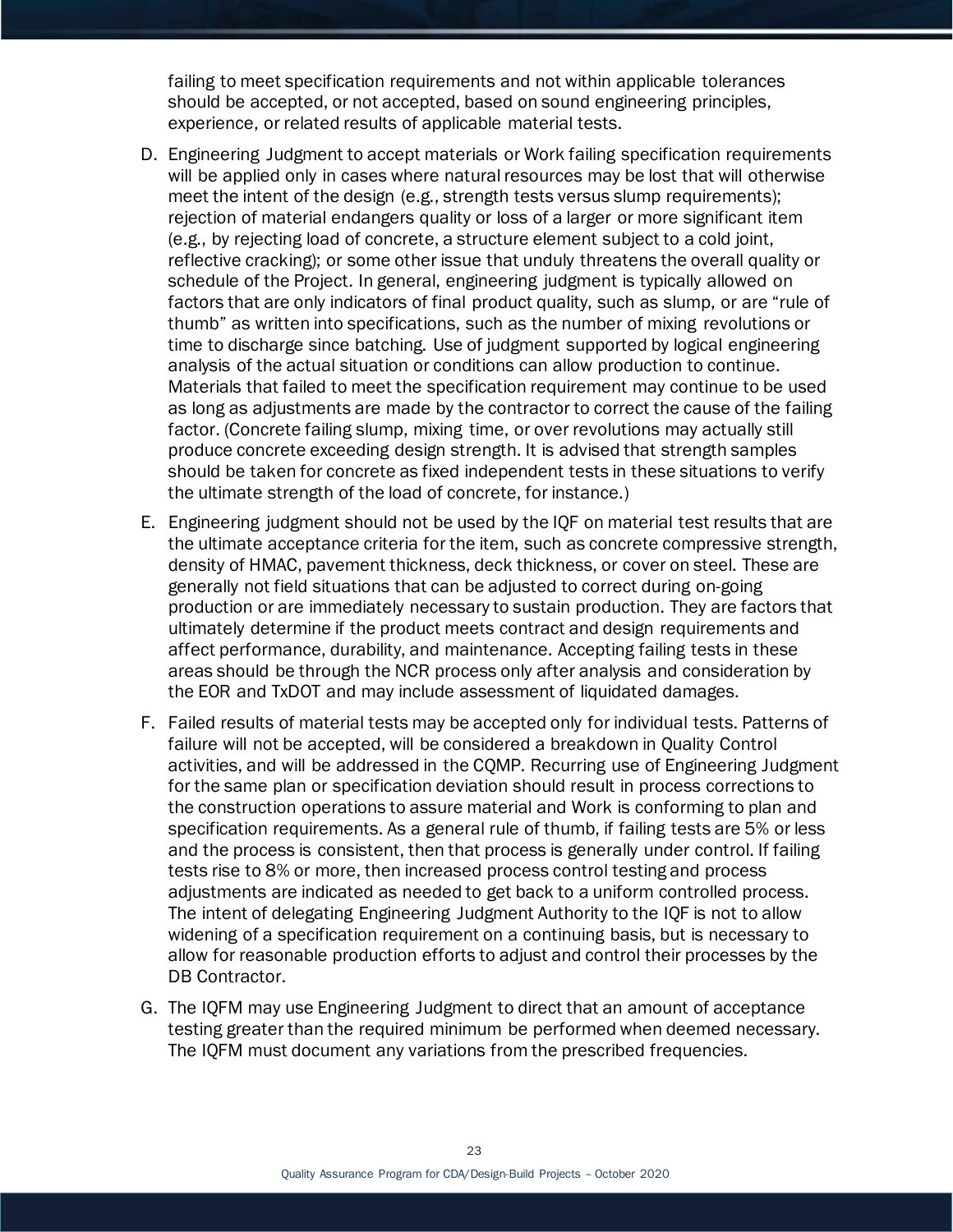failing to meet specification requirements and not within applicable tolerances should be accepted, or not accepted, based on sound engineering principles, experience, or related results of applicable material tests.

D. Engineering Judgment to accept materials or Work failing specification requirements will be applied only in cases where natural resources may be lost that will otherwise meet the intent of the design (e.g., strength tests versus slump requirements); rejection of material endangers quality or loss of a larger or more significant item (e.g., by rejecting load of concrete, a structure element subject to a cold joint, reflective cracking); or some other issue that unduly threatens the overall quality or schedule of the Project. In general, engineering judgment is typically allowed on factors that are only indicators of final product quality, such as slump, or are "rule of thumb" as written into specifications, such as the number of mixing revolutions or time to discharge since batching. Use of judgment supported by logical engineering analysis of the actual situation or conditions can allow production to continue. Materials that failed to meet the specification requirement may continue to be used as long as adjustments are made by the contractor to correct the cause of the failing factor. (Concrete failing slump, mixing time, or over revolutions may actually still produce concrete exceeding design strength. It is advised that strength samples should be taken for concrete as fixed independent tests in these situations to verify the ultimate strength of the load of concrete, for instance.)

E. Engineering judgment should not be used by the IQF on material test results that are the ultimate acceptance criteria for the item, such as concrete compressive strength, density of HMAC, pavement thickness, deck thickness, or cover on steel. These are generally not field situations that can be adjusted to correct during on-going production or are immediately necessary to sustain production. They are factors that ultimately determine if the product meets contract and design requirements and affect performance, durability, and maintenance. Accepting failing tests in these areas should be through the NCR process only after analysis and consideration by the EOR and TxDOT and may include assessment of liquidated damages.

F. Failed results of material tests may be accepted only for individual tests. Patterns of failure will not be accepted, will be considered a breakdown in Quality Control activities, and will be addressed in the CQMP. Recurring use of Engineering Judgment for the same plan or specification deviation should result in process corrections to the construction operations to assure material and Work is conforming to plan and specification requirements. As a general rule of thumb, if failing tests are 5% or less and the process is consistent, then that process is generally under control. If failing tests rise to 8% or more, then increased process control testing and process adjustments are indicated as needed to get back to a uniform controlled process. The intent of delegating Engineering Judgment Authority to the IQF is not to allow widening of a specification requirement on a continuing basis, but is necessary to allow for reasonable production efforts to adjust and control their processes by the DB Contractor.

G. The IQFM may use Engineering Judgment to direct that an amount of acceptance testing greater than the required minimum be performed when deemed necessary. The IQFM must document any variations from the prescribed frequencies.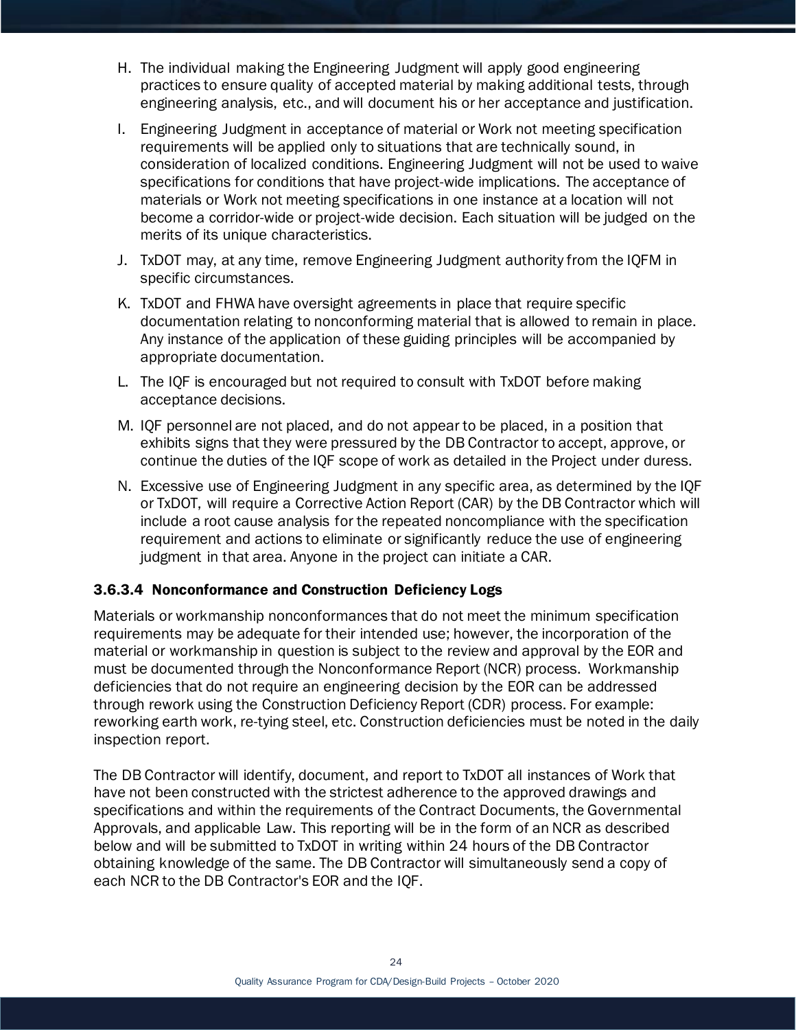H. The individual making the Engineering Judgment will apply good engineering practices to ensure quality of accepted material by making additional tests, through engineering analysis, etc., and will document his or her acceptance and justification.

I. Engineering Judgment in acceptance of material or Work not meeting specification requirements will be applied only to situations that are technically sound, in consideration of localized conditions. Engineering Judgment will not be used to waive specifications for conditions that have project-wide implications. The acceptance of materials or Work not meeting specifications in one instance at a location will not become a corridor-wide or project-wide decision. Each situation will be judged on the merits of its unique characteristics.

J. TxDOT may, at any time, remove Engineering Judgment authority from the IQFM in specific circumstances.

K. TxDOT and FHWA have oversight agreements in place that require specific documentation relating to nonconforming material that is allowed to remain in place. Any instance of the application of these guiding principles will be accompanied by appropriate documentation.

L. The IQF is encouraged but not required to consult with TxDOT before making acceptance decisions.

M. IQF personnel are not placed, and do not appear to be placed, in a position that exhibits signs that they were pressured by the DB Contractor to accept, approve, or continue the duties of the IQF scope of work as detailed in the Project under duress.

N. Excessive use of Engineering Judgment in any specific area, as determined by the IQF or TxDOT, will require a Corrective Action Report (CAR) by the DB Contractor which will include a root cause analysis for the repeated noncompliance with the specification requirement and actions to eliminate or significantly reduce the use of engineering judgment in that area. Anyone in the project can initiate a CAR.

#### 3.6.3.4 Nonconformance and Construction Deficiency Logs

Materials or workmanship nonconformances that do not meet the minimum specification requirements may be adequate for their intended use; however, the incorporation of the material or workmanship in question is subject to the review and approval by the EOR and must be documented through the Nonconformance Report (NCR) process. Workmanship deficiencies that do not require an engineering decision by the EOR can be addressed through rework using the Construction Deficiency Report (CDR) process. For example: reworking earth work, re-tying steel, etc. Construction deficiencies must be noted in the daily inspection report.

The DB Contractor will identify, document, and report to TxDOT all instances of Work that have not been constructed with the strictest adherence to the approved drawings and specifications and within the requirements of the Contract Documents, the Governmental Approvals, and applicable Law. This reporting will be in the form of an NCR as described below and will be submitted to TxDOT in writing within 24 hours of the DB Contractor obtaining knowledge of the same. The DB Contractor will simultaneously send a copy of each NCR to the DB Contractor's EOR and the IQF.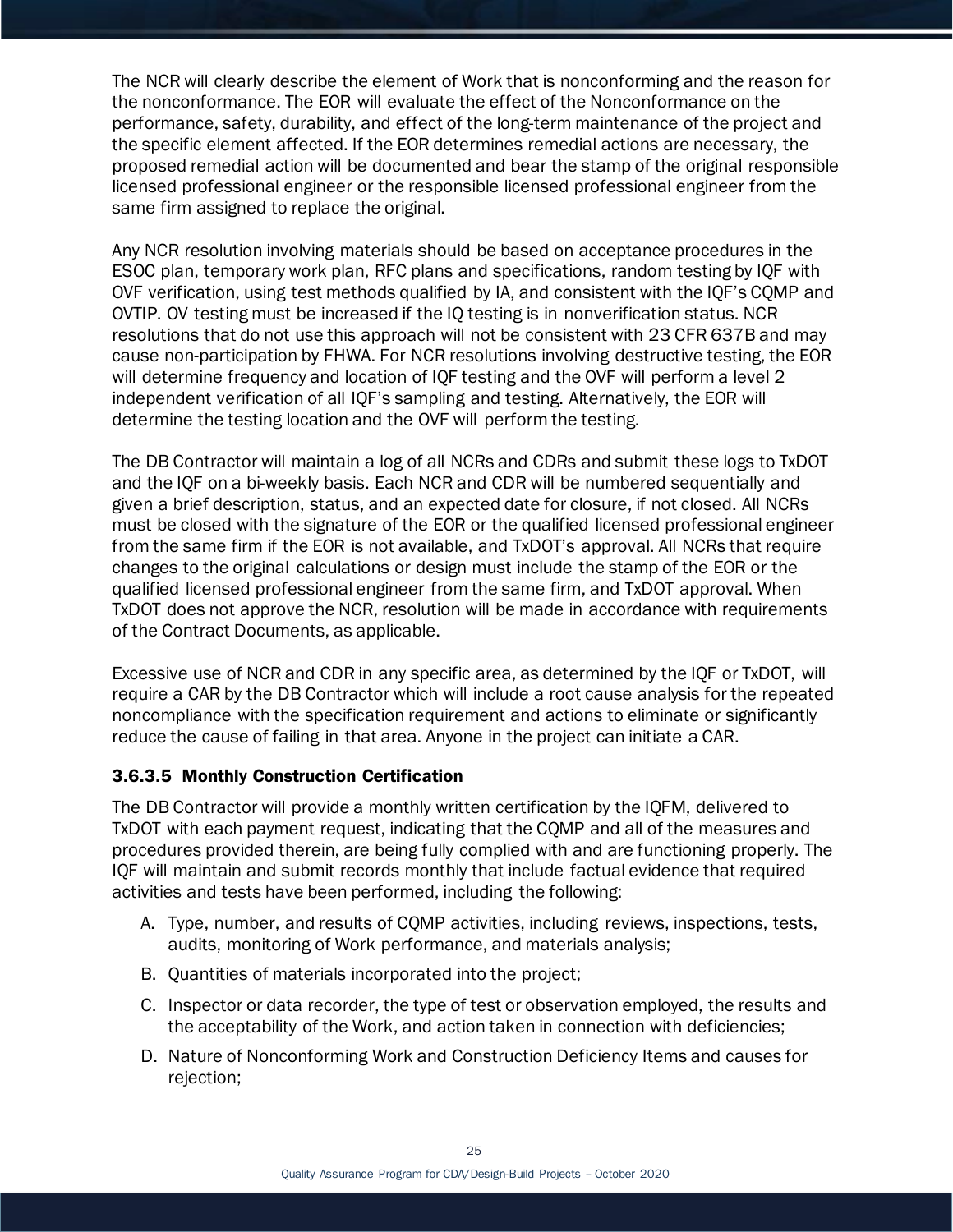The NCR will clearly describe the element of Work that is nonconforming and the reason for the nonconformance. The EOR will evaluate the effect of the Nonconformance on the performance, safety, durability, and effect of the long-term maintenance of the project and the specific element affected. If the EOR determines remedial actions are necessary, the proposed remedial action will be documented and bear the stamp of the original responsible licensed professional engineer or the responsible licensed professional engineer from the same firm assigned to replace the original.

Any NCR resolution involving materials should be based on acceptance procedures in the ESOC plan, temporary work plan, RFC plans and specifications, random testing by IQF with OVF verification, using test methods qualified by IA, and consistent with the IQF's CQMP and OVTIP. OV testing must be increased if the IQ testing is in nonverification status. NCR resolutions that do not use this approach will not be consistent with 23 CFR 637B and may cause non-participation by FHWA. For NCR resolutions involving destructive testing, the EOR will determine frequency and location of IQF testing and the OVF will perform a level 2 independent verification of all IQF's sampling and testing. Alternatively, the EOR will determine the testing location and the OVF will perform the testing.

The DB Contractor will maintain a log of all NCRs and CDRs and submit these logs to TxDOT and the IQF on a bi-weekly basis. Each NCR and CDR will be numbered sequentially and given a brief description, status, and an expected date for closure, if not closed. All NCRs must be closed with the signature of the EOR or the qualified licensed professional engineer from the same firm if the EOR is not available, and TxDOT's approval. All NCRs that require changes to the original calculations or design must include the stamp of the EOR or the qualified licensed professional engineer from the same firm, and TxDOT approval. When TxDOT does not approve the NCR, resolution will be made in accordance with requirements of the Contract Documents, as applicable.

Excessive use of NCR and CDR in any specific area, as determined by the IQF or TxDOT, will require a CAR by the DB Contractor which will include a root cause analysis for the repeated noncompliance with the specification requirement and actions to eliminate or significantly reduce the cause of failing in that area. Anyone in the project can initiate a CAR.

#### 3.6.3.5 Monthly Construction Certification

The DB Contractor will provide a monthly written certification by the IQFM, delivered to TxDOT with each payment request, indicating that the CQMP and all of the measures and procedures provided therein, are being fully complied with and are functioning properly. The IQF will maintain and submit records monthly that include factual evidence that required activities and tests have been performed, including the following:

A. Type, number, and results of CQMP activities, including reviews, inspections, tests, audits, monitoring of Work performance, and materials analysis;
B. Quantities of materials incorporated into the project;
C. Inspector or data recorder, the type of test or observation employed, the results and the acceptability of the Work, and action taken in connection with deficiencies;
D. Nature of Nonconforming Work and Construction Deficiency Items and causes for rejection;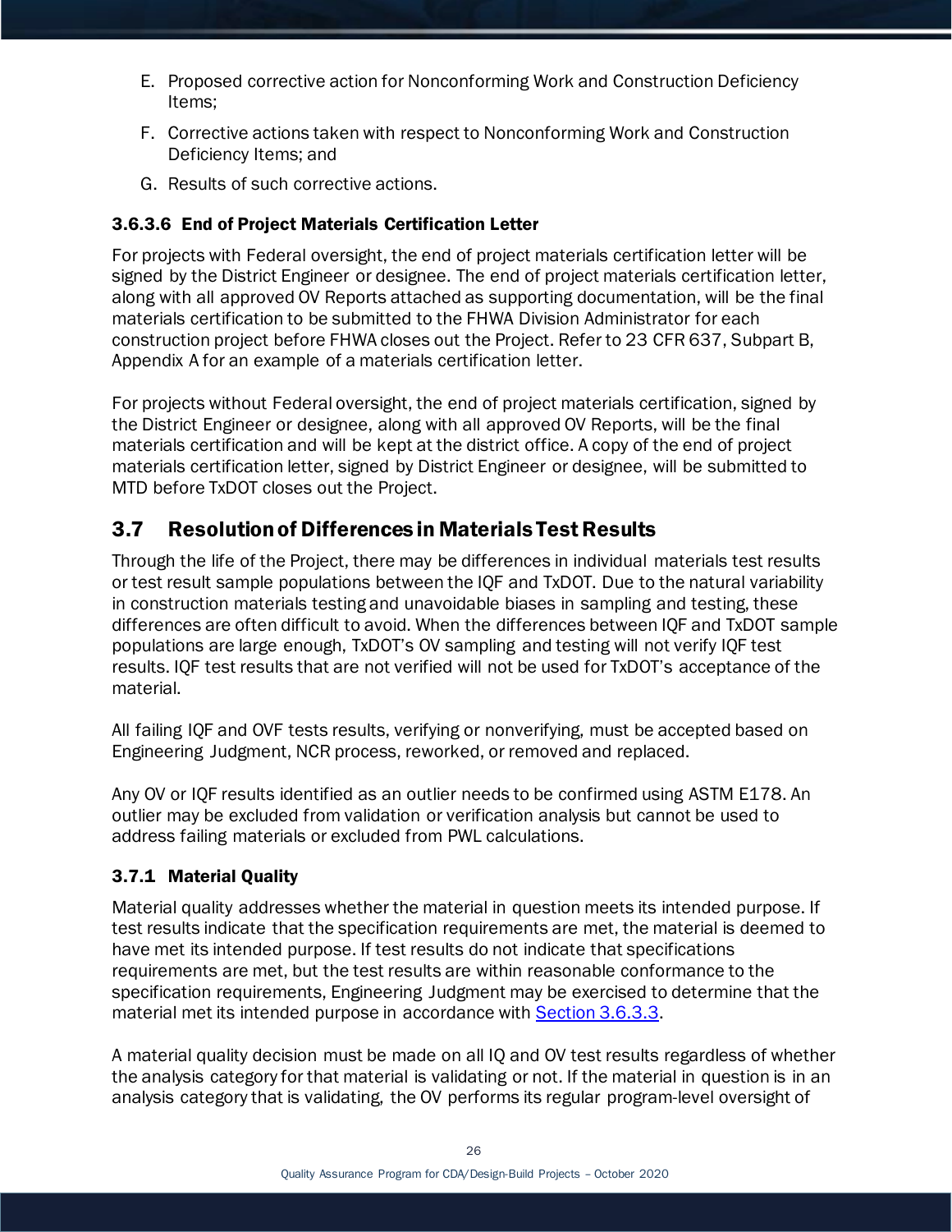E. Proposed corrective action for Nonconforming Work and Construction Deficiency Items;

F. Corrective actions taken with respect to Nonconforming Work and Construction Deficiency Items; and

G. Results of such corrective actions.

#### 3.6.3.6 End of Project Materials Certification Letter

For projects with Federal oversight, the end of project materials certification letter will be signed by the District Engineer or designee. The end of project materials certification letter, along with all approved OV Reports attached as supporting documentation, will be the final materials certification to be submitted to the FHWA Division Administrator for each construction project before FHWA closes out the Project. Refer to 23 CFR 637, Subpart B, Appendix A for an example of a materials certification letter.

For projects without Federal oversight, the end of project materials certification, signed by the District Engineer or designee, along with all approved OV Reports, will be the final materials certification and will be kept at the district office. A copy of the end of project materials certification letter, signed by District Engineer or designee, will be submitted to MTD before TxDOT closes out the Project.

## 3.7 Resolution of Differences in Materials Test Results

Through the life of the Project, there may be differences in individual materials test results or test result sample populations between the IQF and TxDOT. Due to the natural variability in construction materials testing and unavoidable biases in sampling and testing, these differences are often difficult to avoid. When the differences between IQF and TxDOT sample populations are large enough, TxDOT's OV sampling and testing will not verify IQF test results. IQF test results that are not verified will not be used for TxDOT's acceptance of the material.

All failing IQF and OVF tests results, verifying or nonverifying, must be accepted based on Engineering Judgment, NCR process, reworked, or removed and replaced.

Any OV or IQF results identified as an outlier needs to be confirmed using ASTM E178. An outlier may be excluded from validation or verification analysis but cannot be used to address failing materials or excluded from PWL calculations.

### 3.7.1 Material Quality

Material quality addresses whether the material in question meets its intended purpose. If test results indicate that the specification requirements are met, the material is deemed to have met its intended purpose. If test results do not indicate that specifications requirements are met, but the test results are within reasonable conformance to the specification requirements, Engineering Judgment may be exercised to determine that the material met its intended purpose in accordance with Section 3.6.3.3.

A material quality decision must be made on all IQ and OV test results regardless of whether the analysis category for that material is validating or not. If the material in question is in an analysis category that is validating, the OV performs its regular program-level oversight of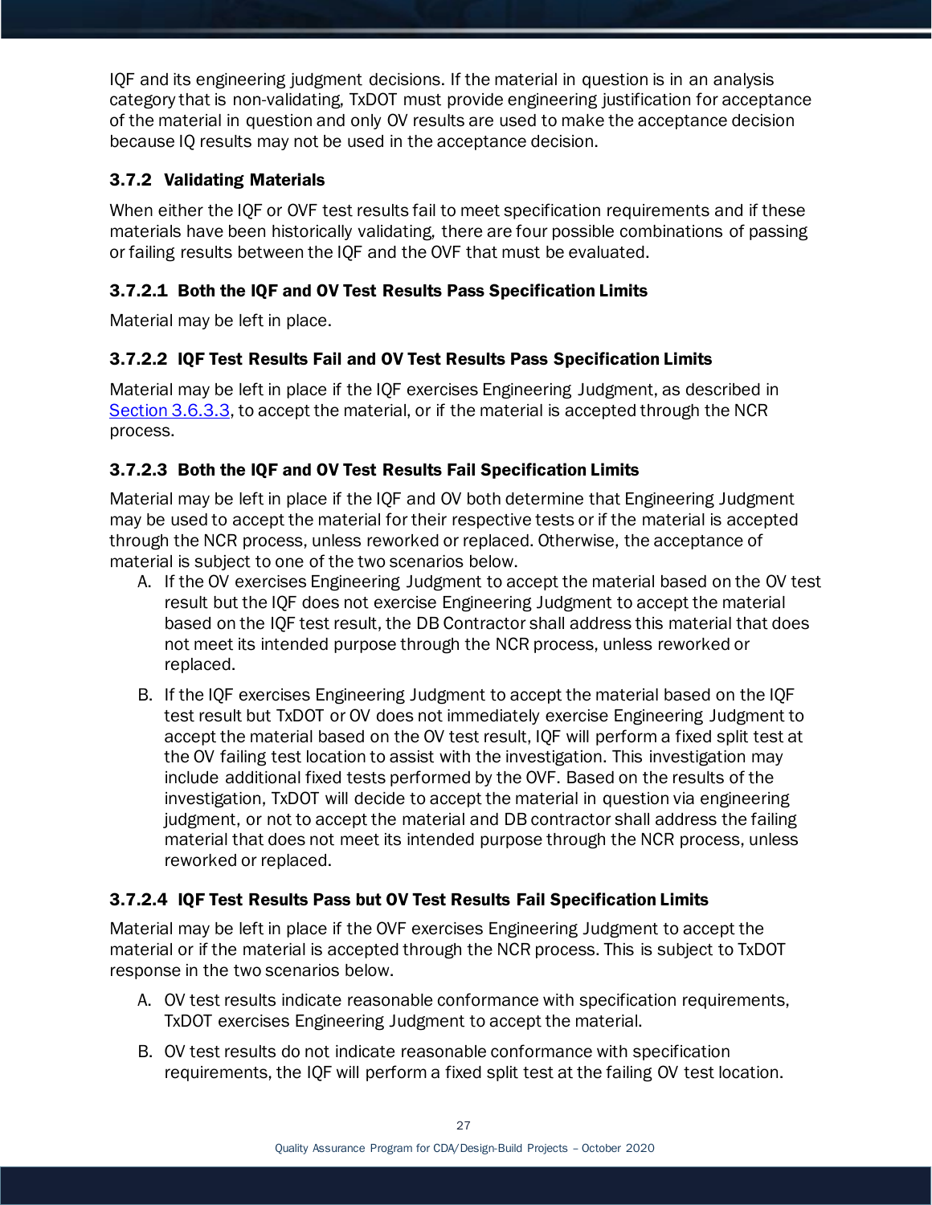IQF and its engineering judgment decisions. If the material in question is in an analysis category that is non-validating, TxDOT must provide engineering justification for acceptance of the material in question and only OV results are used to make the acceptance decision because IQ results may not be used in the acceptance decision.

### 3.7.2 Validating Materials

When either the IQF or OVF test results fail to meet specification requirements and if these materials have been historically validating, there are four possible combinations of passing or failing results between the IQF and the OVF that must be evaluated.

#### 3.7.2.1 Both the IQF and OV Test Results Pass Specification Limits

Material may be left in place.

#### 3.7.2.2 IQF Test Results Fail and OV Test Results Pass Specification Limits

Material may be left in place if the IQF exercises Engineering Judgment, as described in Section 3.6.3.3, to accept the material, or if the material is accepted through the NCR process.

#### 3.7.2.3 Both the IQF and OV Test Results Fail Specification Limits

Material may be left in place if the IQF and OV both determine that Engineering Judgment may be used to accept the material for their respective tests or if the material is accepted through the NCR process, unless reworked or replaced. Otherwise, the acceptance of material is subject to one of the two scenarios below.

A. If the OV exercises Engineering Judgment to accept the material based on the OV test result but the IQF does not exercise Engineering Judgment to accept the material based on the IQF test result, the DB Contractor shall address this material that does not meet its intended purpose through the NCR process, unless reworked or replaced.

B. If the IQF exercises Engineering Judgment to accept the material based on the IQF test result but TxDOT or OV does not immediately exercise Engineering Judgment to accept the material based on the OV test result, IQF will perform a fixed split test at the OV failing test location to assist with the investigation. This investigation may include additional fixed tests performed by the OVF. Based on the results of the investigation, TxDOT will decide to accept the material in question via engineering judgment, or not to accept the material and DB contractor shall address the failing material that does not meet its intended purpose through the NCR process, unless reworked or replaced.

#### 3.7.2.4 IQF Test Results Pass but OV Test Results Fail Specification Limits

Material may be left in place if the OVF exercises Engineering Judgment to accept the material or if the material is accepted through the NCR process. This is subject to TxDOT response in the two scenarios below.

A. OV test results indicate reasonable conformance with specification requirements, TxDOT exercises Engineering Judgment to accept the material.

B. OV test results do not indicate reasonable conformance with specification requirements, the IQF will perform a fixed split test at the failing OV test location.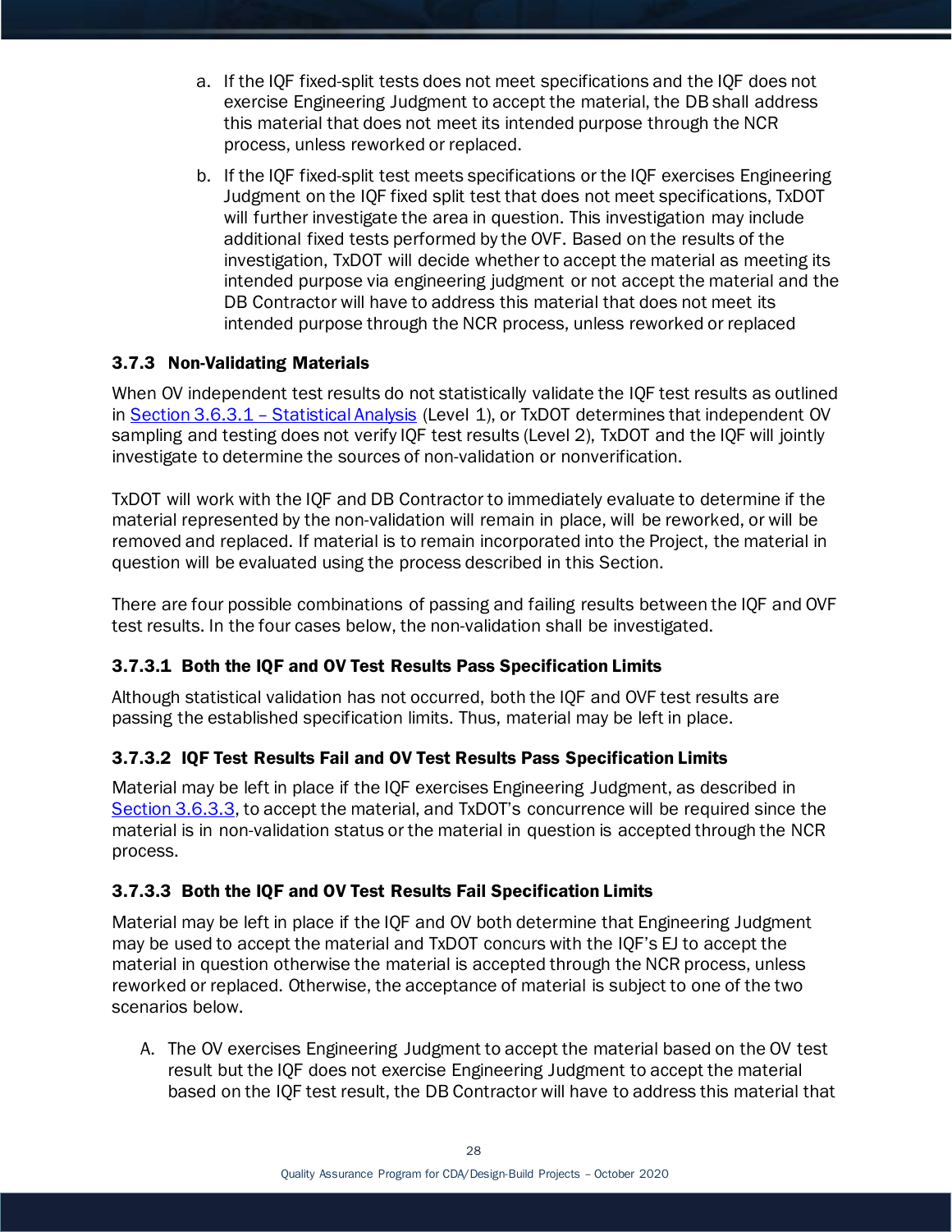a. If the IQF fixed-split tests does not meet specifications and the IQF does not exercise Engineering Judgment to accept the material, the DB shall address this material that does not meet its intended purpose through the NCR process, unless reworked or replaced.

b. If the IQF fixed-split test meets specifications or the IQF exercises Engineering Judgment on the IQF fixed split test that does not meet specifications, TxDOT will further investigate the area in question. This investigation may include additional fixed tests performed by the OVF. Based on the results of the investigation, TxDOT will decide whether to accept the material as meeting its intended purpose via engineering judgment or not accept the material and the DB Contractor will have to address this material that does not meet its intended purpose through the NCR process, unless reworked or replaced

### 3.7.3 Non-Validating Materials

When OV independent test results do not statistically validate the IQF test results as outlined in Section 3.6.3.1 – Statistical Analysis (Level 1), or TxDOT determines that independent OV sampling and testing does not verify IQF test results (Level 2), TxDOT and the IQF will jointly investigate to determine the sources of non-validation or nonverification.

TxDOT will work with the IQF and DB Contractor to immediately evaluate to determine if the material represented by the non-validation will remain in place, will be reworked, or will be removed and replaced. If material is to remain incorporated into the Project, the material in question will be evaluated using the process described in this Section.

There are four possible combinations of passing and failing results between the IQF and OVF test results. In the four cases below, the non-validation shall be investigated.

#### 3.7.3.1 Both the IQF and OV Test Results Pass Specification Limits

Although statistical validation has not occurred, both the IQF and OVF test results are passing the established specification limits. Thus, material may be left in place.

#### 3.7.3.2 IQF Test Results Fail and OV Test Results Pass Specification Limits

Material may be left in place if the IQF exercises Engineering Judgment, as described in Section 3.6.3.3, to accept the material, and TxDOT's concurrence will be required since the material is in non-validation status or the material in question is accepted through the NCR process.

#### 3.7.3.3 Both the IQF and OV Test Results Fail Specification Limits

Material may be left in place if the IQF and OV both determine that Engineering Judgment may be used to accept the material and TxDOT concurs with the IQF's EJ to accept the material in question otherwise the material is accepted through the NCR process, unless reworked or replaced. Otherwise, the acceptance of material is subject to one of the two scenarios below.

A. The OV exercises Engineering Judgment to accept the material based on the OV test result but the IQF does not exercise Engineering Judgment to accept the material based on the IQF test result, the DB Contractor will have to address this material that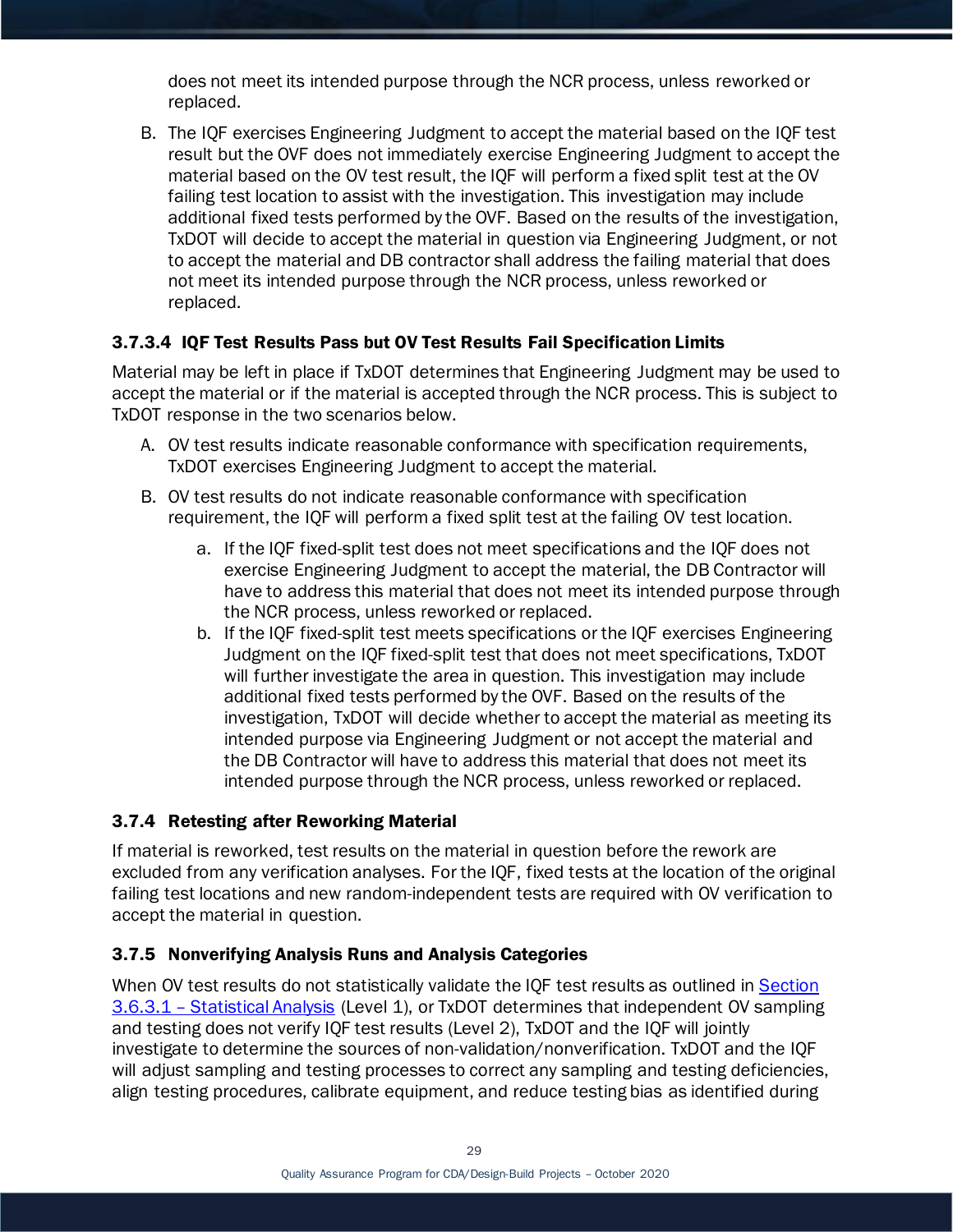does not meet its intended purpose through the NCR process, unless reworked or replaced.

B. The IQF exercises Engineering Judgment to accept the material based on the IQF test result but the OVF does not immediately exercise Engineering Judgment to accept the material based on the OV test result, the IQF will perform a fixed split test at the OV failing test location to assist with the investigation. This investigation may include additional fixed tests performed by the OVF. Based on the results of the investigation, TxDOT will decide to accept the material in question via Engineering Judgment, or not to accept the material and DB contractor shall address the failing material that does not meet its intended purpose through the NCR process, unless reworked or replaced.

#### 3.7.3.4 IQF Test Results Pass but OV Test Results Fail Specification Limits

Material may be left in place if TxDOT determines that Engineering Judgment may be used to accept the material or if the material is accepted through the NCR process. This is subject to TxDOT response in the two scenarios below.

A. OV test results indicate reasonable conformance with specification requirements, TxDOT exercises Engineering Judgment to accept the material.

B. OV test results do not indicate reasonable conformance with specification requirement, the IQF will perform a fixed split test at the failing OV test location.

   a. If the IQF fixed-split test does not meet specifications and the IQF does not exercise Engineering Judgment to accept the material, the DB Contractor will have to address this material that does not meet its intended purpose through the NCR process, unless reworked or replaced.

   b. If the IQF fixed-split test meets specifications or the IQF exercises Engineering Judgment on the IQF fixed-split test that does not meet specifications, TxDOT will further investigate the area in question. This investigation may include additional fixed tests performed by the OVF. Based on the results of the investigation, TxDOT will decide whether to accept the material as meeting its intended purpose via Engineering Judgment or not accept the material and the DB Contractor will have to address this material that does not meet its intended purpose through the NCR process, unless reworked or replaced.

### 3.7.4 Retesting after Reworking Material

If material is reworked, test results on the material in question before the rework are excluded from any verification analyses. For the IQF, fixed tests at the location of the original failing test locations and new random-independent tests are required with OV verification to accept the material in question.

### 3.7.5 Nonverifying Analysis Runs and Analysis Categories

When OV test results do not statistically validate the IQF test results as outlined in Section 3.6.3.1 – Statistical Analysis (Level 1), or TxDOT determines that independent OV sampling and testing does not verify IQF test results (Level 2), TxDOT and the IQF will jointly investigate to determine the sources of non-validation/nonverification. TxDOT and the IQF will adjust sampling and testing processes to correct any sampling and testing deficiencies, align testing procedures, calibrate equipment, and reduce testing bias as identified during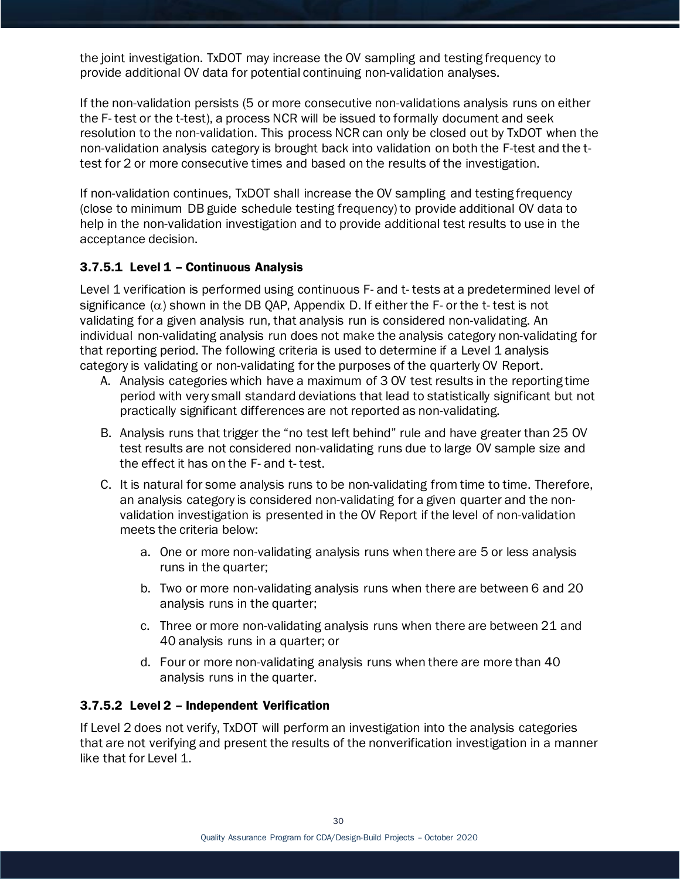the joint investigation. TxDOT may increase the OV sampling and testing frequency to provide additional OV data for potential continuing non-validation analyses.

If the non-validation persists (5 or more consecutive non-validations analysis runs on either the F- test or the t-test), a process NCR will be issued to formally document and seek resolution to the non-validation. This process NCR can only be closed out by TxDOT when the non-validation analysis category is brought back into validation on both the F-test and the t-test for 2 or more consecutive times and based on the results of the investigation.

If non-validation continues, TxDOT shall increase the OV sampling and testing frequency (close to minimum DB guide schedule testing frequency) to provide additional OV data to help in the non-validation investigation and to provide additional test results to use in the acceptance decision.

#### 3.7.5.1 Level 1 – Continuous Analysis

Level 1 verification is performed using continuous F- and t- tests at a predetermined level of significance ($\alpha$) shown in the DB QAP, Appendix D. If either the F- or the t- test is not validating for a given analysis run, that analysis run is considered non-validating. An individual non-validating analysis run does not make the analysis category non-validating for that reporting period. The following criteria is used to determine if a Level 1 analysis category is validating or non-validating for the purposes of the quarterly OV Report.

A. Analysis categories which have a maximum of 3 OV test results in the reporting time period with very small standard deviations that lead to statistically significant but not practically significant differences are not reported as non-validating.

B. Analysis runs that trigger the “no test left behind” rule and have greater than 25 OV test results are not considered non-validating runs due to large OV sample size and the effect it has on the F- and t- test.

C. It is natural for some analysis runs to be non-validating from time to time. Therefore, an analysis category is considered non-validating for a given quarter and the non-validation investigation is presented in the OV Report if the level of non-validation meets the criteria below:

   a. One or more non-validating analysis runs when there are 5 or less analysis runs in the quarter;

   b. Two or more non-validating analysis runs when there are between 6 and 20 analysis runs in the quarter;

   c. Three or more non-validating analysis runs when there are between 21 and 40 analysis runs in a quarter; or

   d. Four or more non-validating analysis runs when there are more than 40 analysis runs in the quarter.

#### 3.7.5.2 Level 2 – Independent Verification

If Level 2 does not verify, TxDOT will perform an investigation into the analysis categories that are not verifying and present the results of the nonverification investigation in a manner like that for Level 1.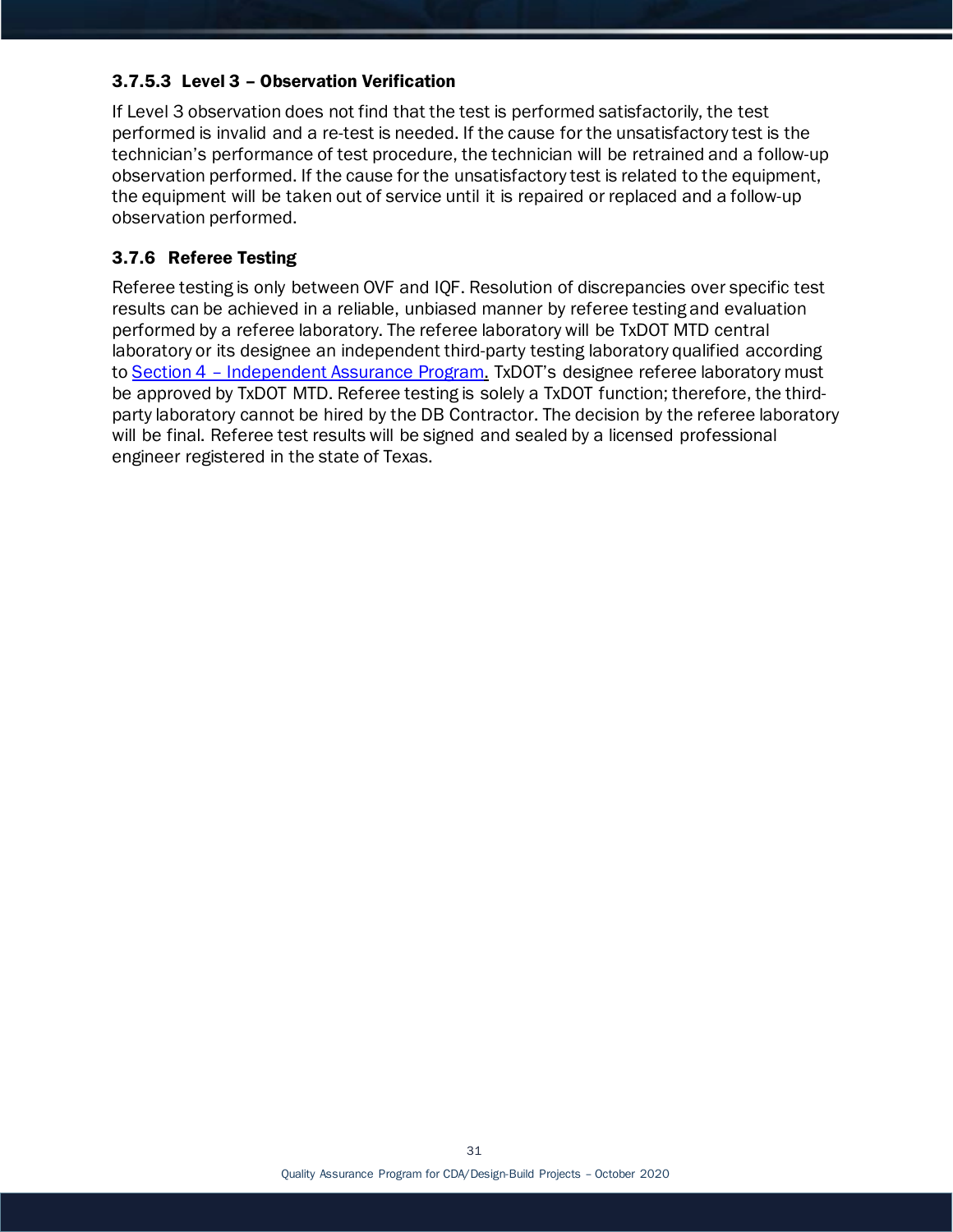#### 3.7.5.3 Level 3 – Observation Verification

If Level 3 observation does not find that the test is performed satisfactorily, the test performed is invalid and a re-test is needed. If the cause for the unsatisfactory test is the technician's performance of test procedure, the technician will be retrained and a follow-up observation performed. If the cause for the unsatisfactory test is related to the equipment, the equipment will be taken out of service until it is repaired or replaced and a follow-up observation performed.

### 3.7.6 Referee Testing

Referee testing is only between OVF and IQF. Resolution of discrepancies over specific test results can be achieved in a reliable, unbiased manner by referee testing and evaluation performed by a referee laboratory. The referee laboratory will be TxDOT MTD central laboratory or its designee an independent third-party testing laboratory qualified according to Section 4 – Independent Assurance Program. TxDOT's designee referee laboratory must be approved by TxDOT MTD. Referee testing is solely a TxDOT function; therefore, the third-party laboratory cannot be hired by the DB Contractor. The decision by the referee laboratory will be final. Referee test results will be signed and sealed by a licensed professional engineer registered in the state of Texas.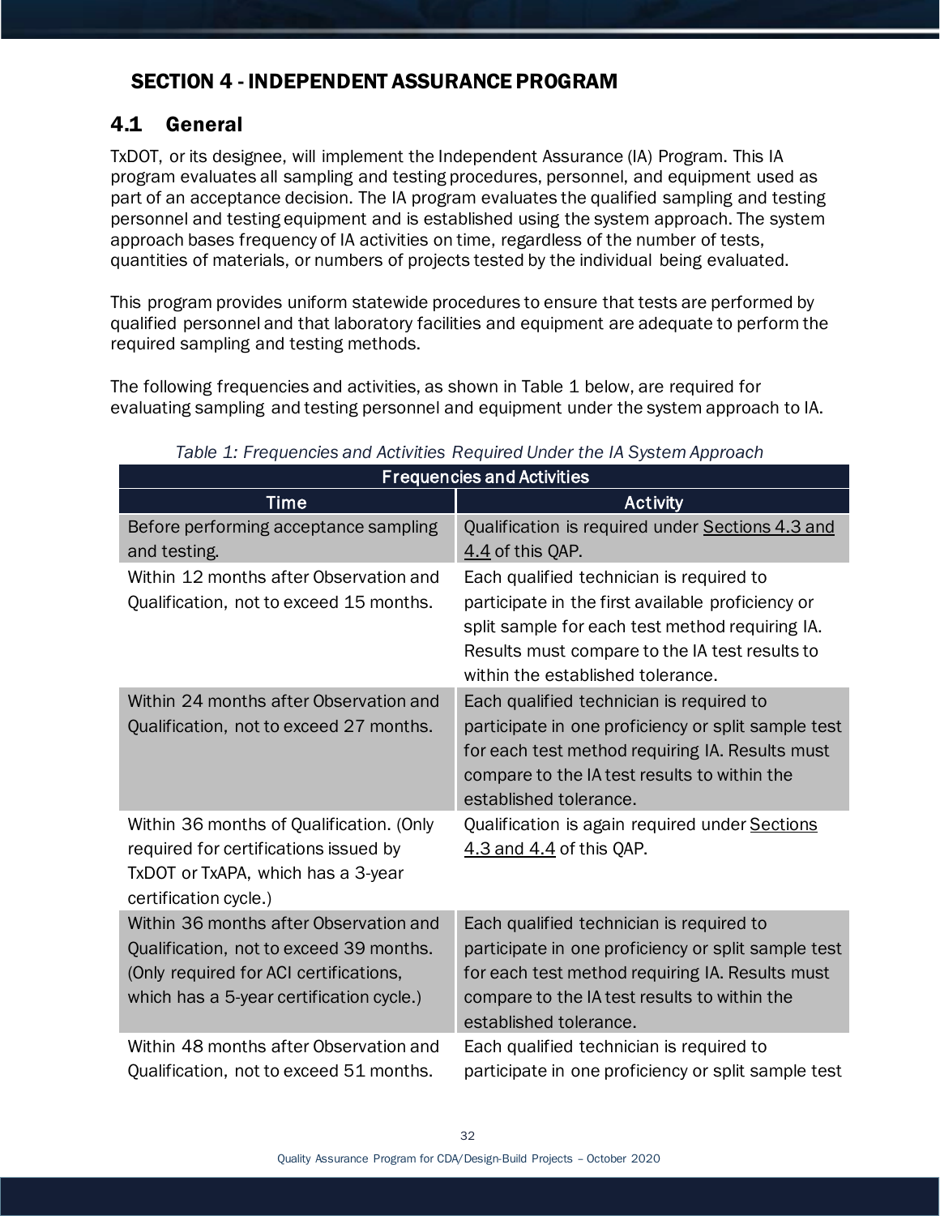# SECTION 4 - INDEPENDENT ASSURANCE PROGRAM

## 4.1 General

TxDOT, or its designee, will implement the Independent Assurance (IA) Program. This IA program evaluates all sampling and testing procedures, personnel, and equipment used as part of an acceptance decision. The IA program evaluates the qualified sampling and testing personnel and testing equipment and is established using the system approach. The system approach bases frequency of IA activities on time, regardless of the number of tests, quantities of materials, or numbers of projects tested by the individual being evaluated.

This program provides uniform statewide procedures to ensure that tests are performed by qualified personnel and that laboratory facilities and equipment are adequate to perform the required sampling and testing methods.

The following frequencies and activities, as shown in Table 1 below, are required for evaluating sampling and testing personnel and equipment under the system approach to IA.

*Table 1: Frequencies and Activities Required Under the IA System Approach*

| Frequencies and Activities | |
|---|---|
| **Time** | **Activity** |
| Before performing acceptance sampling and testing. | Qualification is required under Sections 4.3 and 4.4 of this QAP. |
| Within 12 months after Observation and Qualification, not to exceed 15 months. | Each qualified technician is required to participate in the first available proficiency or split sample for each test method requiring IA. Results must compare to the IA test results to within the established tolerance. |
| Within 24 months after Observation and Qualification, not to exceed 27 months. | Each qualified technician is required to participate in one proficiency or split sample test for each test method requiring IA. Results must compare to the IA test results to within the established tolerance. |
| Within 36 months of Qualification. (Only required for certifications issued by TxDOT or TxAPA, which has a 3-year certification cycle.) | Qualification is again required under Sections 4.3 and 4.4 of this QAP. |
| Within 36 months after Observation and Qualification, not to exceed 39 months. (Only required for ACI certifications, which has a 5-year certification cycle.) | Each qualified technician is required to participate in one proficiency or split sample test for each test method requiring IA. Results must compare to the IA test results to within the established tolerance. |
| Within 48 months after Observation and Qualification, not to exceed 51 months. | Each qualified technician is required to participate in one proficiency or split sample test |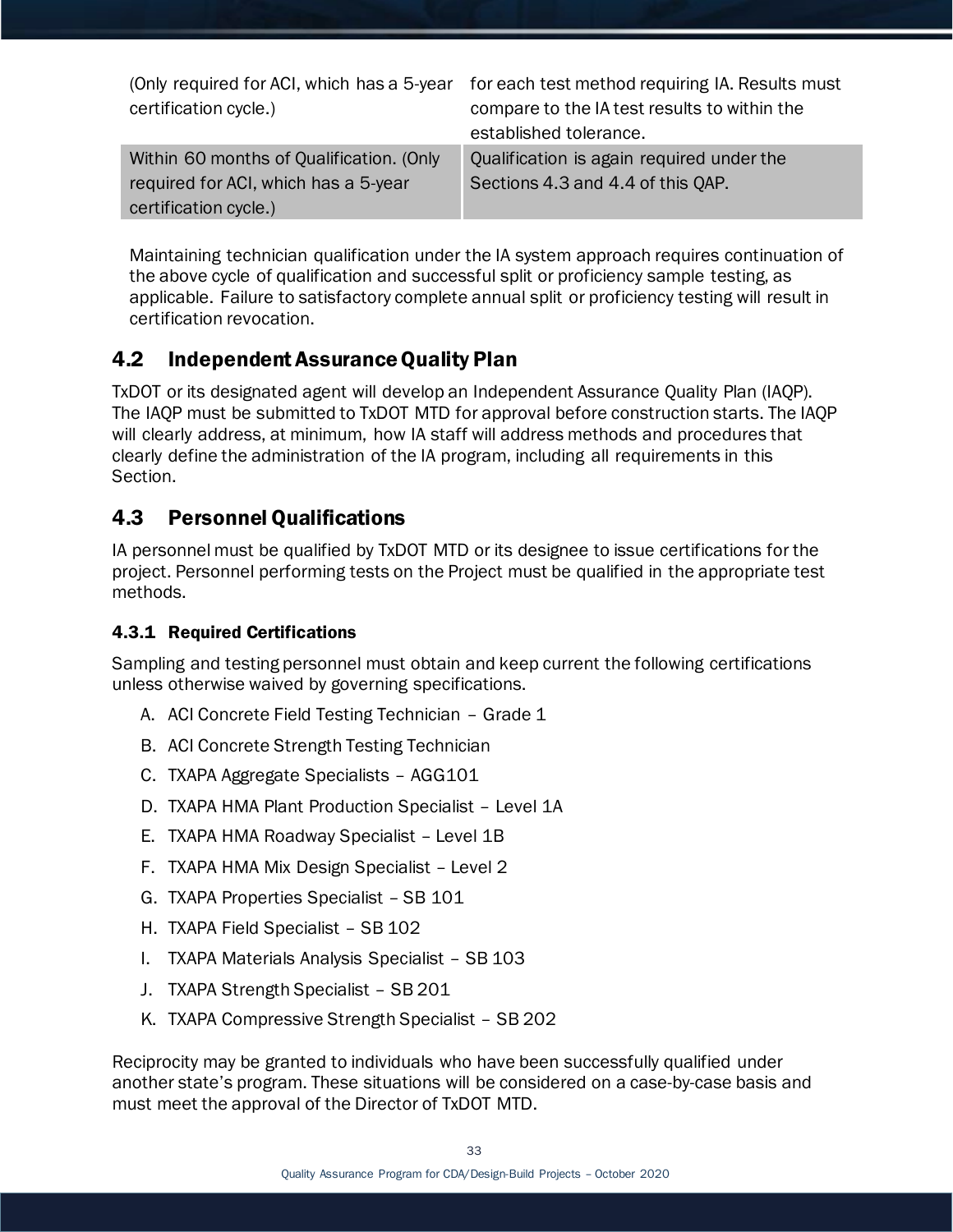| | |
|---|---|
| (Only required for ACI, which has a 5-year certification cycle.) | for each test method requiring IA. Results must compare to the IA test results to within the established tolerance. |
| Within 60 months of Qualification. (Only required for ACI, which has a 5-year certification cycle.) | Qualification is again required under the Sections 4.3 and 4.4 of this QAP. |

Maintaining technician qualification under the IA system approach requires continuation of the above cycle of qualification and successful split or proficiency sample testing, as applicable. Failure to satisfactory complete annual split or proficiency testing will result in certification revocation.

## 4.2 Independent Assurance Quality Plan

TxDOT or its designated agent will develop an Independent Assurance Quality Plan (IAQP). The IAQP must be submitted to TxDOT MTD for approval before construction starts. The IAQP will clearly address, at minimum, how IA staff will address methods and procedures that clearly define the administration of the IA program, including all requirements in this Section.

## 4.3 Personnel Qualifications

IA personnel must be qualified by TxDOT MTD or its designee to issue certifications for the project. Personnel performing tests on the Project must be qualified in the appropriate test methods.

### 4.3.1 Required Certifications

Sampling and testing personnel must obtain and keep current the following certifications unless otherwise waived by governing specifications.

A. ACI Concrete Field Testing Technician – Grade 1
B. ACI Concrete Strength Testing Technician
C. TXAPA Aggregate Specialists – AGG101
D. TXAPA HMA Plant Production Specialist – Level 1A
E. TXAPA HMA Roadway Specialist – Level 1B
F. TXAPA HMA Mix Design Specialist – Level 2
G. TXAPA Properties Specialist – SB 101
H. TXAPA Field Specialist – SB 102
I. TXAPA Materials Analysis Specialist – SB 103
J. TXAPA Strength Specialist – SB 201
K. TXAPA Compressive Strength Specialist – SB 202

Reciprocity may be granted to individuals who have been successfully qualified under another state's program. These situations will be considered on a case-by-case basis and must meet the approval of the Director of TxDOT MTD.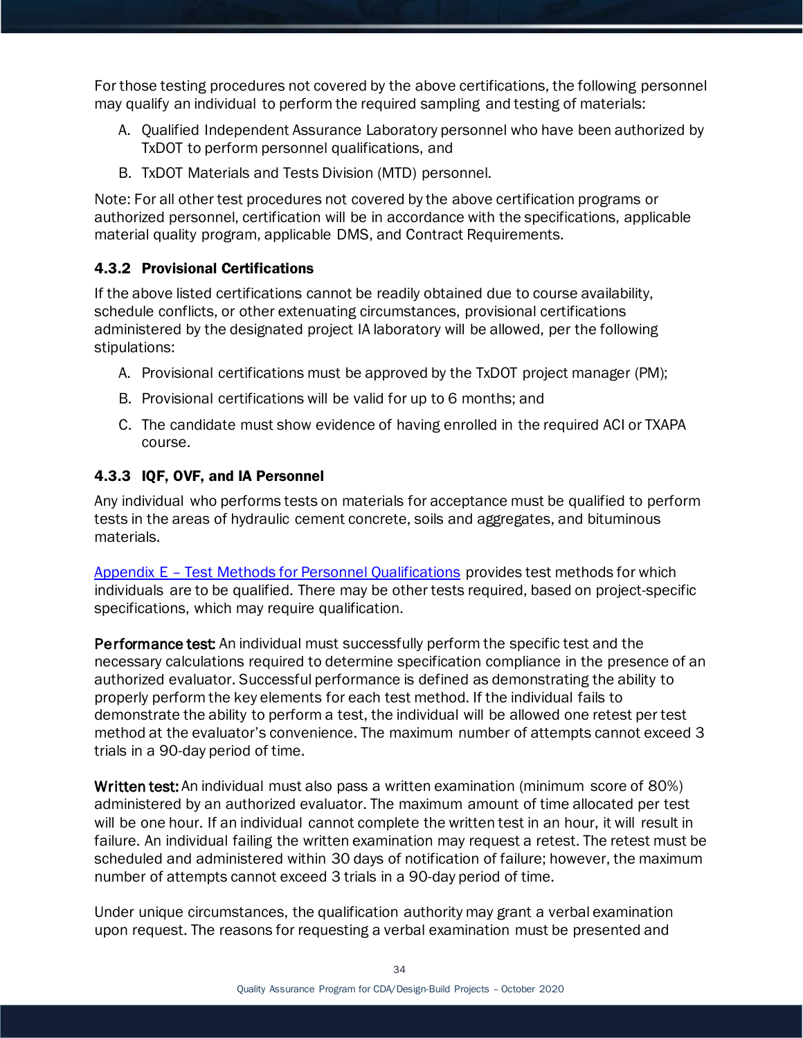For those testing procedures not covered by the above certifications, the following personnel may qualify an individual to perform the required sampling and testing of materials:

A. Qualified Independent Assurance Laboratory personnel who have been authorized by TxDOT to perform personnel qualifications, and
B. TxDOT Materials and Tests Division (MTD) personnel.

Note: For all other test procedures not covered by the above certification programs or authorized personnel, certification will be in accordance with the specifications, applicable material quality program, applicable DMS, and Contract Requirements.

### 4.3.2 Provisional Certifications

If the above listed certifications cannot be readily obtained due to course availability, schedule conflicts, or other extenuating circumstances, provisional certifications administered by the designated project IA laboratory will be allowed, per the following stipulations:

A. Provisional certifications must be approved by the TxDOT project manager (PM);
B. Provisional certifications will be valid for up to 6 months; and
C. The candidate must show evidence of having enrolled in the required ACI or TXAPA course.

### 4.3.3 IQF, OVF, and IA Personnel

Any individual who performs tests on materials for acceptance must be qualified to perform tests in the areas of hydraulic cement concrete, soils and aggregates, and bituminous materials.

[Appendix E – Test Methods for Personnel Qualifications] provides test methods for which individuals are to be qualified. There may be other tests required, based on project-specific specifications, which may require qualification.

**Performance test:** An individual must successfully perform the specific test and the necessary calculations required to determine specification compliance in the presence of an authorized evaluator. Successful performance is defined as demonstrating the ability to properly perform the key elements for each test method. If the individual fails to demonstrate the ability to perform a test, the individual will be allowed one retest per test method at the evaluator's convenience. The maximum number of attempts cannot exceed 3 trials in a 90-day period of time.

**Written test:** An individual must also pass a written examination (minimum score of 80%) administered by an authorized evaluator. The maximum amount of time allocated per test will be one hour. If an individual cannot complete the written test in an hour, it will result in failure. An individual failing the written examination may request a retest. The retest must be scheduled and administered within 30 days of notification of failure; however, the maximum number of attempts cannot exceed 3 trials in a 90-day period of time.

Under unique circumstances, the qualification authority may grant a verbal examination upon request. The reasons for requesting a verbal examination must be presented and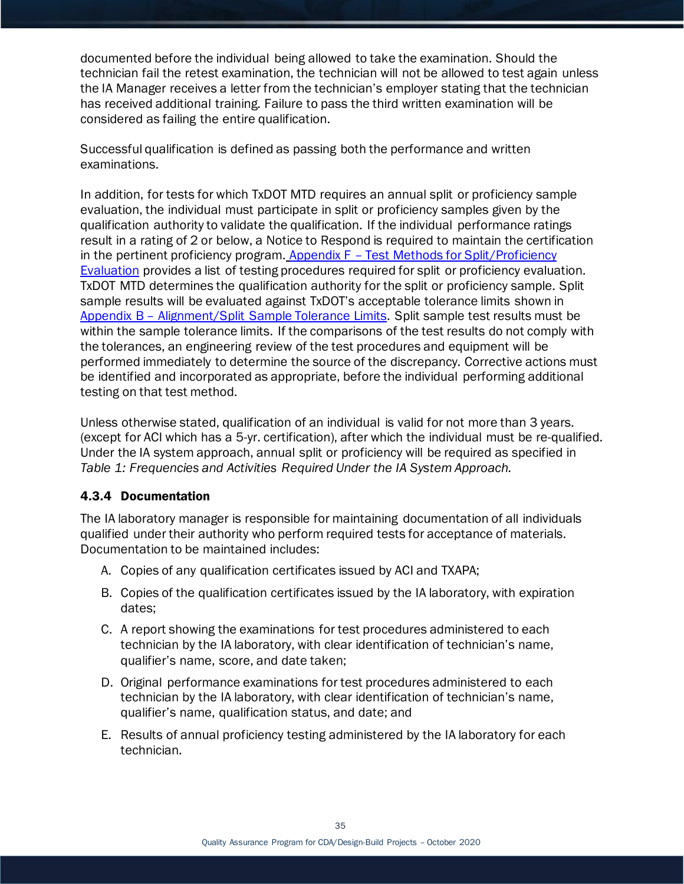documented before the individual being allowed to take the examination. Should the technician fail the retest examination, the technician will not be allowed to test again unless the IA Manager receives a letter from the technician's employer stating that the technician has received additional training. Failure to pass the third written examination will be considered as failing the entire qualification.

Successful qualification is defined as passing both the performance and written examinations.

In addition, for tests for which TxDOT MTD requires an annual split or proficiency sample evaluation, the individual must participate in split or proficiency samples given by the qualification authority to validate the qualification. If the individual performance ratings result in a rating of 2 or below, a Notice to Respond is required to maintain the certification in the pertinent proficiency program. Appendix F – Test Methods for Split/Proficiency Evaluation provides a list of testing procedures required for split or proficiency evaluation. TxDOT MTD determines the qualification authority for the split or proficiency sample. Split sample results will be evaluated against TxDOT's acceptable tolerance limits shown in Appendix B – Alignment/Split Sample Tolerance Limits. Split sample test results must be within the sample tolerance limits. If the comparisons of the test results do not comply with the tolerances, an engineering review of the test procedures and equipment will be performed immediately to determine the source of the discrepancy. Corrective actions must be identified and incorporated as appropriate, before the individual performing additional testing on that test method.

Unless otherwise stated, qualification of an individual is valid for not more than 3 years. (except for ACI which has a 5-yr. certification), after which the individual must be re-qualified. Under the IA system approach, annual split or proficiency will be required as specified in *Table 1: Frequencies and Activities Required Under the IA System Approach.*

### 4.3.4 Documentation

The IA laboratory manager is responsible for maintaining documentation of all individuals qualified under their authority who perform required tests for acceptance of materials. Documentation to be maintained includes:

A. Copies of any qualification certificates issued by ACI and TXAPA;

B. Copies of the qualification certificates issued by the IA laboratory, with expiration dates;

C. A report showing the examinations for test procedures administered to each technician by the IA laboratory, with clear identification of technician's name, qualifier's name, score, and date taken;

D. Original performance examinations for test procedures administered to each technician by the IA laboratory, with clear identification of technician's name, qualifier's name, qualification status, and date; and

E. Results of annual proficiency testing administered by the IA laboratory for each technician.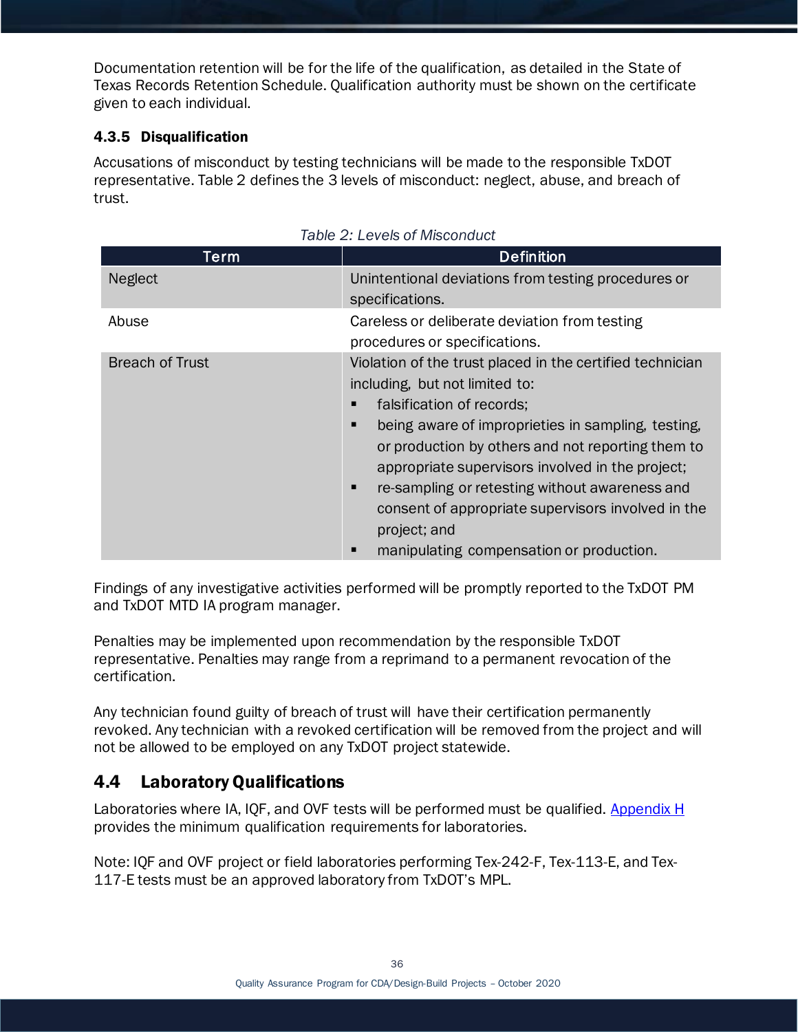Documentation retention will be for the life of the qualification, as detailed in the State of Texas Records Retention Schedule. Qualification authority must be shown on the certificate given to each individual.

### 4.3.5 Disqualification

Accusations of misconduct by testing technicians will be made to the responsible TxDOT representative. Table 2 defines the 3 levels of misconduct: neglect, abuse, and breach of trust.

*Table 2: Levels of Misconduct*

| Term | Definition |
| --- | --- |
| Neglect | Unintentional deviations from testing procedures or specifications. |
| Abuse | Careless or deliberate deviation from testing procedures or specifications. |
| Breach of Trust | Violation of the trust placed in the certified technician including, but not limited to:<br>▪ falsification of records;<br>▪ being aware of improprieties in sampling, testing, or production by others and not reporting them to appropriate supervisors involved in the project;<br>▪ re-sampling or retesting without awareness and consent of appropriate supervisors involved in the project; and<br>▪ manipulating compensation or production. |

Findings of any investigative activities performed will be promptly reported to the TxDOT PM and TxDOT MTD IA program manager.

Penalties may be implemented upon recommendation by the responsible TxDOT representative. Penalties may range from a reprimand to a permanent revocation of the certification.

Any technician found guilty of breach of trust will have their certification permanently revoked. Any technician with a revoked certification will be removed from the project and will not be allowed to be employed on any TxDOT project statewide.

## 4.4 Laboratory Qualifications

Laboratories where IA, IQF, and OVF tests will be performed must be qualified. Appendix H provides the minimum qualification requirements for laboratories.

Note: IQF and OVF project or field laboratories performing Tex-242-F, Tex-113-E, and Tex-117-E tests must be an approved laboratory from TxDOT's MPL.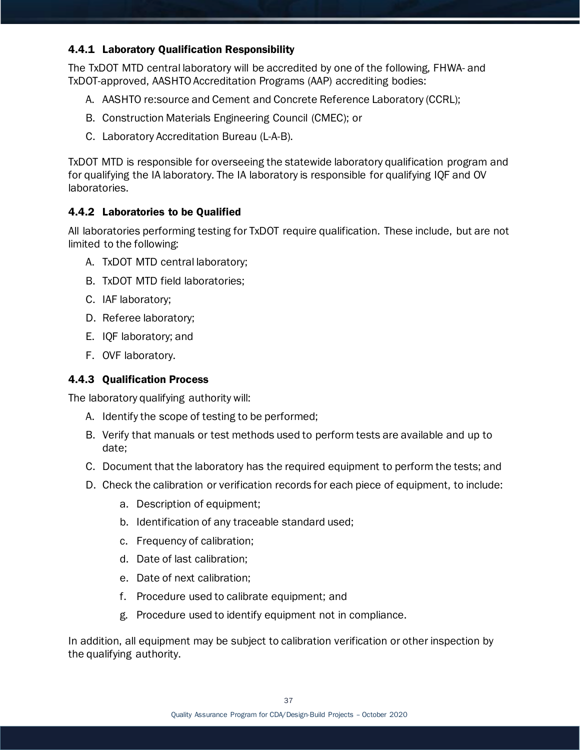### 4.4.1 Laboratory Qualification Responsibility

The TxDOT MTD central laboratory will be accredited by one of the following, FHWA- and TxDOT-approved, AASHTO Accreditation Programs (AAP) accrediting bodies:

A. AASHTO re:source and Cement and Concrete Reference Laboratory (CCRL);

B. Construction Materials Engineering Council (CMEC); or

C. Laboratory Accreditation Bureau (L-A-B).

TxDOT MTD is responsible for overseeing the statewide laboratory qualification program and for qualifying the IA laboratory. The IA laboratory is responsible for qualifying IQF and OV laboratories.

### 4.4.2 Laboratories to be Qualified

All laboratories performing testing for TxDOT require qualification. These include, but are not limited to the following:

A. TxDOT MTD central laboratory;

B. TxDOT MTD field laboratories;

C. IAF laboratory;

D. Referee laboratory;

E. IQF laboratory; and

F. OVF laboratory.

### 4.4.3 Qualification Process

The laboratory qualifying authority will:

A. Identify the scope of testing to be performed;

B. Verify that manuals or test methods used to perform tests are available and up to date;

C. Document that the laboratory has the required equipment to perform the tests; and

D. Check the calibration or verification records for each piece of equipment, to include:

   a. Description of equipment;

   b. Identification of any traceable standard used;

   c. Frequency of calibration;

   d. Date of last calibration;

   e. Date of next calibration;

   f. Procedure used to calibrate equipment; and

   g. Procedure used to identify equipment not in compliance.

In addition, all equipment may be subject to calibration verification or other inspection by the qualifying authority.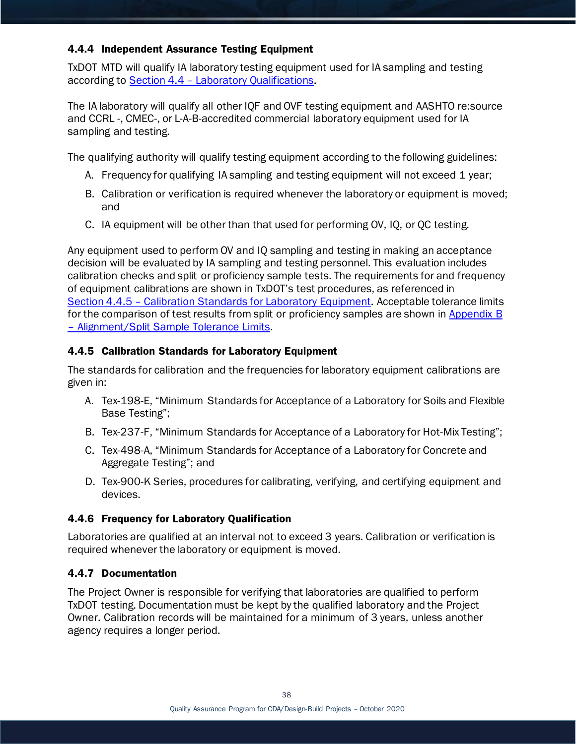### 4.4.4 Independent Assurance Testing Equipment

TxDOT MTD will qualify IA laboratory testing equipment used for IA sampling and testing according to Section 4.4 – Laboratory Qualifications.

The IA laboratory will qualify all other IQF and OVF testing equipment and AASHTO re:source and CCRL -, CMEC-, or L-A-B-accredited commercial laboratory equipment used for IA sampling and testing.

The qualifying authority will qualify testing equipment according to the following guidelines:

A. Frequency for qualifying IA sampling and testing equipment will not exceed 1 year;

B. Calibration or verification is required whenever the laboratory or equipment is moved; and

C. IA equipment will be other than that used for performing OV, IQ, or QC testing.

Any equipment used to perform OV and IQ sampling and testing in making an acceptance decision will be evaluated by IA sampling and testing personnel. This evaluation includes calibration checks and split or proficiency sample tests. The requirements for and frequency of equipment calibrations are shown in TxDOT's test procedures, as referenced in Section 4.4.5 – Calibration Standards for Laboratory Equipment. Acceptable tolerance limits for the comparison of test results from split or proficiency samples are shown in Appendix B – Alignment/Split Sample Tolerance Limits.

### 4.4.5 Calibration Standards for Laboratory Equipment

The standards for calibration and the frequencies for laboratory equipment calibrations are given in:

A. Tex-198-E, "Minimum Standards for Acceptance of a Laboratory for Soils and Flexible Base Testing";

B. Tex-237-F, "Minimum Standards for Acceptance of a Laboratory for Hot-Mix Testing";

C. Tex-498-A, "Minimum Standards for Acceptance of a Laboratory for Concrete and Aggregate Testing"; and

D. Tex-900-K Series, procedures for calibrating, verifying, and certifying equipment and devices.

### 4.4.6 Frequency for Laboratory Qualification

Laboratories are qualified at an interval not to exceed 3 years. Calibration or verification is required whenever the laboratory or equipment is moved.

### 4.4.7 Documentation

The Project Owner is responsible for verifying that laboratories are qualified to perform TxDOT testing. Documentation must be kept by the qualified laboratory and the Project Owner. Calibration records will be maintained for a minimum of 3 years, unless another agency requires a longer period.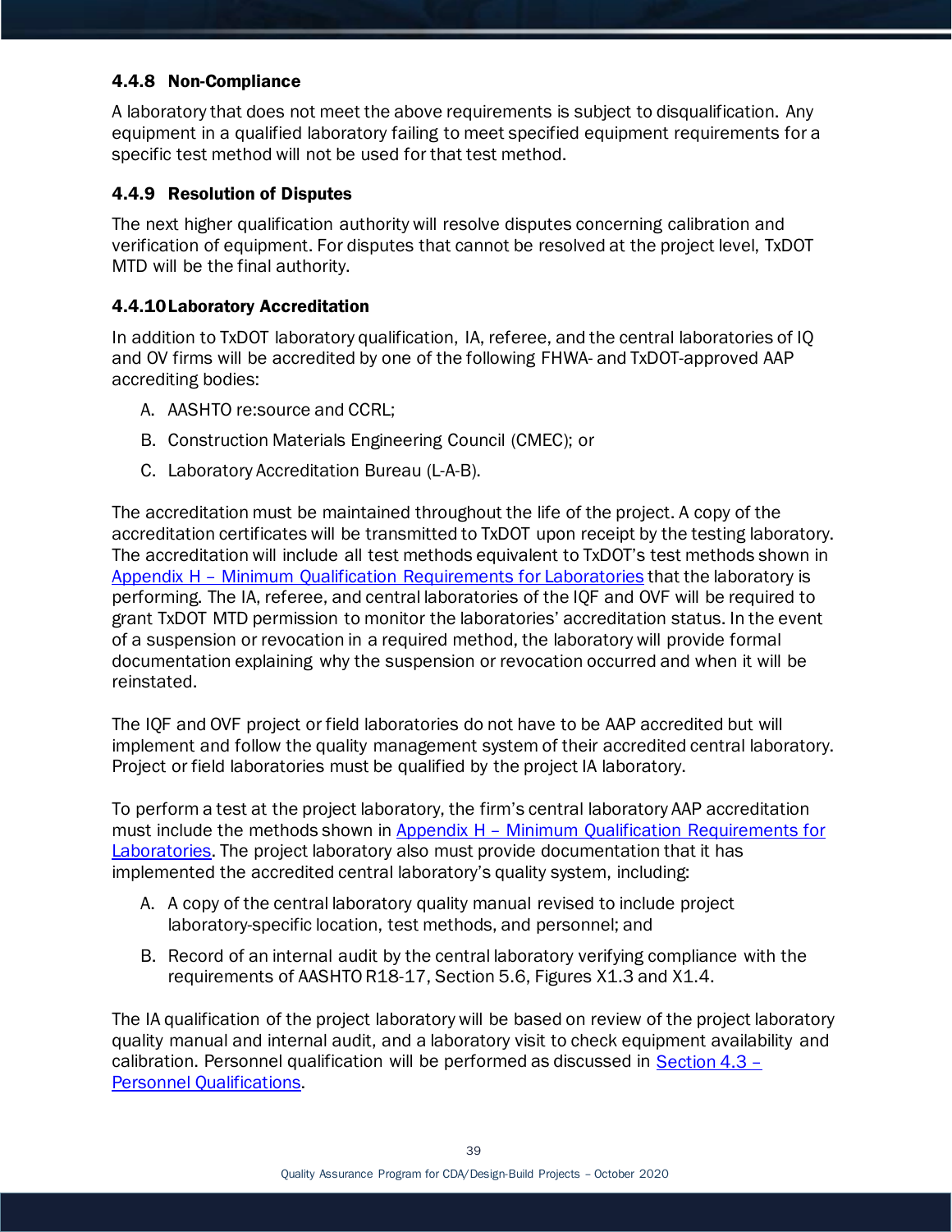### 4.4.8 Non-Compliance

A laboratory that does not meet the above requirements is subject to disqualification. Any equipment in a qualified laboratory failing to meet specified equipment requirements for a specific test method will not be used for that test method.

### 4.4.9 Resolution of Disputes

The next higher qualification authority will resolve disputes concerning calibration and verification of equipment. For disputes that cannot be resolved at the project level, TxDOT MTD will be the final authority.

### 4.4.10 Laboratory Accreditation

In addition to TxDOT laboratory qualification, IA, referee, and the central laboratories of IQ and OV firms will be accredited by one of the following FHWA- and TxDOT-approved AAP accrediting bodies:

A. AASHTO re:source and CCRL;

B. Construction Materials Engineering Council (CMEC); or

C. Laboratory Accreditation Bureau (L-A-B).

The accreditation must be maintained throughout the life of the project. A copy of the accreditation certificates will be transmitted to TxDOT upon receipt by the testing laboratory. The accreditation will include all test methods equivalent to TxDOT's test methods shown in Appendix H – Minimum Qualification Requirements for Laboratories that the laboratory is performing. The IA, referee, and central laboratories of the IQF and OVF will be required to grant TxDOT MTD permission to monitor the laboratories' accreditation status. In the event of a suspension or revocation in a required method, the laboratory will provide formal documentation explaining why the suspension or revocation occurred and when it will be reinstated.

The IQF and OVF project or field laboratories do not have to be AAP accredited but will implement and follow the quality management system of their accredited central laboratory. Project or field laboratories must be qualified by the project IA laboratory.

To perform a test at the project laboratory, the firm's central laboratory AAP accreditation must include the methods shown in Appendix H – Minimum Qualification Requirements for Laboratories. The project laboratory also must provide documentation that it has implemented the accredited central laboratory's quality system, including:

A. A copy of the central laboratory quality manual revised to include project laboratory-specific location, test methods, and personnel; and

B. Record of an internal audit by the central laboratory verifying compliance with the requirements of AASHTO R18-17, Section 5.6, Figures X1.3 and X1.4.

The IA qualification of the project laboratory will be based on review of the project laboratory quality manual and internal audit, and a laboratory visit to check equipment availability and calibration. Personnel qualification will be performed as discussed in Section 4.3 – Personnel Qualifications.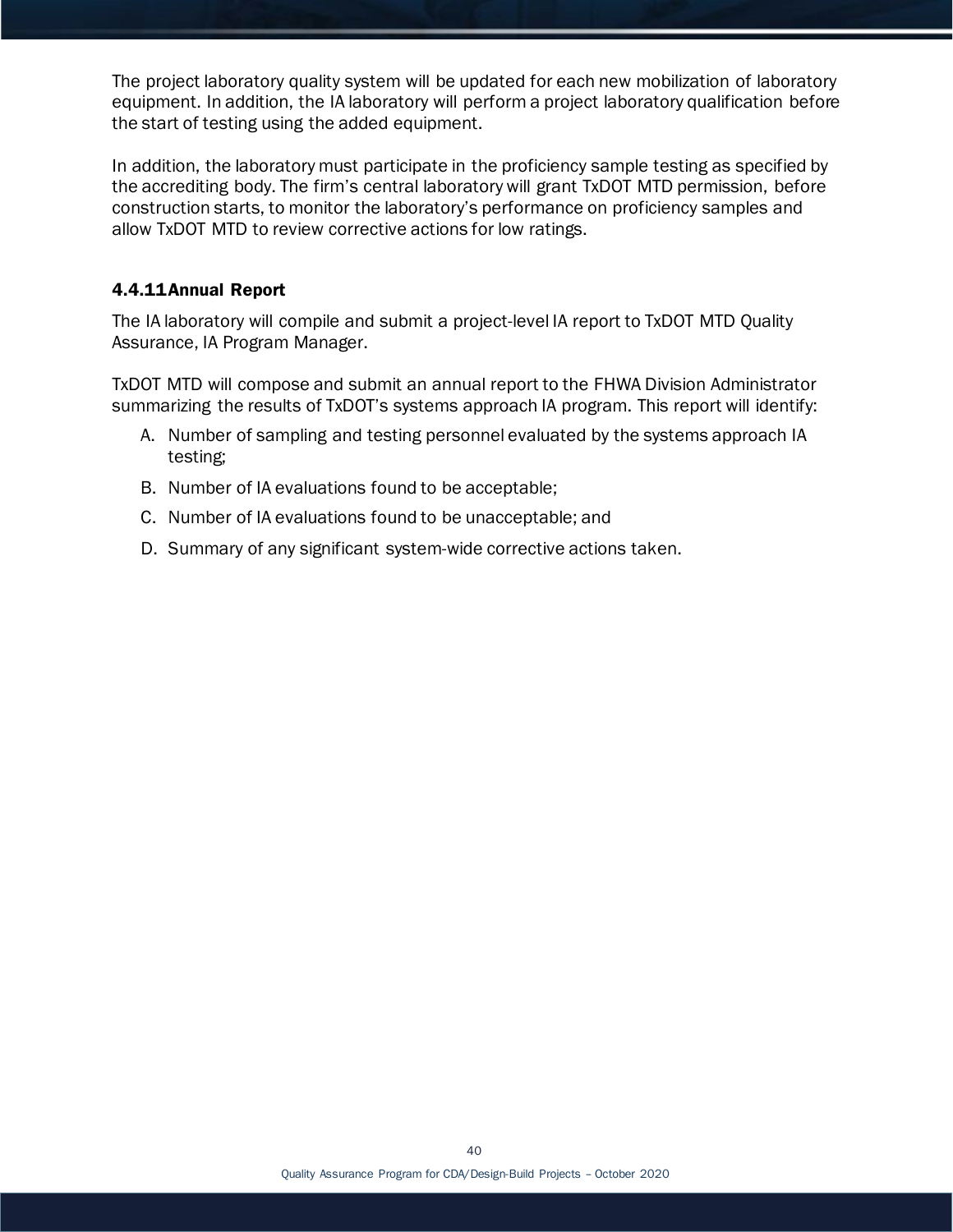The project laboratory quality system will be updated for each new mobilization of laboratory equipment. In addition, the IA laboratory will perform a project laboratory qualification before the start of testing using the added equipment.

In addition, the laboratory must participate in the proficiency sample testing as specified by the accrediting body. The firm's central laboratory will grant TxDOT MTD permission, before construction starts, to monitor the laboratory's performance on proficiency samples and allow TxDOT MTD to review corrective actions for low ratings.

#### 4.4.11 Annual Report

The IA laboratory will compile and submit a project-level IA report to TxDOT MTD Quality Assurance, IA Program Manager.

TxDOT MTD will compose and submit an annual report to the FHWA Division Administrator summarizing the results of TxDOT's systems approach IA program. This report will identify:

A. Number of sampling and testing personnel evaluated by the systems approach IA testing;
B. Number of IA evaluations found to be acceptable;
C. Number of IA evaluations found to be unacceptable; and
D. Summary of any significant system-wide corrective actions taken.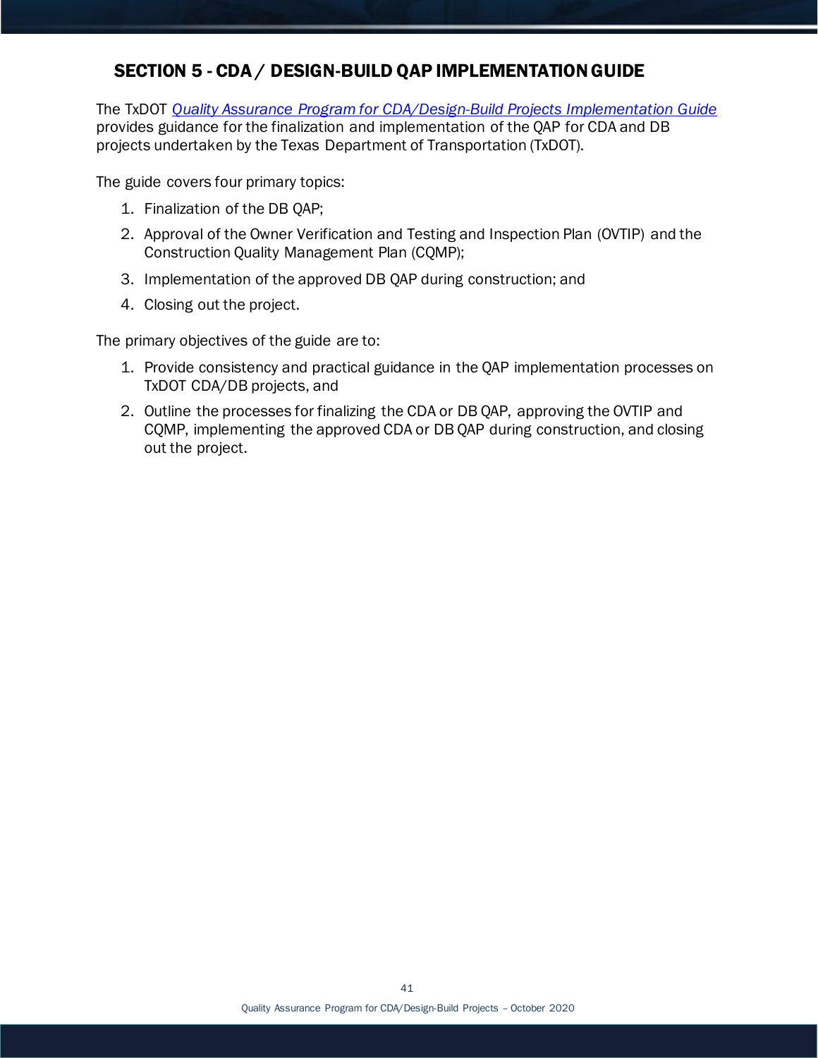## SECTION 5 - CDA / DESIGN-BUILD QAP IMPLEMENTATION GUIDE

The TxDOT *Quality Assurance Program for CDA/Design-Build Projects Implementation Guide* provides guidance for the finalization and implementation of the QAP for CDA and DB projects undertaken by the Texas Department of Transportation (TxDOT).

The guide covers four primary topics:

1. Finalization of the DB QAP;
2. Approval of the Owner Verification and Testing and Inspection Plan (OVTIP) and the Construction Quality Management Plan (CQMP);
3. Implementation of the approved DB QAP during construction; and
4. Closing out the project.

The primary objectives of the guide are to:

1. Provide consistency and practical guidance in the QAP implementation processes on TxDOT CDA/DB projects, and
2. Outline the processes for finalizing the CDA or DB QAP, approving the OVTIP and CQMP, implementing the approved CDA or DB QAP during construction, and closing out the project.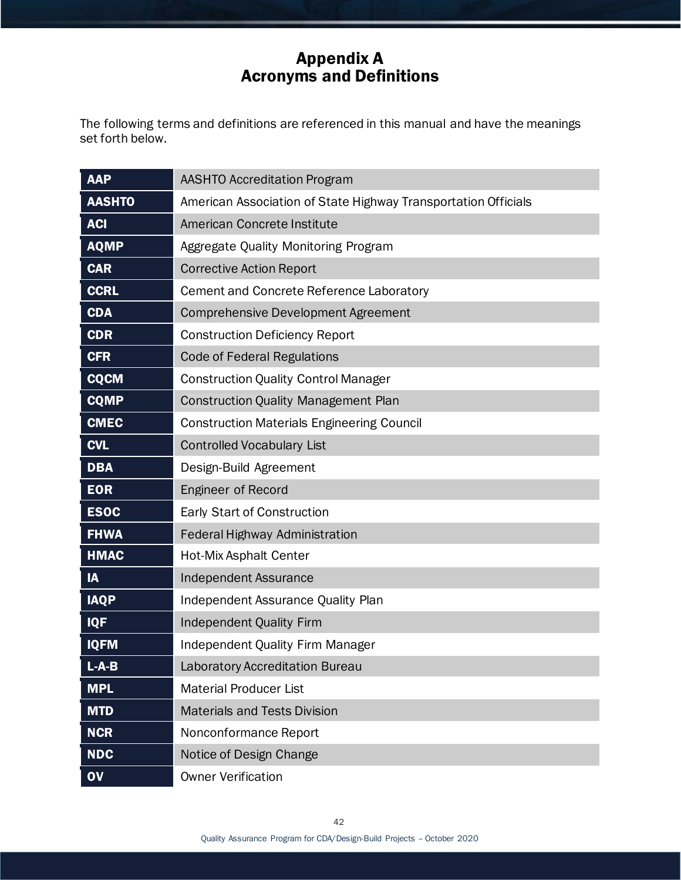# Appendix A
# Acronyms and Definitions

The following terms and definitions are referenced in this manual and have the meanings set forth below.

| Acronym | Definition |
|---|---|
| **AAP** | AASHTO Accreditation Program |
| **AASHTO** | American Association of State Highway Transportation Officials |
| **ACI** | American Concrete Institute |
| **AQMP** | Aggregate Quality Monitoring Program |
| **CAR** | Corrective Action Report |
| **CCRL** | Cement and Concrete Reference Laboratory |
| **CDA** | Comprehensive Development Agreement |
| **CDR** | Construction Deficiency Report |
| **CFR** | Code of Federal Regulations |
| **CQCM** | Construction Quality Control Manager |
| **CQMP** | Construction Quality Management Plan |
| **CMEC** | Construction Materials Engineering Council |
| **CVL** | Controlled Vocabulary List |
| **DBA** | Design-Build Agreement |
| **EOR** | Engineer of Record |
| **ESOC** | Early Start of Construction |
| **FHWA** | Federal Highway Administration |
| **HMAC** | Hot-Mix Asphalt Center |
| **IA** | Independent Assurance |
| **IAQP** | Independent Assurance Quality Plan |
| **IQF** | Independent Quality Firm |
| **IQFM** | Independent Quality Firm Manager |
| **L-A-B** | Laboratory Accreditation Bureau |
| **MPL** | Material Producer List |
| **MTD** | Materials and Tests Division |
| **NCR** | Nonconformance Report |
| **NDC** | Notice of Design Change |
| **OV** | Owner Verification |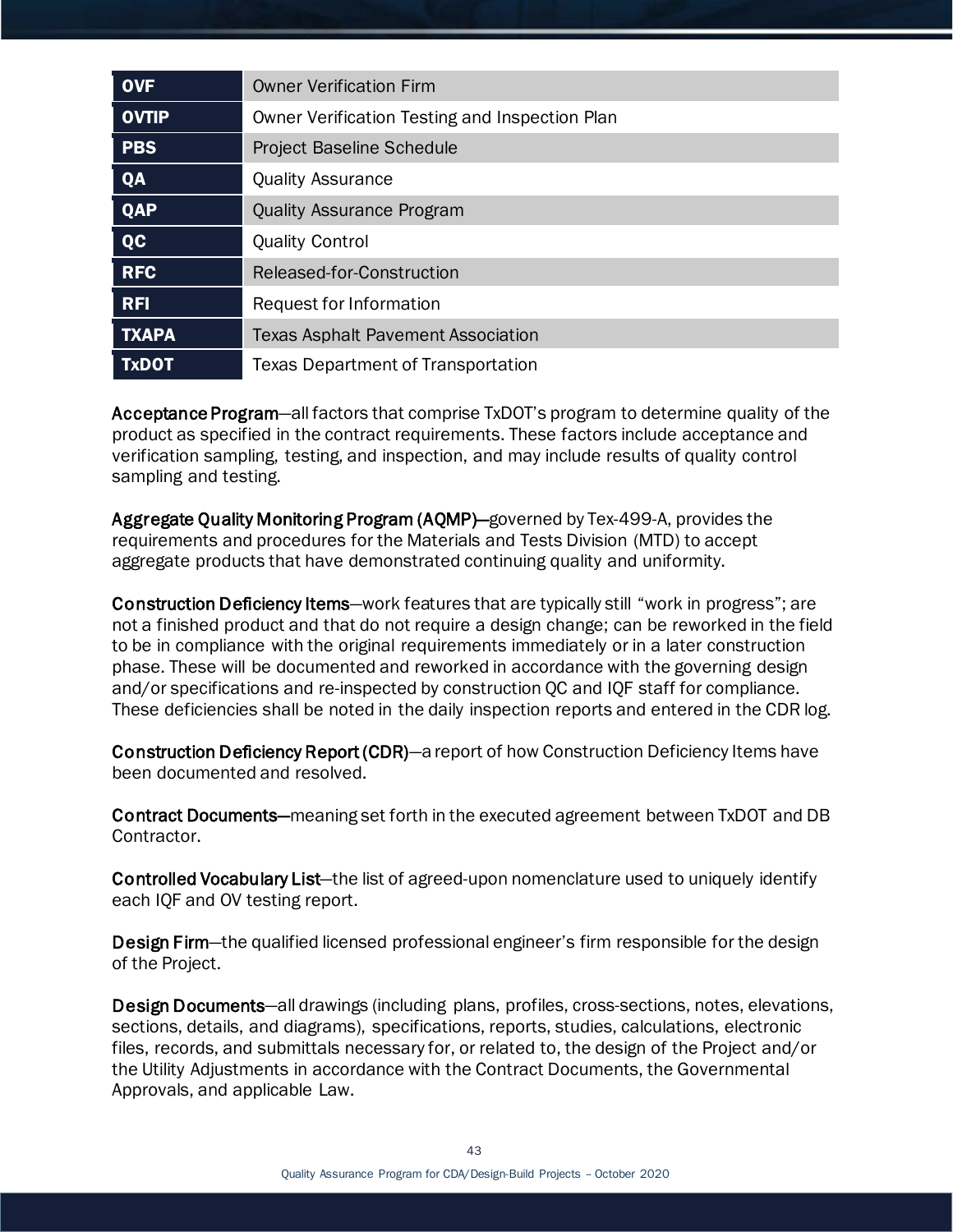| | |
|---|---|
| **OVF** | Owner Verification Firm |
| **OVTIP** | Owner Verification Testing and Inspection Plan |
| **PBS** | Project Baseline Schedule |
| **QA** | Quality Assurance |
| **QAP** | Quality Assurance Program |
| **QC** | Quality Control |
| **RFC** | Released-for-Construction |
| **RFI** | Request for Information |
| **TXAPA** | Texas Asphalt Pavement Association |
| **TxDOT** | Texas Department of Transportation |

Acceptance Program—all factors that comprise TxDOT's program to determine quality of the product as specified in the contract requirements. These factors include acceptance and verification sampling, testing, and inspection, and may include results of quality control sampling and testing.

Aggregate Quality Monitoring Program (AQMP)—governed by Tex-499-A, provides the requirements and procedures for the Materials and Tests Division (MTD) to accept aggregate products that have demonstrated continuing quality and uniformity.

Construction Deficiency Items—work features that are typically still "work in progress"; are not a finished product and that do not require a design change; can be reworked in the field to be in compliance with the original requirements immediately or in a later construction phase. These will be documented and reworked in accordance with the governing design and/or specifications and re-inspected by construction QC and IQF staff for compliance. These deficiencies shall be noted in the daily inspection reports and entered in the CDR log.

Construction Deficiency Report (CDR)—a report of how Construction Deficiency Items have been documented and resolved.

Contract Documents—meaning set forth in the executed agreement between TxDOT and DB Contractor.

Controlled Vocabulary List—the list of agreed-upon nomenclature used to uniquely identify each IQF and OV testing report.

Design Firm—the qualified licensed professional engineer's firm responsible for the design of the Project.

Design Documents—all drawings (including plans, profiles, cross-sections, notes, elevations, sections, details, and diagrams), specifications, reports, studies, calculations, electronic files, records, and submittals necessary for, or related to, the design of the Project and/or the Utility Adjustments in accordance with the Contract Documents, the Governmental Approvals, and applicable Law.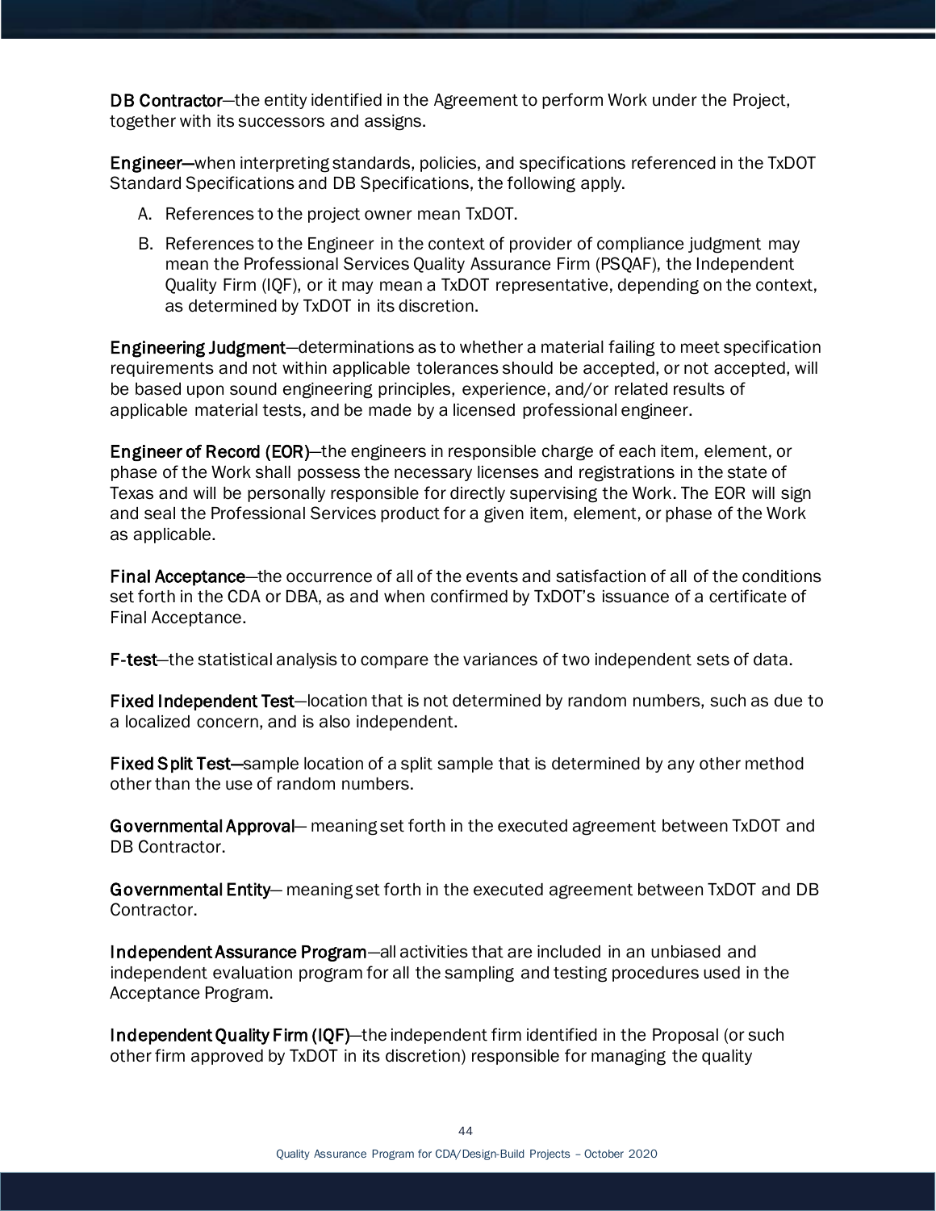**DB Contractor**—the entity identified in the Agreement to perform Work under the Project, together with its successors and assigns.

**Engineer**—when interpreting standards, policies, and specifications referenced in the TxDOT Standard Specifications and DB Specifications, the following apply.

A. References to the project owner mean TxDOT.

B. References to the Engineer in the context of provider of compliance judgment may mean the Professional Services Quality Assurance Firm (PSQAF), the Independent Quality Firm (IQF), or it may mean a TxDOT representative, depending on the context, as determined by TxDOT in its discretion.

**Engineering Judgment**—determinations as to whether a material failing to meet specification requirements and not within applicable tolerances should be accepted, or not accepted, will be based upon sound engineering principles, experience, and/or related results of applicable material tests, and be made by a licensed professional engineer.

**Engineer of Record (EOR)**—the engineers in responsible charge of each item, element, or phase of the Work shall possess the necessary licenses and registrations in the state of Texas and will be personally responsible for directly supervising the Work. The EOR will sign and seal the Professional Services product for a given item, element, or phase of the Work as applicable.

**Final Acceptance**—the occurrence of all of the events and satisfaction of all of the conditions set forth in the CDA or DBA, as and when confirmed by TxDOT's issuance of a certificate of Final Acceptance.

**F-test**—the statistical analysis to compare the variances of two independent sets of data.

**Fixed Independent Test**—location that is not determined by random numbers, such as due to a localized concern, and is also independent.

**Fixed Split Test**—sample location of a split sample that is determined by any other method other than the use of random numbers.

**Governmental Approval**— meaning set forth in the executed agreement between TxDOT and DB Contractor.

**Governmental Entity**— meaning set forth in the executed agreement between TxDOT and DB Contractor.

**Independent Assurance Program**—all activities that are included in an unbiased and independent evaluation program for all the sampling and testing procedures used in the Acceptance Program.

**Independent Quality Firm (IQF)**—the independent firm identified in the Proposal (or such other firm approved by TxDOT in its discretion) responsible for managing the quality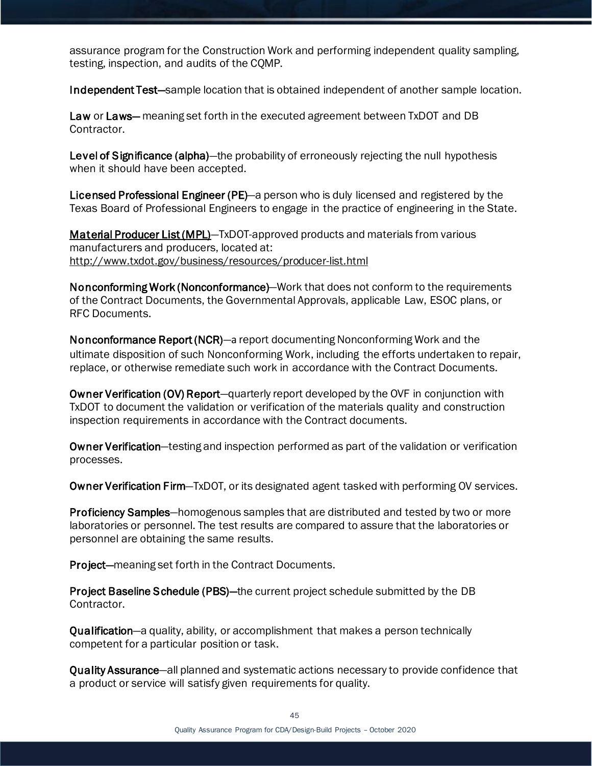assurance program for the Construction Work and performing independent quality sampling, testing, inspection, and audits of the CQMP.

**Independent Test**—sample location that is obtained independent of another sample location.

**Law** or **Laws**— meaning set forth in the executed agreement between TxDOT and DB Contractor.

**Level of Significance (alpha)**—the probability of erroneously rejecting the null hypothesis when it should have been accepted.

**Licensed Professional Engineer (PE)**—a person who is duly licensed and registered by the Texas Board of Professional Engineers to engage in the practice of engineering in the State.

**Material Producer List (MPL)**—TxDOT-approved products and materials from various manufacturers and producers, located at: http://www.txdot.gov/business/resources/producer-list.html

**Nonconforming Work (Nonconformance)**—Work that does not conform to the requirements of the Contract Documents, the Governmental Approvals, applicable Law, ESOC plans, or RFC Documents.

**Nonconformance Report (NCR)**—a report documenting Nonconforming Work and the ultimate disposition of such Nonconforming Work, including the efforts undertaken to repair, replace, or otherwise remediate such work in accordance with the Contract Documents.

**Owner Verification (OV) Report**—quarterly report developed by the OVF in conjunction with TxDOT to document the validation or verification of the materials quality and construction inspection requirements in accordance with the Contract documents.

**Owner Verification**—testing and inspection performed as part of the validation or verification processes.

**Owner Verification Firm**—TxDOT, or its designated agent tasked with performing OV services.

**Proficiency Samples**—homogenous samples that are distributed and tested by two or more laboratories or personnel. The test results are compared to assure that the laboratories or personnel are obtaining the same results.

**Project**—meaning set forth in the Contract Documents.

**Project Baseline Schedule (PBS)**—the current project schedule submitted by the DB Contractor.

**Qualification**—a quality, ability, or accomplishment that makes a person technically competent for a particular position or task.

**Quality Assurance**—all planned and systematic actions necessary to provide confidence that a product or service will satisfy given requirements for quality.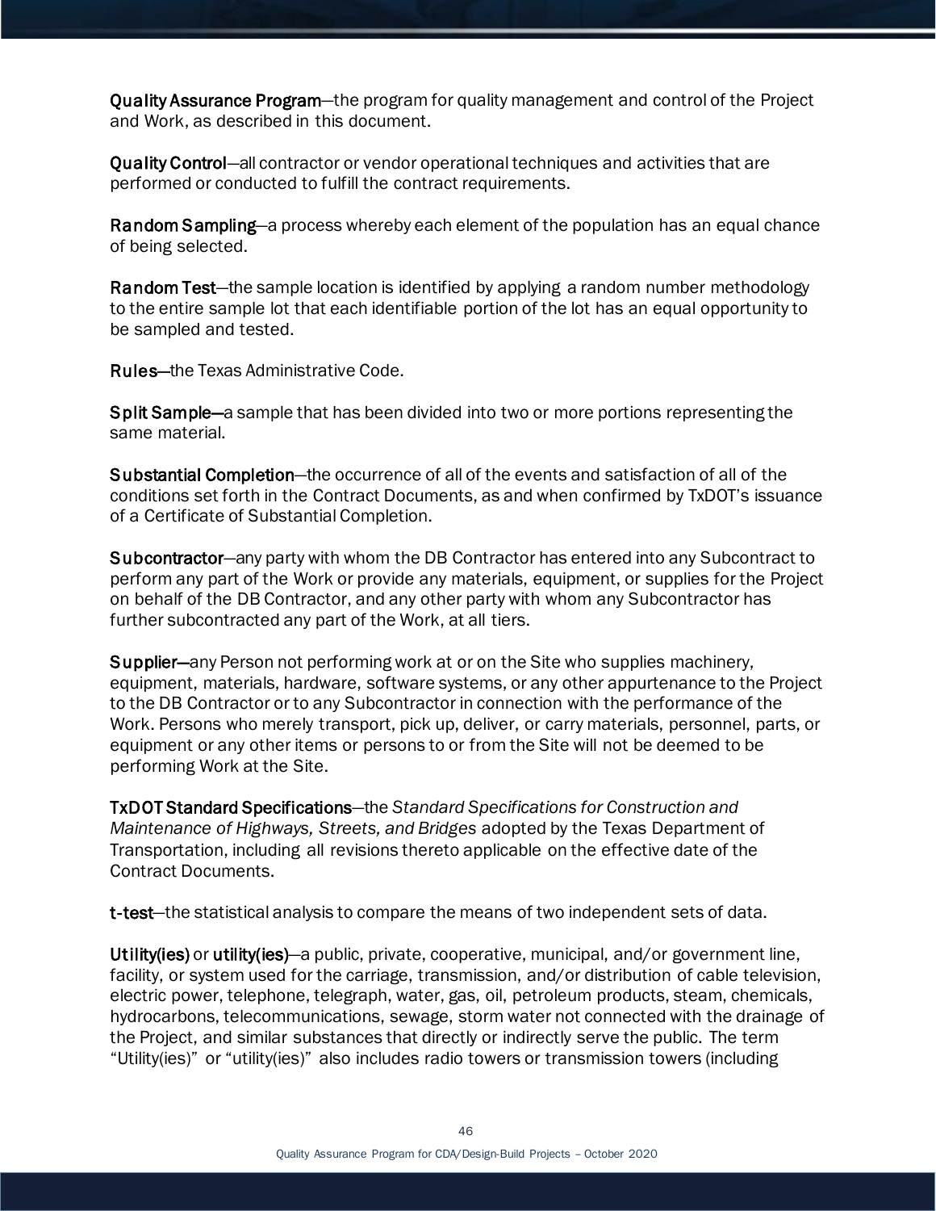**Quality Assurance Program**—the program for quality management and control of the Project and Work, as described in this document.

**Quality Control**—all contractor or vendor operational techniques and activities that are performed or conducted to fulfill the contract requirements.

**Random Sampling**—a process whereby each element of the population has an equal chance of being selected.

**Random Test**—the sample location is identified by applying a random number methodology to the entire sample lot that each identifiable portion of the lot has an equal opportunity to be sampled and tested.

**Rules**—the Texas Administrative Code.

**Split Sample**—a sample that has been divided into two or more portions representing the same material.

**Substantial Completion**—the occurrence of all of the events and satisfaction of all of the conditions set forth in the Contract Documents, as and when confirmed by TxDOT's issuance of a Certificate of Substantial Completion.

**Subcontractor**—any party with whom the DB Contractor has entered into any Subcontract to perform any part of the Work or provide any materials, equipment, or supplies for the Project on behalf of the DB Contractor, and any other party with whom any Subcontractor has further subcontracted any part of the Work, at all tiers.

**Supplier**—any Person not performing work at or on the Site who supplies machinery, equipment, materials, hardware, software systems, or any other appurtenance to the Project to the DB Contractor or to any Subcontractor in connection with the performance of the Work. Persons who merely transport, pick up, deliver, or carry materials, personnel, parts, or equipment or any other items or persons to or from the Site will not be deemed to be performing Work at the Site.

**TxDOT Standard Specifications**—the *Standard Specifications for Construction and Maintenance of Highways, Streets, and Bridges* adopted by the Texas Department of Transportation, including all revisions thereto applicable on the effective date of the Contract Documents.

**t-test**—the statistical analysis to compare the means of two independent sets of data.

**Utility(ies)** or **utility(ies)**—a public, private, cooperative, municipal, and/or government line, facility, or system used for the carriage, transmission, and/or distribution of cable television, electric power, telephone, telegraph, water, gas, oil, petroleum products, steam, chemicals, hydrocarbons, telecommunications, sewage, storm water not connected with the drainage of the Project, and similar substances that directly or indirectly serve the public. The term "Utility(ies)" or "utility(ies)" also includes radio towers or transmission towers (including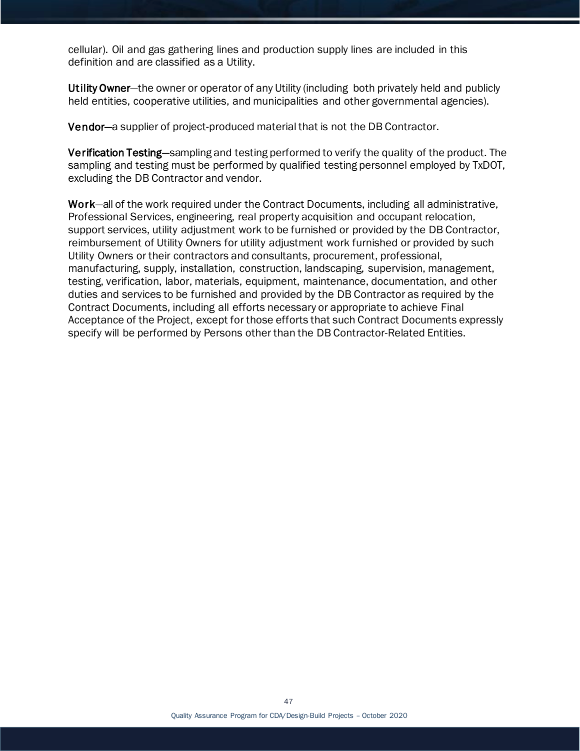cellular). Oil and gas gathering lines and production supply lines are included in this definition and are classified as a Utility.

**Utility Owner**—the owner or operator of any Utility (including both privately held and publicly held entities, cooperative utilities, and municipalities and other governmental agencies).

**Vendor**—a supplier of project-produced material that is not the DB Contractor.

**Verification Testing**—sampling and testing performed to verify the quality of the product. The sampling and testing must be performed by qualified testing personnel employed by TxDOT, excluding the DB Contractor and vendor.

**Work**—all of the work required under the Contract Documents, including all administrative, Professional Services, engineering, real property acquisition and occupant relocation, support services, utility adjustment work to be furnished or provided by the DB Contractor, reimbursement of Utility Owners for utility adjustment work furnished or provided by such Utility Owners or their contractors and consultants, procurement, professional, manufacturing, supply, installation, construction, landscaping, supervision, management, testing, verification, labor, materials, equipment, maintenance, documentation, and other duties and services to be furnished and provided by the DB Contractor as required by the Contract Documents, including all efforts necessary or appropriate to achieve Final Acceptance of the Project, except for those efforts that such Contract Documents expressly specify will be performed by Persons other than the DB Contractor-Related Entities.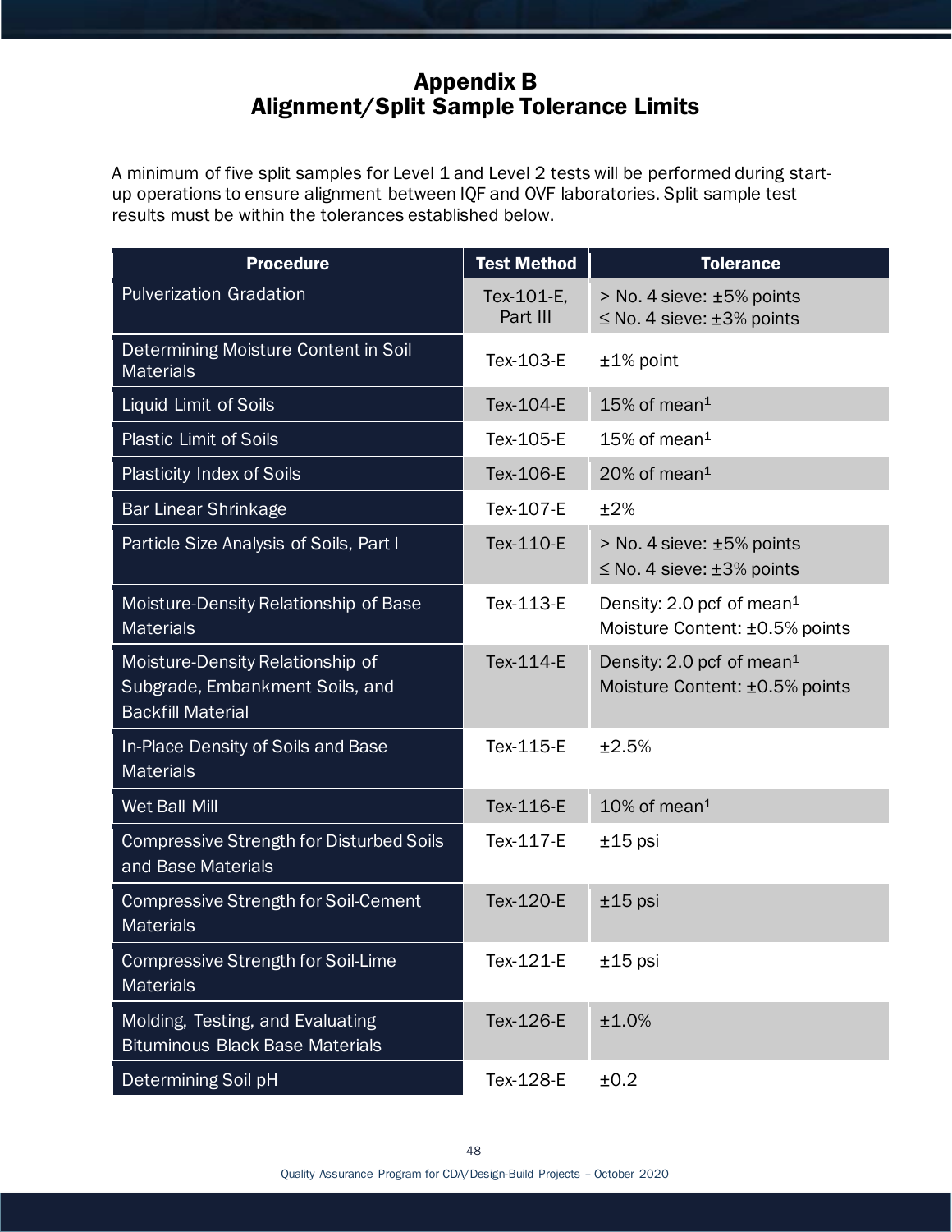# Appendix B
## Alignment/Split Sample Tolerance Limits

A minimum of five split samples for Level 1 and Level 2 tests will be performed during start-up operations to ensure alignment between IQF and OVF laboratories. Split sample test results must be within the tolerances established below.

| Procedure | Test Method | Tolerance |
|---|---|---|
| Pulverization Gradation | Tex-101-E, Part III | > No. 4 sieve: ±5% points<br>≤ No. 4 sieve: ±3% points |
| Determining Moisture Content in Soil Materials | Tex-103-E | ±1% point |
| Liquid Limit of Soils | Tex-104-E | 15% of mean[1] |
| Plastic Limit of Soils | Tex-105-E | 15% of mean[1] |
| Plasticity Index of Soils | Tex-106-E | 20% of mean[1] |
| Bar Linear Shrinkage | Tex-107-E | ±2% |
| Particle Size Analysis of Soils, Part I | Tex-110-E | > No. 4 sieve: ±5% points<br>≤ No. 4 sieve: ±3% points |
| Moisture-Density Relationship of Base Materials | Tex-113-E | Density: 2.0 pcf of mean[1]<br>Moisture Content: ±0.5% points |
| Moisture-Density Relationship of Subgrade, Embankment Soils, and Backfill Material | Tex-114-E | Density: 2.0 pcf of mean[1]<br>Moisture Content: ±0.5% points |
| In-Place Density of Soils and Base Materials | Tex-115-E | ±2.5% |
| Wet Ball Mill | Tex-116-E | 10% of mean[1] |
| Compressive Strength for Disturbed Soils and Base Materials | Tex-117-E | ±15 psi |
| Compressive Strength for Soil-Cement Materials | Tex-120-E | ±15 psi |
| Compressive Strength for Soil-Lime Materials | Tex-121-E | ±15 psi |
| Molding, Testing, and Evaluating Bituminous Black Base Materials | Tex-126-E | ±1.0% |
| Determining Soil pH | Tex-128-E | ±0.2 |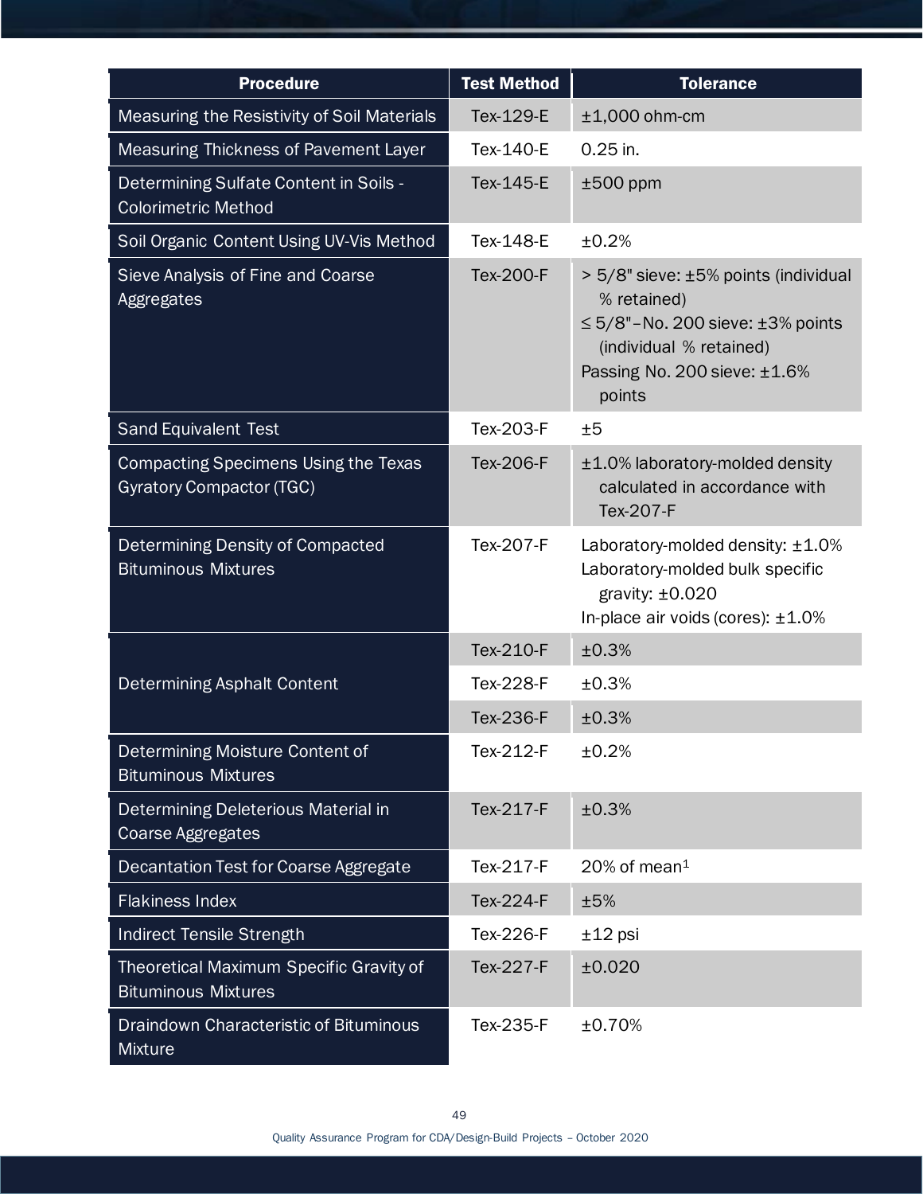| Procedure | Test Method | Tolerance |
|---|---|---|
| Measuring the Resistivity of Soil Materials | Tex-129-E | ±1,000 ohm-cm |
| Measuring Thickness of Pavement Layer | Tex-140-E | 0.25 in. |
| Determining Sulfate Content in Soils - Colorimetric Method | Tex-145-E | ±500 ppm |
| Soil Organic Content Using UV-Vis Method | Tex-148-E | ±0.2% |
| Sieve Analysis of Fine and Coarse Aggregates | Tex-200-F | > 5/8" sieve: ±5% points (individual % retained)<br>≤ 5/8"–No. 200 sieve: ±3% points (individual % retained)<br>Passing No. 200 sieve: ±1.6% points |
| Sand Equivalent Test | Tex-203-F | ±5 |
| Compacting Specimens Using the Texas Gyratory Compactor (TGC) | Tex-206-F | ±1.0% laboratory-molded density calculated in accordance with Tex-207-F |
| Determining Density of Compacted Bituminous Mixtures | Tex-207-F | Laboratory-molded density: ±1.0%<br>Laboratory-molded bulk specific gravity: ±0.020<br>In-place air voids (cores): ±1.0% |
| Determining Asphalt Content | Tex-210-F | ±0.3% |
| | Tex-228-F | ±0.3% |
| | Tex-236-F | ±0.3% |
| Determining Moisture Content of Bituminous Mixtures | Tex-212-F | ±0.2% |
| Determining Deleterious Material in Coarse Aggregates | Tex-217-F | ±0.3% |
| Decantation Test for Coarse Aggregate | Tex-217-F | 20% of mean[1] |
| Flakiness Index | Tex-224-F | ±5% |
| Indirect Tensile Strength | Tex-226-F | ±12 psi |
| Theoretical Maximum Specific Gravity of Bituminous Mixtures | Tex-227-F | ±0.020 |
| Draindown Characteristic of Bituminous Mixture | Tex-235-F | ±0.70% |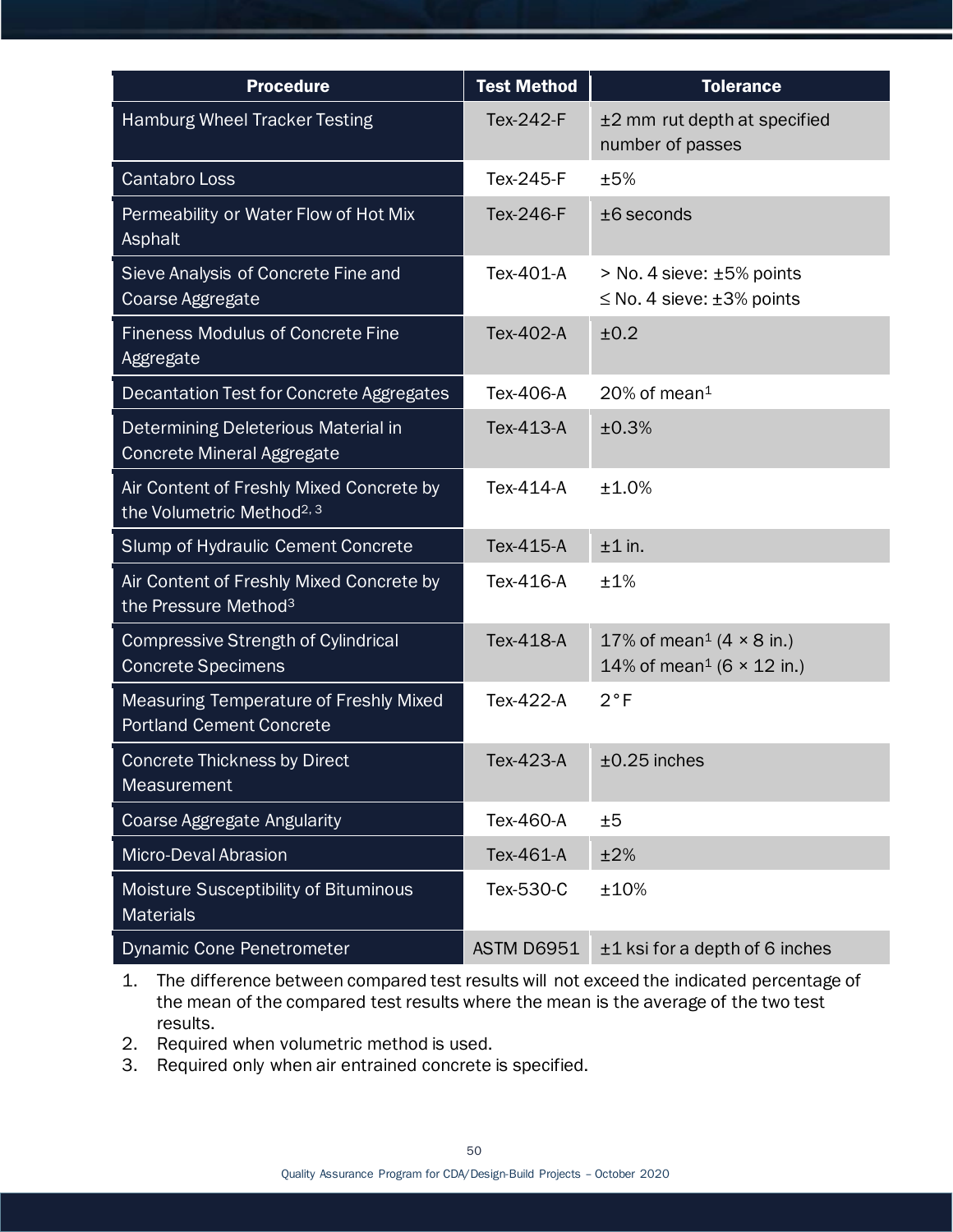| Procedure | Test Method | Tolerance |
|---|---|---|
| Hamburg Wheel Tracker Testing | Tex-242-F | ±2 mm rut depth at specified number of passes |
| Cantabro Loss | Tex-245-F | ±5% |
| Permeability or Water Flow of Hot Mix Asphalt | Tex-246-F | ±6 seconds |
| Sieve Analysis of Concrete Fine and Coarse Aggregate | Tex-401-A | > No. 4 sieve: ±5% points<br>≤ No. 4 sieve: ±3% points |
| Fineness Modulus of Concrete Fine Aggregate | Tex-402-A | ±0.2 |
| Decantation Test for Concrete Aggregates | Tex-406-A | 20% of mean[1] |
| Determining Deleterious Material in Concrete Mineral Aggregate | Tex-413-A | ±0.3% |
| Air Content of Freshly Mixed Concrete by the Volumetric Method[2, 3] | Tex-414-A | ±1.0% |
| Slump of Hydraulic Cement Concrete | Tex-415-A | ±1 in. |
| Air Content of Freshly Mixed Concrete by the Pressure Method[3] | Tex-416-A | ±1% |
| Compressive Strength of Cylindrical Concrete Specimens | Tex-418-A | 17% of mean[1] (4 × 8 in.)<br>14% of mean[1] (6 × 12 in.) |
| Measuring Temperature of Freshly Mixed Portland Cement Concrete | Tex-422-A | 2°F |
| Concrete Thickness by Direct Measurement | Tex-423-A | ±0.25 inches |
| Coarse Aggregate Angularity | Tex-460-A | ±5 |
| Micro-Deval Abrasion | Tex-461-A | ±2% |
| Moisture Susceptibility of Bituminous Materials | Tex-530-C | ±10% |
| Dynamic Cone Penetrometer | ASTM D6951 | ±1 ksi for a depth of 6 inches |

1. The difference between compared test results will not exceed the indicated percentage of the mean of the compared test results where the mean is the average of the two test results.
2. Required when volumetric method is used.
3. Required only when air entrained concrete is specified.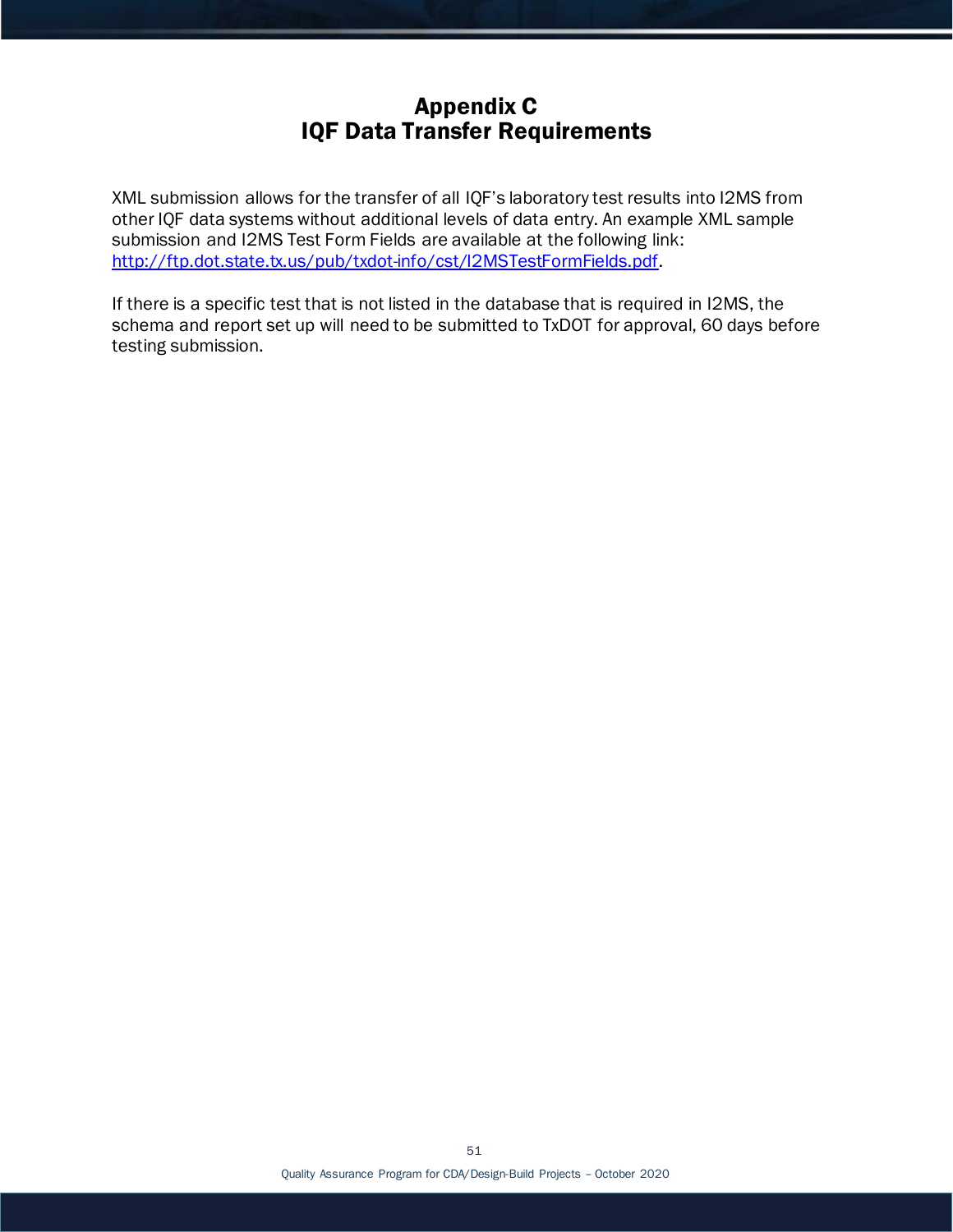# Appendix C
# IQF Data Transfer Requirements

XML submission allows for the transfer of all IQF's laboratory test results into I2MS from other IQF data systems without additional levels of data entry. An example XML sample submission and I2MS Test Form Fields are available at the following link: [http://ftp.dot.state.tx.us/pub/txdot-info/cst/I2MSTestFormFields.pdf](http://ftp.dot.state.tx.us/pub/txdot-info/cst/I2MSTestFormFields.pdf).

If there is a specific test that is not listed in the database that is required in I2MS, the schema and report set up will need to be submitted to TxDOT for approval, 60 days before testing submission.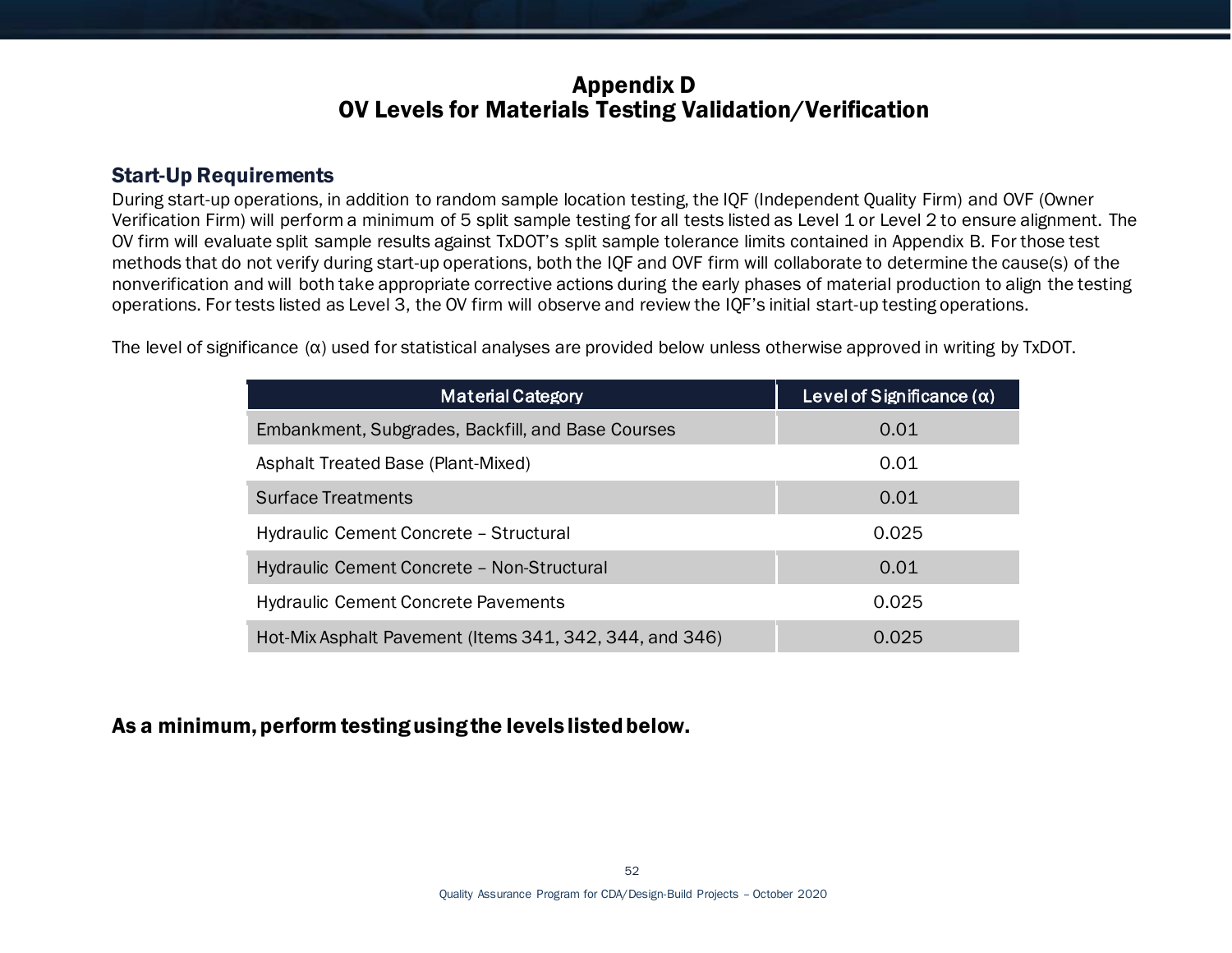# Appendix D
# OV Levels for Materials Testing Validation/Verification

## Start-Up Requirements

During start-up operations, in addition to random sample location testing, the IQF (Independent Quality Firm) and OVF (Owner Verification Firm) will perform a minimum of 5 split sample testing for all tests listed as Level 1 or Level 2 to ensure alignment. The OV firm will evaluate split sample results against TxDOT's split sample tolerance limits contained in Appendix B. For those test methods that do not verify during start-up operations, both the IQF and OVF firm will collaborate to determine the cause(s) of the nonverification and will both take appropriate corrective actions during the early phases of material production to align the testing operations. For tests listed as Level 3, the OV firm will observe and review the IQF's initial start-up testing operations.

The level of significance (α) used for statistical analyses are provided below unless otherwise approved in writing by TxDOT.

| Material Category | Level of Significance (α) |
| --- | --- |
| Embankment, Subgrades, Backfill, and Base Courses | 0.01 |
| Asphalt Treated Base (Plant-Mixed) | 0.01 |
| Surface Treatments | 0.01 |
| Hydraulic Cement Concrete – Structural | 0.025 |
| Hydraulic Cement Concrete – Non-Structural | 0.01 |
| Hydraulic Cement Concrete Pavements | 0.025 |
| Hot-Mix Asphalt Pavement (Items 341, 342, 344, and 346) | 0.025 |

**As a minimum, perform testing using the levels listed below.**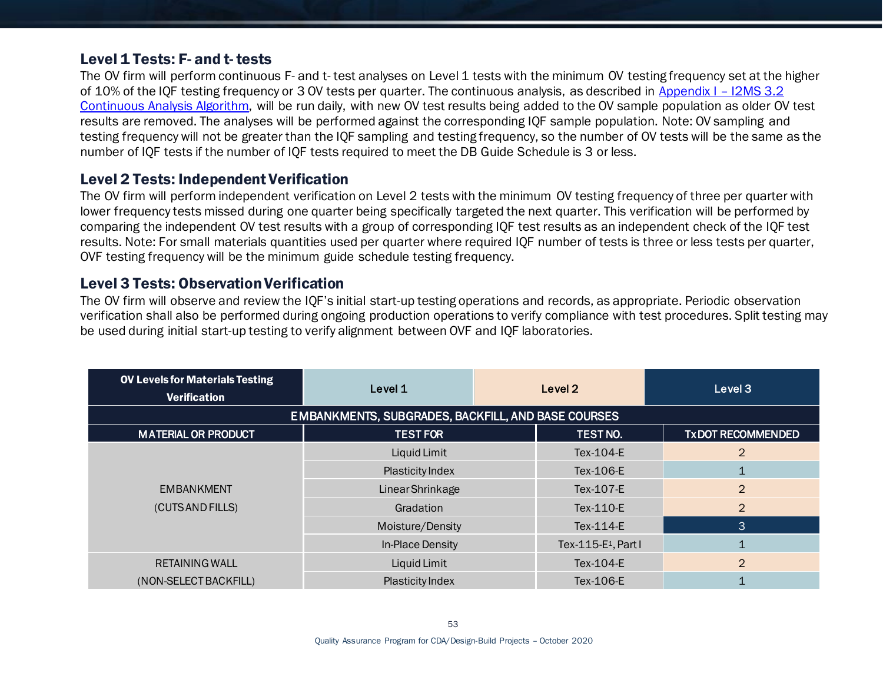### Level 1 Tests: F- and t- tests

The OV firm will perform continuous F- and t- test analyses on Level 1 tests with the minimum OV testing frequency set at the higher of 10% of the IQF testing frequency or 3 OV tests per quarter. The continuous analysis, as described in [Appendix I – I2MS 3.2 Continuous Analysis Algorithm](), will be run daily, with new OV test results being added to the OV sample population as older OV test results are removed. The analyses will be performed against the corresponding IQF sample population. Note: OV sampling and testing frequency will not be greater than the IQF sampling and testing frequency, so the number of OV tests will be the same as the number of IQF tests if the number of IQF tests required to meet the DB Guide Schedule is 3 or less.

### Level 2 Tests: Independent Verification

The OV firm will perform independent verification on Level 2 tests with the minimum OV testing frequency of three per quarter with lower frequency tests missed during one quarter being specifically targeted the next quarter. This verification will be performed by comparing the independent OV test results with a group of corresponding IQF test results as an independent check of the IQF test results. Note: For small materials quantities used per quarter where required IQF number of tests is three or less tests per quarter, OVF testing frequency will be the minimum guide schedule testing frequency.

### Level 3 Tests: Observation Verification

The OV firm will observe and review the IQF's initial start-up testing operations and records, as appropriate. Periodic observation verification shall also be performed during ongoing production operations to verify compliance with test procedures. Split testing may be used during initial start-up testing to verify alignment between OVF and IQF laboratories.

| OV Levels for Materials Testing Verification | Level 1 | Level 2 | Level 3 |
|---|---|---|---|
| **EMBANKMENTS, SUBGRADES, BACKFILL, AND BASE COURSES** | | | |
| **MATERIAL OR PRODUCT** | **TEST FOR** | **TEST NO.** | **TxDOT RECOMMENDED** |
| EMBANKMENT (CUTS AND FILLS) | Liquid Limit | Tex-104-E | 2 |
| | Plasticity Index | Tex-106-E | 1 |
| | Linear Shrinkage | Tex-107-E | 2 |
| | Gradation | Tex-110-E | 2 |
| | Moisture/Density | Tex-114-E | 3 |
| | In-Place Density | Tex-115-E[1], Part I | 1 |
| RETAINING WALL (NON-SELECT BACKFILL) | Liquid Limit | Tex-104-E | 2 |
| | Plasticity Index | Tex-106-E | 1 |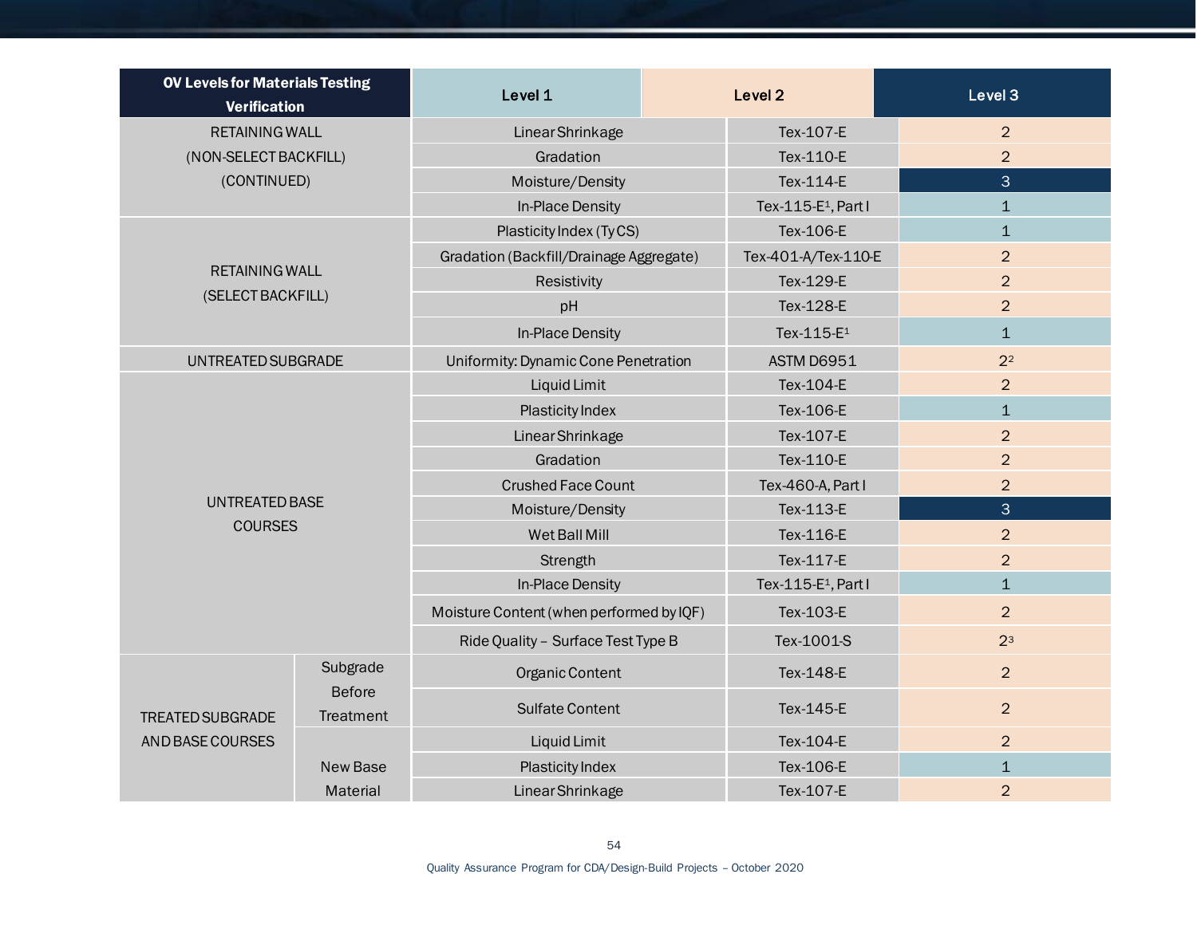| OV Levels for Materials Testing Verification | | Level 1 | Level 2 | Level 3 |
|---|---|---|---|---|
| RETAINING WALL (NON-SELECT BACKFILL) (CONTINUED) | | Linear Shrinkage | Tex-107-E | 2 |
| | | Gradation | Tex-110-E | 2 |
| | | Moisture/Density | Tex-114-E | 3 |
| | | In-Place Density | Tex-115-E[1], Part I | 1 |
| RETAINING WALL (SELECT BACKFILL) | | Plasticity Index (Ty CS) | Tex-106-E | 1 |
| | | Gradation (Backfill/Drainage Aggregate) | Tex-401-A/Tex-110-E | 2 |
| | | Resistivity | Tex-129-E | 2 |
| | | pH | Tex-128-E | 2 |
| | | In-Place Density | Tex-115-E[1] | 1 |
| UNTREATED SUBGRADE | | Uniformity: Dynamic Cone Penetration | ASTM D6951 | 2[2] |
| UNTREATED BASE COURSES | | Liquid Limit | Tex-104-E | 2 |
| | | Plasticity Index | Tex-106-E | 1 |
| | | Linear Shrinkage | Tex-107-E | 2 |
| | | Gradation | Tex-110-E | 2 |
| | | Crushed Face Count | Tex-460-A, Part I | 2 |
| | | Moisture/Density | Tex-113-E | 3 |
| | | Wet Ball Mill | Tex-116-E | 2 |
| | | Strength | Tex-117-E | 2 |
| | | In-Place Density | Tex-115-E[1], Part I | 1 |
| | | Moisture Content (when performed by IQF) | Tex-103-E | 2 |
| | | Ride Quality – Surface Test Type B | Tex-1001-S | 2[3] |
| TREATED SUBGRADE AND BASE COURSES | Subgrade Before Treatment | Organic Content | Tex-148-E | 2 |
| | | Sulfate Content | Tex-145-E | 2 |
| | New Base Material | Liquid Limit | Tex-104-E | 2 |
| | | Plasticity Index | Tex-106-E | 1 |
| | | Linear Shrinkage | Tex-107-E | 2 |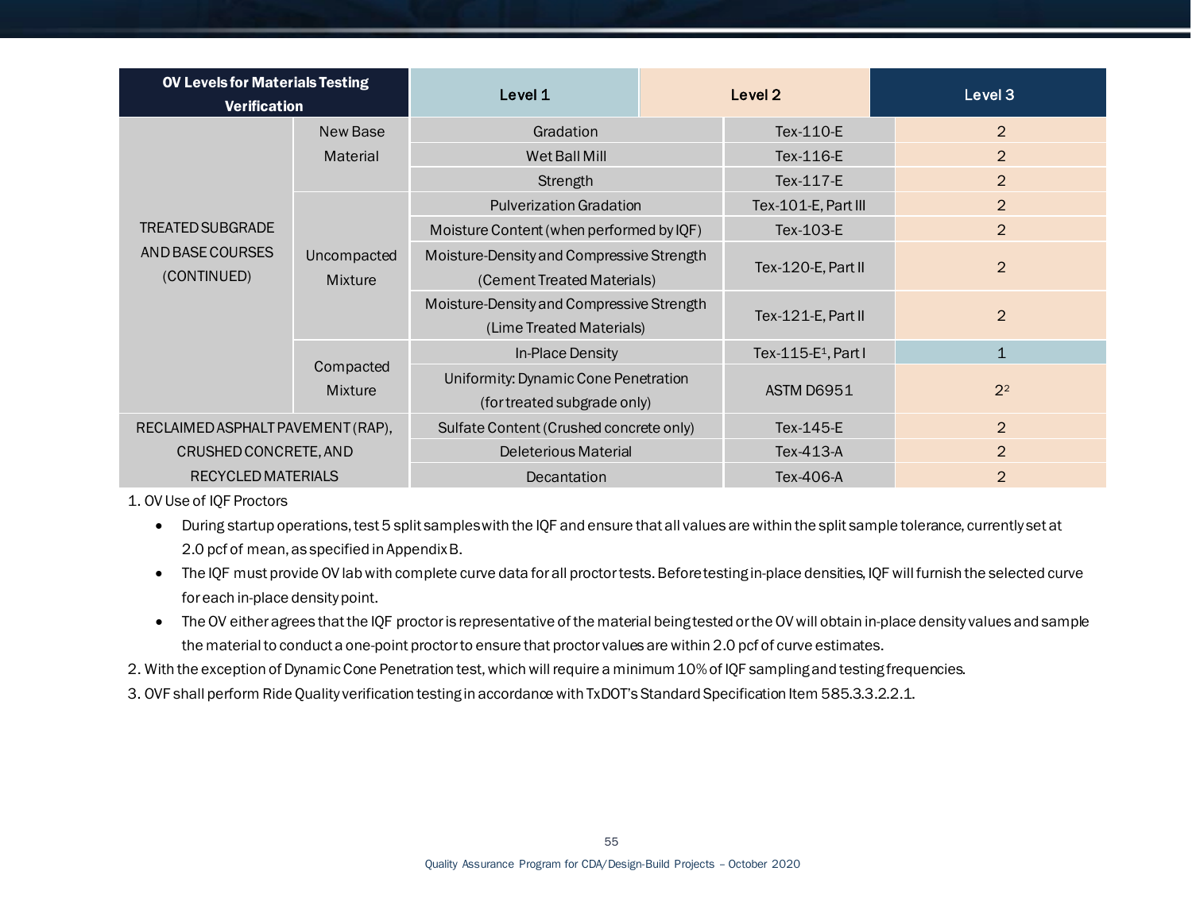| OV Levels for Materials Testing Verification | | Level 1 | Level 2 | Level 3 |
|---|---|---|---|---|
| TREATED SUBGRADE AND BASE COURSES (CONTINUED) | New Base Material | Gradation | Tex-110-E | 2 |
| | | Wet Ball Mill | Tex-116-E | 2 |
| | | Strength | Tex-117-E | 2 |
| | Uncompacted Mixture | Pulverization Gradation | Tex-101-E, Part III | 2 |
| | | Moisture Content (when performed by IQF) | Tex-103-E | 2 |
| | | Moisture-Density and Compressive Strength (Cement Treated Materials) | Tex-120-E, Part II | 2 |
| | | Moisture-Density and Compressive Strength (Lime Treated Materials) | Tex-121-E, Part II | 2 |
| | Compacted Mixture | In-Place Density | Tex-115-E[1], Part I | 1 |
| | | Uniformity: Dynamic Cone Penetration (for treated subgrade only) | ASTM D6951 | 2[2] |
| RECLAIMED ASPHALT PAVEMENT (RAP), CRUSHED CONCRETE, AND RECYCLED MATERIALS | | Sulfate Content (Crushed concrete only) | Tex-145-E | 2 |
| | | Deleterious Material | Tex-413-A | 2 |
| | | Decantation | Tex-406-A | 2 |

1. OV Use of IQF Proctors
   - During startup operations, test 5 split samples with the IQF and ensure that all values are within the split sample tolerance, currently set at 2.0 pcf of mean, as specified in Appendix B.
   - The IQF must provide OV lab with complete curve data for all proctor tests. Before testing in-place densities, IQF will furnish the selected curve for each in-place density point.
   - The OV either agrees that the IQF proctor is representative of the material being tested or the OV will obtain in-place density values and sample the material to conduct a one-point proctor to ensure that proctor values are within 2.0 pcf of curve estimates.
2. With the exception of Dynamic Cone Penetration test, which will require a minimum 10% of IQF sampling and testing frequencies.
3. OVF shall perform Ride Quality verification testing in accordance with TxDOT's Standard Specification Item 585.3.3.2.2.1.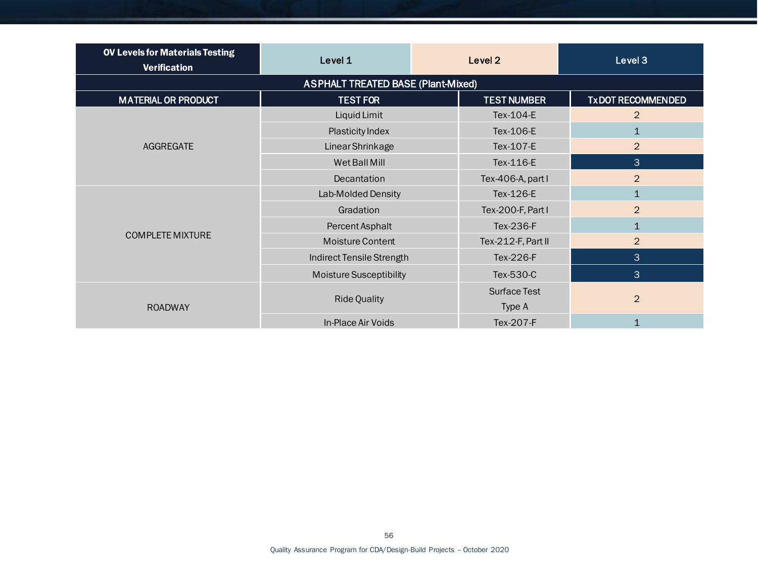| OV Levels for Materials Testing Verification | Level 1 | Level 2 | Level 3 |
|---|---|---|---|
| **ASPHALT TREATED BASE (Plant-Mixed)** | | | |
| **MATERIAL OR PRODUCT** | **TEST FOR** | **TEST NUMBER** | **TxDOT RECOMMENDED** |
| AGGREGATE | Liquid Limit | Tex-104-E | 2 |
| | Plasticity Index | Tex-106-E | 1 |
| | Linear Shrinkage | Tex-107-E | 2 |
| | Wet Ball Mill | Tex-116-E | 3 |
| | Decantation | Tex-406-A, part I | 2 |
| COMPLETE MIXTURE | Lab-Molded Density | Tex-126-E | 1 |
| | Gradation | Tex-200-F, Part I | 2 |
| | Percent Asphalt | Tex-236-F | 1 |
| | Moisture Content | Tex-212-F, Part II | 2 |
| | Indirect Tensile Strength | Tex-226-F | 3 |
| | Moisture Susceptibility | Tex-530-C | 3 |
| ROADWAY | Ride Quality | Surface Test Type A | 2 |
| | In-Place Air Voids | Tex-207-F | 1 |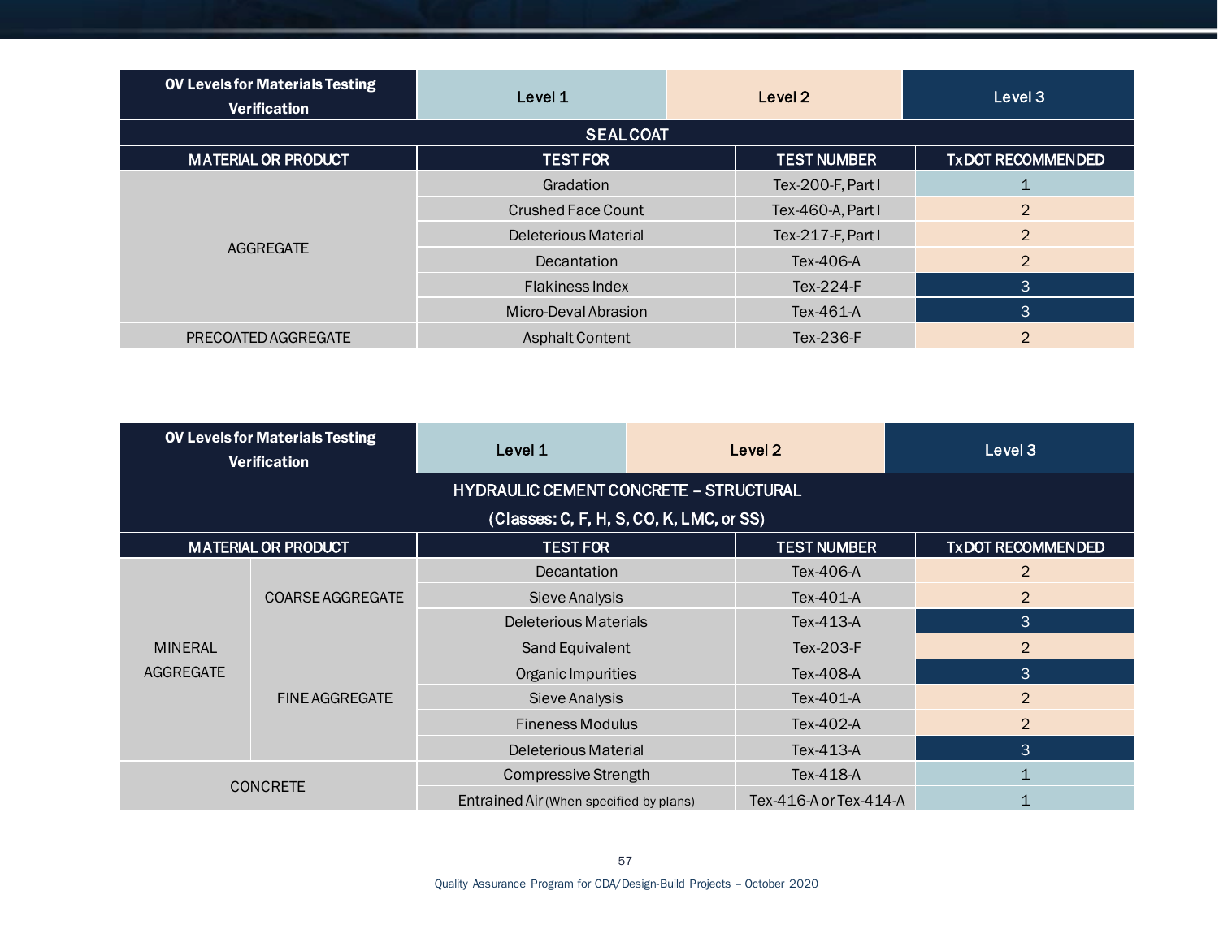| OV Levels for Materials Testing Verification | Level 1 | Level 2 | Level 3 |
|---|---|---|---|
| **SEAL COAT** | | | |
| **MATERIAL OR PRODUCT** | **TEST FOR** | **TEST NUMBER** | **TxDOT RECOMMENDED** |
| AGGREGATE | Gradation | Tex-200-F, Part I | 1 |
| | Crushed Face Count | Tex-460-A, Part I | 2 |
| | Deleterious Material | Tex-217-F, Part I | 2 |
| | Decantation | Tex-406-A | 2 |
| | Flakiness Index | Tex-224-F | 3 |
| | Micro-Deval Abrasion | Tex-461-A | 3 |
| PRECOATED AGGREGATE | Asphalt Content | Tex-236-F | 2 |

| OV Levels for Materials Testing Verification | | Level 1 | Level 2 | Level 3 |
|---|---|---|---|---|
| **HYDRAULIC CEMENT CONCRETE – STRUCTURAL (Classes: C, F, H, S, CO, K, LMC, or SS)** | | | | |
| **MATERIAL OR PRODUCT** | | **TEST FOR** | **TEST NUMBER** | **TxDOT RECOMMENDED** |
| MINERAL AGGREGATE | COARSE AGGREGATE | Decantation | Tex-406-A | 2 |
| | | Sieve Analysis | Tex-401-A | 2 |
| | | Deleterious Materials | Tex-413-A | 3 |
| | FINE AGGREGATE | Sand Equivalent | Tex-203-F | 2 |
| | | Organic Impurities | Tex-408-A | 3 |
| | | Sieve Analysis | Tex-401-A | 2 |
| | | Fineness Modulus | Tex-402-A | 2 |
| | | Deleterious Material | Tex-413-A | 3 |
| CONCRETE | | Compressive Strength | Tex-418-A | 1 |
| | | Entrained Air (When specified by plans) | Tex-416-A or Tex-414-A | 1 |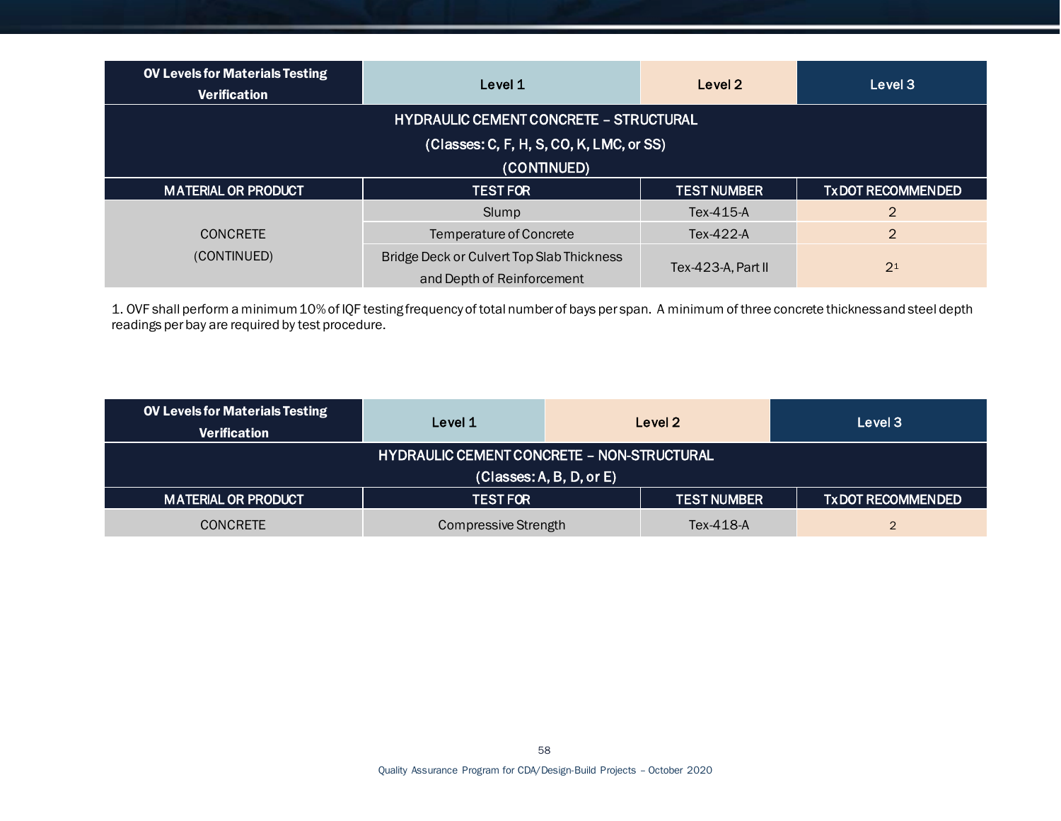| OV Levels for Materials Testing Verification | Level 1 | Level 2 | Level 3 |
|---|---|---|---|
| HYDRAULIC CEMENT CONCRETE – STRUCTURAL (Classes: C, F, H, S, CO, K, LMC, or SS) (CONTINUED) | | | |
| MATERIAL OR PRODUCT | TEST FOR | TEST NUMBER | TxDOT RECOMMENDED |
| CONCRETE (CONTINUED) | Slump | Tex-415-A | 2 |
| | Temperature of Concrete | Tex-422-A | 2 |
| | Bridge Deck or Culvert Top Slab Thickness and Depth of Reinforcement | Tex-423-A, Part II | 2[1] |

1. OVF shall perform a minimum 10% of IQF testing frequency of total number of bays per span. A minimum of three concrete thickness and steel depth readings per bay are required by test procedure.

| OV Levels for Materials Testing Verification | Level 1 | Level 2 | Level 3 |
|---|---|---|---|
| HYDRAULIC CEMENT CONCRETE – NON-STRUCTURAL (Classes: A, B, D, or E) | | | |
| MATERIAL OR PRODUCT | TEST FOR | TEST NUMBER | TxDOT RECOMMENDED |
| CONCRETE | Compressive Strength | Tex-418-A | 2 |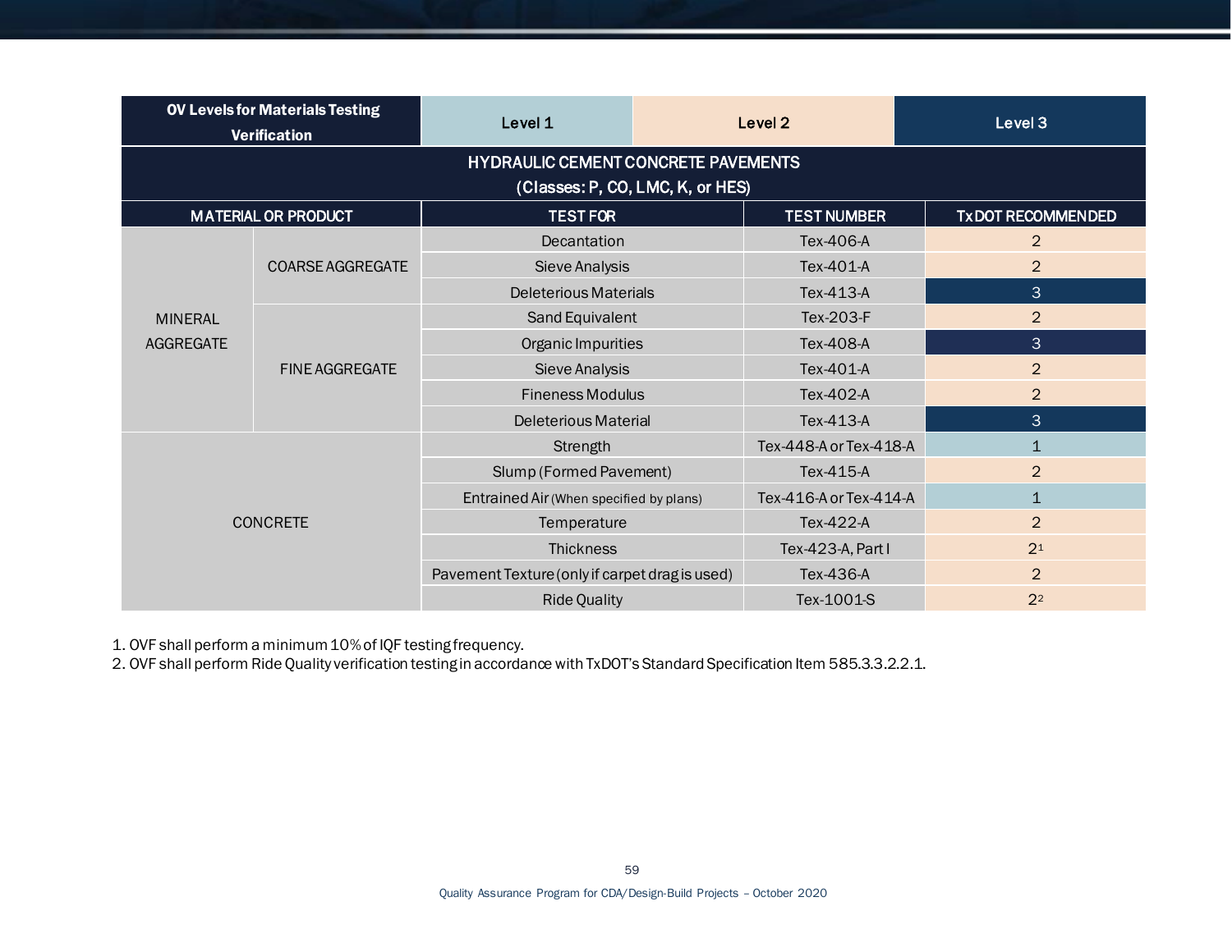| OV Levels for Materials Testing Verification | | Level 1 | Level 2 | Level 3 |
|---|---|---|---|---|
| **HYDRAULIC CEMENT CONCRETE PAVEMENTS (Classes: P, CO, LMC, K, or HES)** | | | | |
| **MATERIAL OR PRODUCT** | | **TEST FOR** | **TEST NUMBER** | **TxDOT RECOMMENDED** |
| MINERAL AGGREGATE | COARSE AGGREGATE | Decantation | Tex-406-A | 2 |
| | | Sieve Analysis | Tex-401-A | 2 |
| | | Deleterious Materials | Tex-413-A | 3 |
| | FINE AGGREGATE | Sand Equivalent | Tex-203-F | 2 |
| | | Organic Impurities | Tex-408-A | 3 |
| | | Sieve Analysis | Tex-401-A | 2 |
| | | Fineness Modulus | Tex-402-A | 2 |
| | | Deleterious Material | Tex-413-A | 3 |
| CONCRETE | | Strength | Tex-448-A or Tex-418-A | 1 |
| | | Slump (Formed Pavement) | Tex-415-A | 2 |
| | | Entrained Air (When specified by plans) | Tex-416-A or Tex-414-A | 1 |
| | | Temperature | Tex-422-A | 2 |
| | | Thickness | Tex-423-A, Part I | 2[1] |
| | | Pavement Texture (only if carpet drag is used) | Tex-436-A | 2 |
| | | Ride Quality | Tex-1001-S | 2[2] |

1. OVF shall perform a minimum 10% of IQF testing frequency.
2. OVF shall perform Ride Quality verification testing in accordance with TxDOT's Standard Specification Item 585.3.3.2.2.1.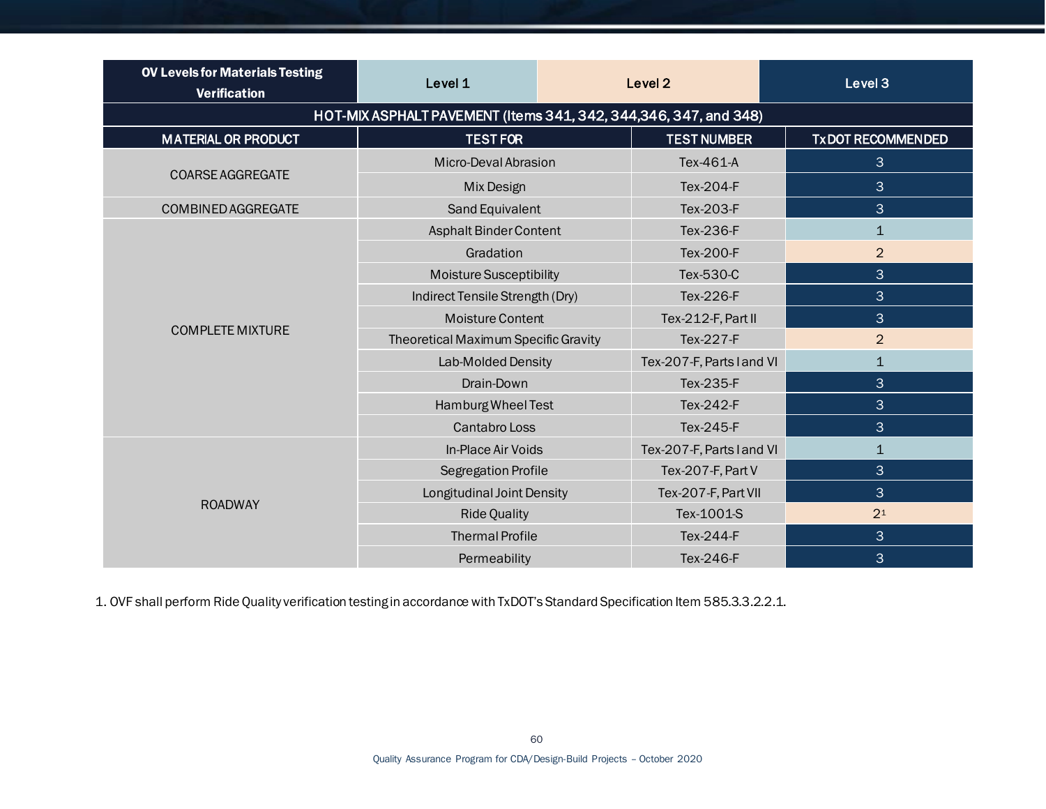| OV Levels for Materials Testing Verification | Level 1 | Level 2 | Level 3 |
|---|---|---|---|
| **HOT-MIX ASPHALT PAVEMENT (Items 341, 342, 344,346, 347, and 348)** | | | |
| **MATERIAL OR PRODUCT** | **TEST FOR** | **TEST NUMBER** | **TxDOT RECOMMENDED** |
| COARSE AGGREGATE | Micro-Deval Abrasion | Tex-461-A | 3 |
| | Mix Design | Tex-204-F | 3 |
| COMBINED AGGREGATE | Sand Equivalent | Tex-203-F | 3 |
| COMPLETE MIXTURE | Asphalt Binder Content | Tex-236-F | 1 |
| | Gradation | Tex-200-F | 2 |
| | Moisture Susceptibility | Tex-530-C | 3 |
| | Indirect Tensile Strength (Dry) | Tex-226-F | 3 |
| | Moisture Content | Tex-212-F, Part II | 3 |
| | Theoretical Maximum Specific Gravity | Tex-227-F | 2 |
| | Lab-Molded Density | Tex-207-F, Parts I and VI | 1 |
| | Drain-Down | Tex-235-F | 3 |
| | Hamburg Wheel Test | Tex-242-F | 3 |
| | Cantabro Loss | Tex-245-F | 3 |
| ROADWAY | In-Place Air Voids | Tex-207-F, Parts I and VI | 1 |
| | Segregation Profile | Tex-207-F, Part V | 3 |
| | Longitudinal Joint Density | Tex-207-F, Part VII | 3 |
| | Ride Quality | Tex-1001-S | 2[1] |
| | Thermal Profile | Tex-244-F | 3 |
| | Permeability | Tex-246-F | 3 |

1. OVF shall perform Ride Quality verification testing in accordance with TxDOT's Standard Specification Item 585.3.3.2.2.1.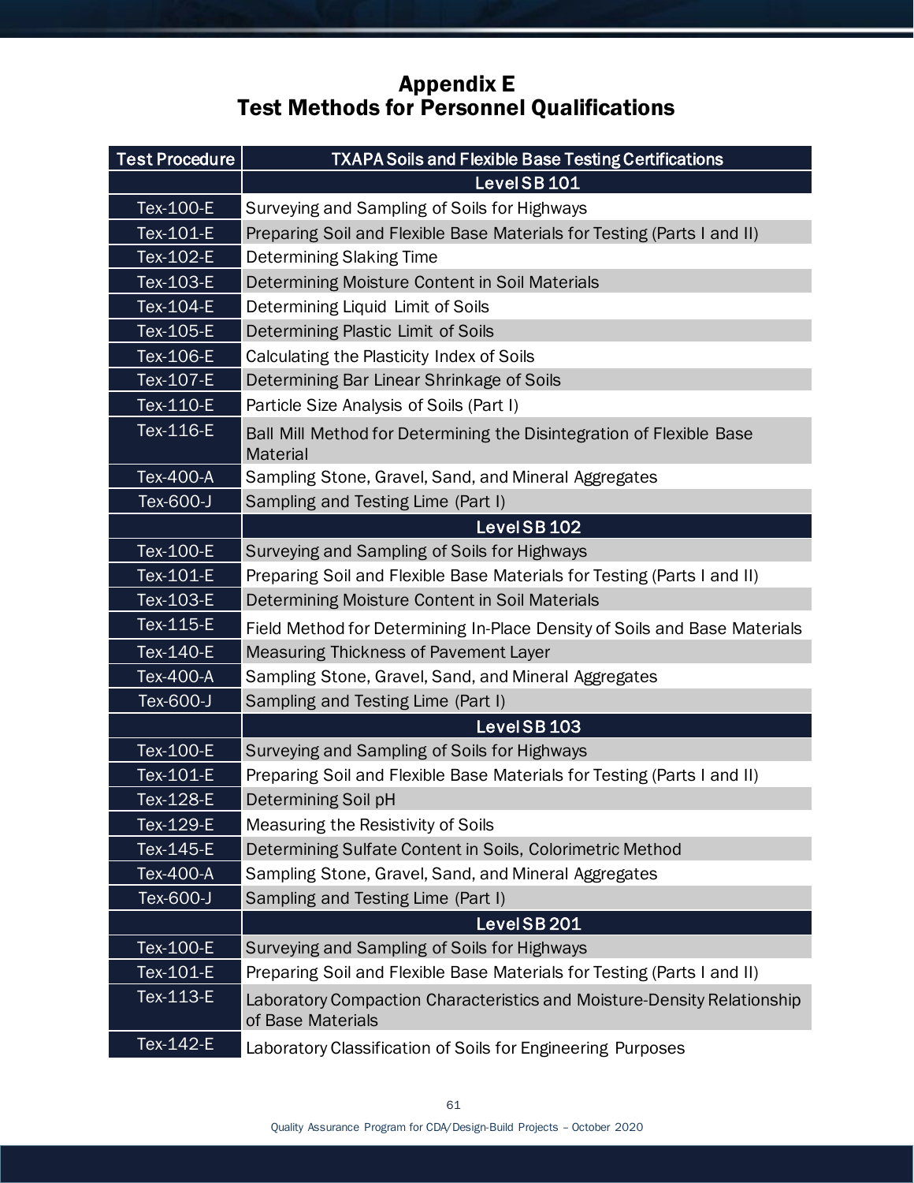# Appendix E
## Test Methods for Personnel Qualifications

| Test Procedure | TXAPA Soils and Flexible Base Testing Certifications |
|---|---|
| | **Level SB 101** |
| Tex-100-E | Surveying and Sampling of Soils for Highways |
| Tex-101-E | Preparing Soil and Flexible Base Materials for Testing (Parts I and II) |
| Tex-102-E | Determining Slaking Time |
| Tex-103-E | Determining Moisture Content in Soil Materials |
| Tex-104-E | Determining Liquid Limit of Soils |
| Tex-105-E | Determining Plastic Limit of Soils |
| Tex-106-E | Calculating the Plasticity Index of Soils |
| Tex-107-E | Determining Bar Linear Shrinkage of Soils |
| Tex-110-E | Particle Size Analysis of Soils (Part I) |
| Tex-116-E | Ball Mill Method for Determining the Disintegration of Flexible Base Material |
| Tex-400-A | Sampling Stone, Gravel, Sand, and Mineral Aggregates |
| Tex-600-J | Sampling and Testing Lime (Part I) |
| | **Level SB 102** |
| Tex-100-E | Surveying and Sampling of Soils for Highways |
| Tex-101-E | Preparing Soil and Flexible Base Materials for Testing (Parts I and II) |
| Tex-103-E | Determining Moisture Content in Soil Materials |
| Tex-115-E | Field Method for Determining In-Place Density of Soils and Base Materials |
| Tex-140-E | Measuring Thickness of Pavement Layer |
| Tex-400-A | Sampling Stone, Gravel, Sand, and Mineral Aggregates |
| Tex-600-J | Sampling and Testing Lime (Part I) |
| | **Level SB 103** |
| Tex-100-E | Surveying and Sampling of Soils for Highways |
| Tex-101-E | Preparing Soil and Flexible Base Materials for Testing (Parts I and II) |
| Tex-128-E | Determining Soil pH |
| Tex-129-E | Measuring the Resistivity of Soils |
| Tex-145-E | Determining Sulfate Content in Soils, Colorimetric Method |
| Tex-400-A | Sampling Stone, Gravel, Sand, and Mineral Aggregates |
| Tex-600-J | Sampling and Testing Lime (Part I) |
| | **Level SB 201** |
| Tex-100-E | Surveying and Sampling of Soils for Highways |
| Tex-101-E | Preparing Soil and Flexible Base Materials for Testing (Parts I and II) |
| Tex-113-E | Laboratory Compaction Characteristics and Moisture-Density Relationship of Base Materials |
| Tex-142-E | Laboratory Classification of Soils for Engineering Purposes |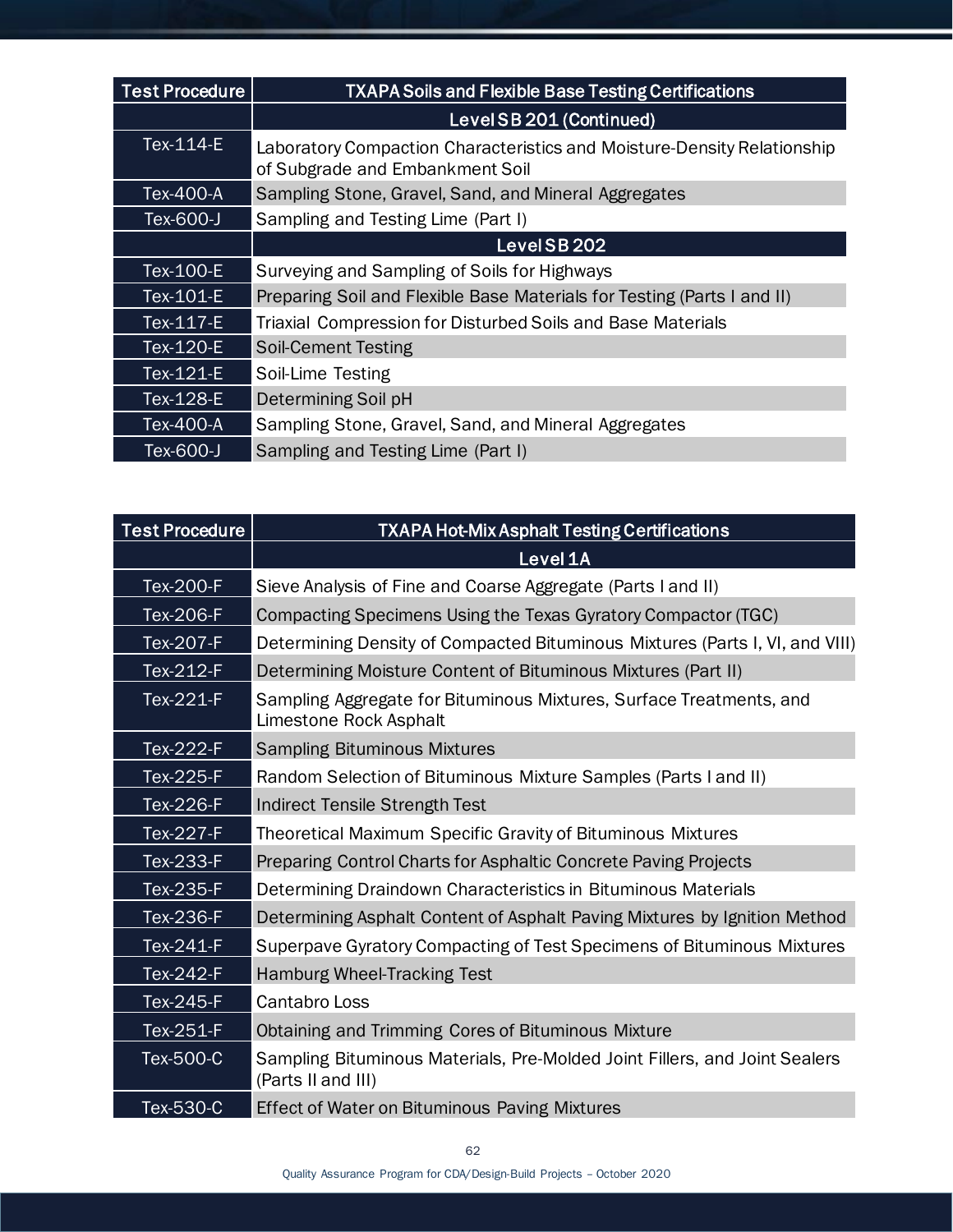| Test Procedure | TXAPA Soils and Flexible Base Testing Certifications |
| --- | --- |
| | Level SB 201 (Continued) |
| Tex-114-E | Laboratory Compaction Characteristics and Moisture-Density Relationship of Subgrade and Embankment Soil |
| Tex-400-A | Sampling Stone, Gravel, Sand, and Mineral Aggregates |
| Tex-600-J | Sampling and Testing Lime (Part I) |
| | Level SB 202 |
| Tex-100-E | Surveying and Sampling of Soils for Highways |
| Tex-101-E | Preparing Soil and Flexible Base Materials for Testing (Parts I and II) |
| Tex-117-E | Triaxial Compression for Disturbed Soils and Base Materials |
| Tex-120-E | Soil-Cement Testing |
| Tex-121-E | Soil-Lime Testing |
| Tex-128-E | Determining Soil pH |
| Tex-400-A | Sampling Stone, Gravel, Sand, and Mineral Aggregates |
| Tex-600-J | Sampling and Testing Lime (Part I) |

| Test Procedure | TXAPA Hot-Mix Asphalt Testing Certifications |
| --- | --- |
| | Level 1A |
| Tex-200-F | Sieve Analysis of Fine and Coarse Aggregate (Parts I and II) |
| Tex-206-F | Compacting Specimens Using the Texas Gyratory Compactor (TGC) |
| Tex-207-F | Determining Density of Compacted Bituminous Mixtures (Parts I, VI, and VIII) |
| Tex-212-F | Determining Moisture Content of Bituminous Mixtures (Part II) |
| Tex-221-F | Sampling Aggregate for Bituminous Mixtures, Surface Treatments, and Limestone Rock Asphalt |
| Tex-222-F | Sampling Bituminous Mixtures |
| Tex-225-F | Random Selection of Bituminous Mixture Samples (Parts I and II) |
| Tex-226-F | Indirect Tensile Strength Test |
| Tex-227-F | Theoretical Maximum Specific Gravity of Bituminous Mixtures |
| Tex-233-F | Preparing Control Charts for Asphaltic Concrete Paving Projects |
| Tex-235-F | Determining Draindown Characteristics in Bituminous Materials |
| Tex-236-F | Determining Asphalt Content of Asphalt Paving Mixtures by Ignition Method |
| Tex-241-F | Superpave Gyratory Compacting of Test Specimens of Bituminous Mixtures |
| Tex-242-F | Hamburg Wheel-Tracking Test |
| Tex-245-F | Cantabro Loss |
| Tex-251-F | Obtaining and Trimming Cores of Bituminous Mixture |
| Tex-500-C | Sampling Bituminous Materials, Pre-Molded Joint Fillers, and Joint Sealers (Parts II and III) |
| Tex-530-C | Effect of Water on Bituminous Paving Mixtures |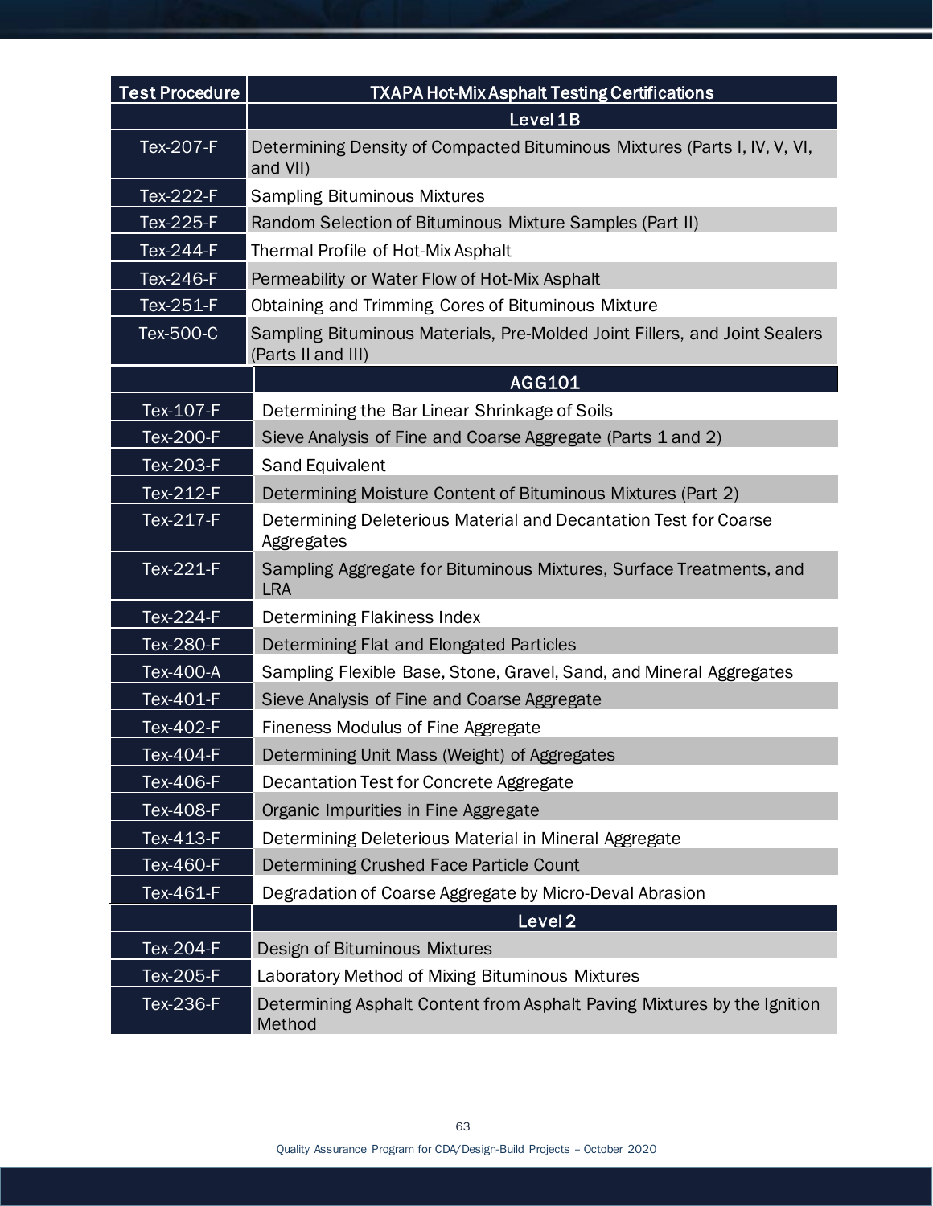| Test Procedure | TXAPA Hot-Mix Asphalt Testing Certifications |
| --- | --- |
| | **Level 1B** |
| Tex-207-F | Determining Density of Compacted Bituminous Mixtures (Parts I, IV, V, VI, and VII) |
| Tex-222-F | Sampling Bituminous Mixtures |
| Tex-225-F | Random Selection of Bituminous Mixture Samples (Part II) |
| Tex-244-F | Thermal Profile of Hot-Mix Asphalt |
| Tex-246-F | Permeability or Water Flow of Hot-Mix Asphalt |
| Tex-251-F | Obtaining and Trimming Cores of Bituminous Mixture |
| Tex-500-C | Sampling Bituminous Materials, Pre-Molded Joint Fillers, and Joint Sealers (Parts II and III) |
| | **AGG101** |
| Tex-107-F | Determining the Bar Linear Shrinkage of Soils |
| Tex-200-F | Sieve Analysis of Fine and Coarse Aggregate (Parts 1 and 2) |
| Tex-203-F | Sand Equivalent |
| Tex-212-F | Determining Moisture Content of Bituminous Mixtures (Part 2) |
| Tex-217-F | Determining Deleterious Material and Decantation Test for Coarse Aggregates |
| Tex-221-F | Sampling Aggregate for Bituminous Mixtures, Surface Treatments, and LRA |
| Tex-224-F | Determining Flakiness Index |
| Tex-280-F | Determining Flat and Elongated Particles |
| Tex-400-A | Sampling Flexible Base, Stone, Gravel, Sand, and Mineral Aggregates |
| Tex-401-F | Sieve Analysis of Fine and Coarse Aggregate |
| Tex-402-F | Fineness Modulus of Fine Aggregate |
| Tex-404-F | Determining Unit Mass (Weight) of Aggregates |
| Tex-406-F | Decantation Test for Concrete Aggregate |
| Tex-408-F | Organic Impurities in Fine Aggregate |
| Tex-413-F | Determining Deleterious Material in Mineral Aggregate |
| Tex-460-F | Determining Crushed Face Particle Count |
| Tex-461-F | Degradation of Coarse Aggregate by Micro-Deval Abrasion |
| | **Level 2** |
| Tex-204-F | Design of Bituminous Mixtures |
| Tex-205-F | Laboratory Method of Mixing Bituminous Mixtures |
| Tex-236-F | Determining Asphalt Content from Asphalt Paving Mixtures by the Ignition Method |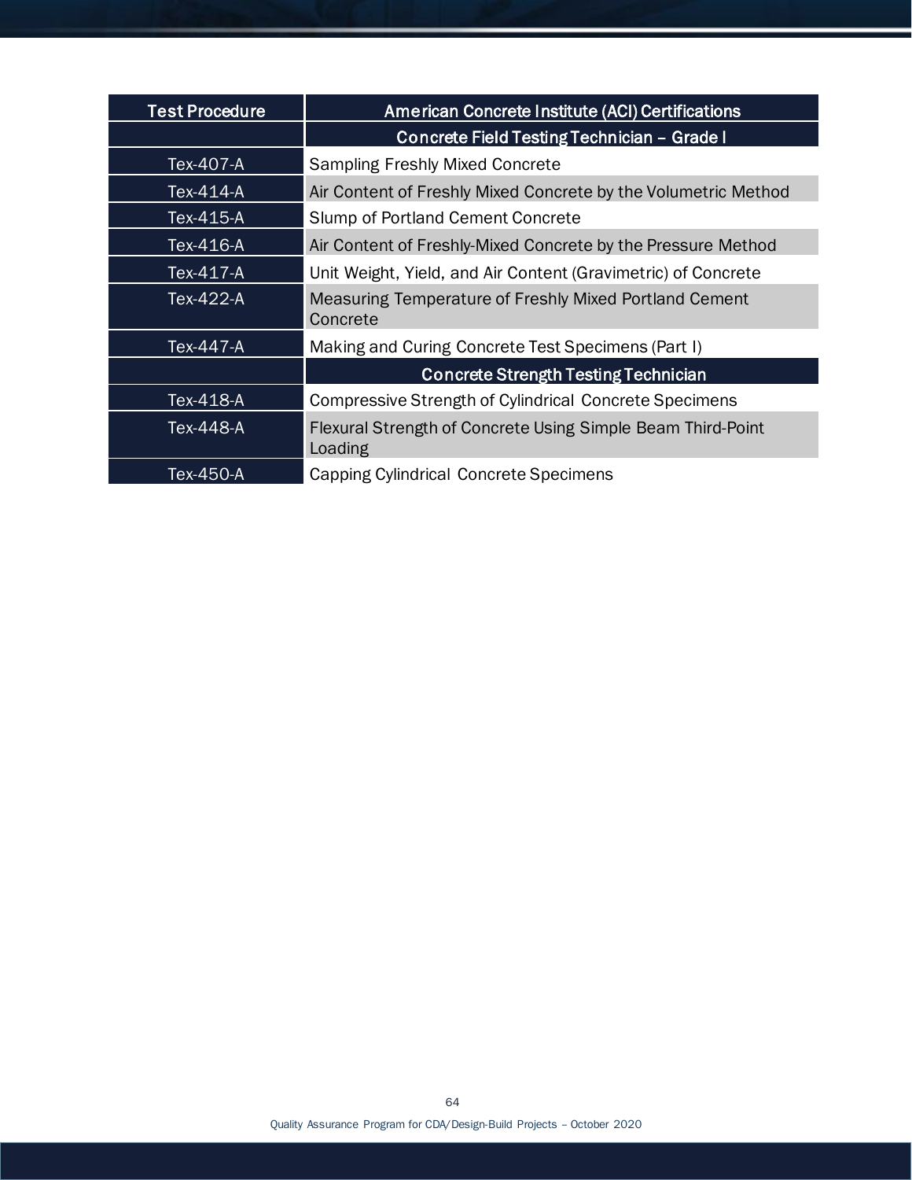| Test Procedure | American Concrete Institute (ACI) Certifications |
| --- | --- |
| | **Concrete Field Testing Technician – Grade I** |
| Tex-407-A | Sampling Freshly Mixed Concrete |
| Tex-414-A | Air Content of Freshly Mixed Concrete by the Volumetric Method |
| Tex-415-A | Slump of Portland Cement Concrete |
| Tex-416-A | Air Content of Freshly-Mixed Concrete by the Pressure Method |
| Tex-417-A | Unit Weight, Yield, and Air Content (Gravimetric) of Concrete |
| Tex-422-A | Measuring Temperature of Freshly Mixed Portland Cement Concrete |
| Tex-447-A | Making and Curing Concrete Test Specimens (Part I) |
| | **Concrete Strength Testing Technician** |
| Tex-418-A | Compressive Strength of Cylindrical Concrete Specimens |
| Tex-448-A | Flexural Strength of Concrete Using Simple Beam Third-Point Loading |
| Tex-450-A | Capping Cylindrical Concrete Specimens |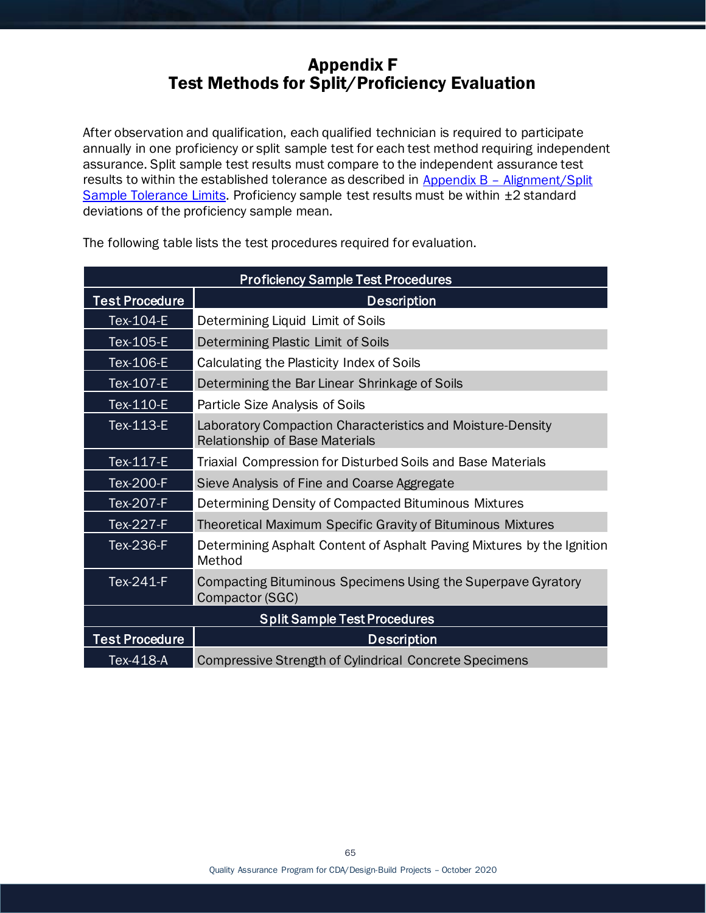# Appendix F
# Test Methods for Split/Proficiency Evaluation

After observation and qualification, each qualified technician is required to participate annually in one proficiency or split sample test for each test method requiring independent assurance. Split sample test results must compare to the independent assurance test results to within the established tolerance as described in [Appendix B – Alignment/Split Sample Tolerance Limits](). Proficiency sample test results must be within ±2 standard deviations of the proficiency sample mean.

The following table lists the test procedures required for evaluation.

| Proficiency Sample Test Procedures | |
|---|---|
| **Test Procedure** | **Description** |
| Tex-104-E | Determining Liquid Limit of Soils |
| Tex-105-E | Determining Plastic Limit of Soils |
| Tex-106-E | Calculating the Plasticity Index of Soils |
| Tex-107-E | Determining the Bar Linear Shrinkage of Soils |
| Tex-110-E | Particle Size Analysis of Soils |
| Tex-113-E | Laboratory Compaction Characteristics and Moisture-Density Relationship of Base Materials |
| Tex-117-E | Triaxial Compression for Disturbed Soils and Base Materials |
| Tex-200-F | Sieve Analysis of Fine and Coarse Aggregate |
| Tex-207-F | Determining Density of Compacted Bituminous Mixtures |
| Tex-227-F | Theoretical Maximum Specific Gravity of Bituminous Mixtures |
| Tex-236-F | Determining Asphalt Content of Asphalt Paving Mixtures by the Ignition Method |
| Tex-241-F | Compacting Bituminous Specimens Using the Superpave Gyratory Compactor (SGC) |
| **Split Sample Test Procedures** | |
| **Test Procedure** | **Description** |
| Tex-418-A | Compressive Strength of Cylindrical Concrete Specimens |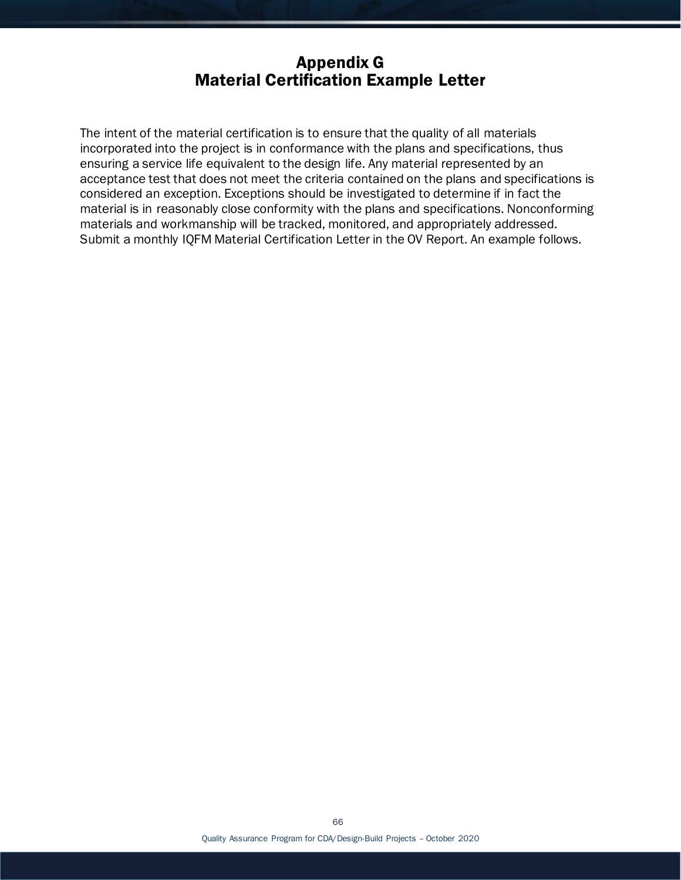# Appendix G
# Material Certification Example Letter

The intent of the material certification is to ensure that the quality of all materials incorporated into the project is in conformance with the plans and specifications, thus ensuring a service life equivalent to the design life. Any material represented by an acceptance test that does not meet the criteria contained on the plans and specifications is considered an exception. Exceptions should be investigated to determine if in fact the material is in reasonably close conformity with the plans and specifications. Nonconforming materials and workmanship will be tracked, monitored, and appropriately addressed. Submit a monthly IQFM Material Certification Letter in the OV Report. An example follows.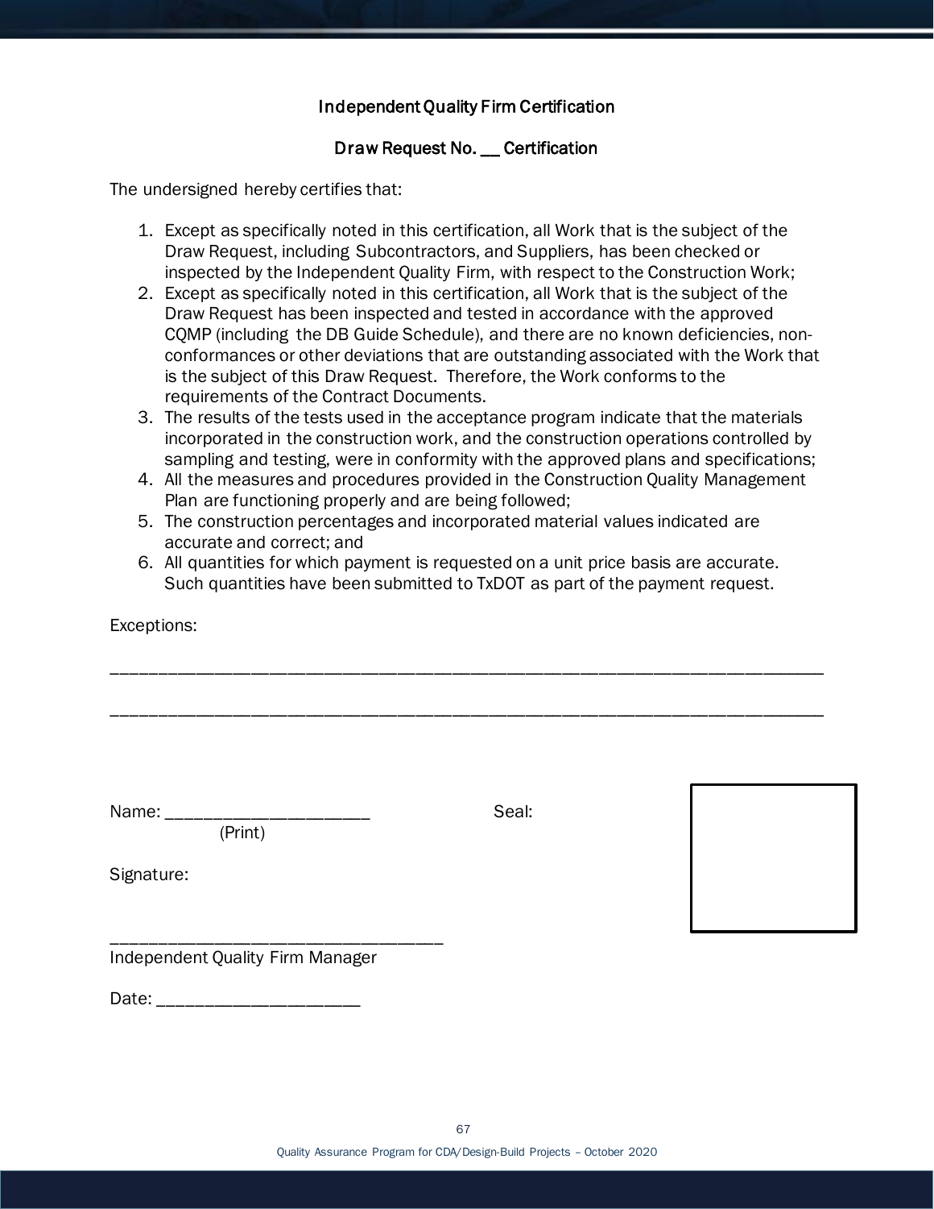## Independent Quality Firm Certification

## Draw Request No. __ Certification

The undersigned hereby certifies that:

1. Except as specifically noted in this certification, all Work that is the subject of the Draw Request, including Subcontractors, and Suppliers, has been checked or inspected by the Independent Quality Firm, with respect to the Construction Work;
2. Except as specifically noted in this certification, all Work that is the subject of the Draw Request has been inspected and tested in accordance with the approved CQMP (including the DB Guide Schedule), and there are no known deficiencies, non-conformances or other deviations that are outstanding associated with the Work that is the subject of this Draw Request. Therefore, the Work conforms to the requirements of the Contract Documents.
3. The results of the tests used in the acceptance program indicate that the materials incorporated in the construction work, and the construction operations controlled by sampling and testing, were in conformity with the approved plans and specifications;
4. All the measures and procedures provided in the Construction Quality Management Plan are functioning properly and are being followed;
5. The construction percentages and incorporated material values indicated are accurate and correct; and
6. All quantities for which payment is requested on a unit price basis are accurate. Such quantities have been submitted to TxDOT as part of the payment request.

Exceptions:

______________________________________________________________________________

______________________________________________________________________________

Name: ______________________ (Print)

Seal:

Signature:

___________________________________
Independent Quality Firm Manager

Date: ______________________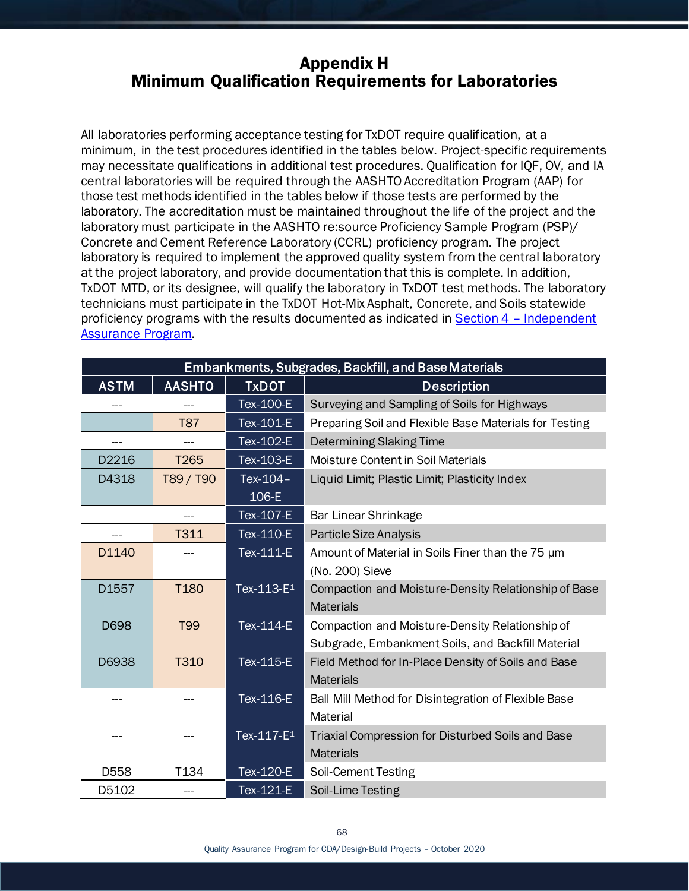# Appendix H
# Minimum Qualification Requirements for Laboratories

All laboratories performing acceptance testing for TxDOT require qualification, at a minimum, in the test procedures identified in the tables below. Project-specific requirements may necessitate qualifications in additional test procedures. Qualification for IQF, OV, and IA central laboratories will be required through the AASHTO Accreditation Program (AAP) for those test methods identified in the tables below if those tests are performed by the laboratory. The accreditation must be maintained throughout the life of the project and the laboratory must participate in the AASHTO re:source Proficiency Sample Program (PSP)/ Concrete and Cement Reference Laboratory (CCRL) proficiency program. The project laboratory is required to implement the approved quality system from the central laboratory at the project laboratory, and provide documentation that this is complete. In addition, TxDOT MTD, or its designee, will qualify the laboratory in TxDOT test methods. The laboratory technicians must participate in the TxDOT Hot-Mix Asphalt, Concrete, and Soils statewide proficiency programs with the results documented as indicated in Section 4 – Independent Assurance Program.

| Embankments, Subgrades, Backfill, and Base Materials | | | |
|---|---|---|---|
| ASTM | AASHTO | TxDOT | Description |
| --- | --- | Tex-100-E | Surveying and Sampling of Soils for Highways |
| | T87 | Tex-101-E | Preparing Soil and Flexible Base Materials for Testing |
| --- | --- | Tex-102-E | Determining Slaking Time |
| D2216 | T265 | Tex-103-E | Moisture Content in Soil Materials |
| D4318 | T89 / T90 | Tex-104–106-E | Liquid Limit; Plastic Limit; Plasticity Index |
| | --- | Tex-107-E | Bar Linear Shrinkage |
| --- | T311 | Tex-110-E | Particle Size Analysis |
| D1140 | --- | Tex-111-E | Amount of Material in Soils Finer than the 75 µm (No. 200) Sieve |
| D1557 | T180 | Tex-113-E[1] | Compaction and Moisture-Density Relationship of Base Materials |
| D698 | T99 | Tex-114-E | Compaction and Moisture-Density Relationship of Subgrade, Embankment Soils, and Backfill Material |
| D6938 | T310 | Tex-115-E | Field Method for In-Place Density of Soils and Base Materials |
| --- | --- | Tex-116-E | Ball Mill Method for Disintegration of Flexible Base Material |
| --- | --- | Tex-117-E[1] | Triaxial Compression for Disturbed Soils and Base Materials |
| D558 | T134 | Tex-120-E | Soil-Cement Testing |
| D5102 | --- | Tex-121-E | Soil-Lime Testing |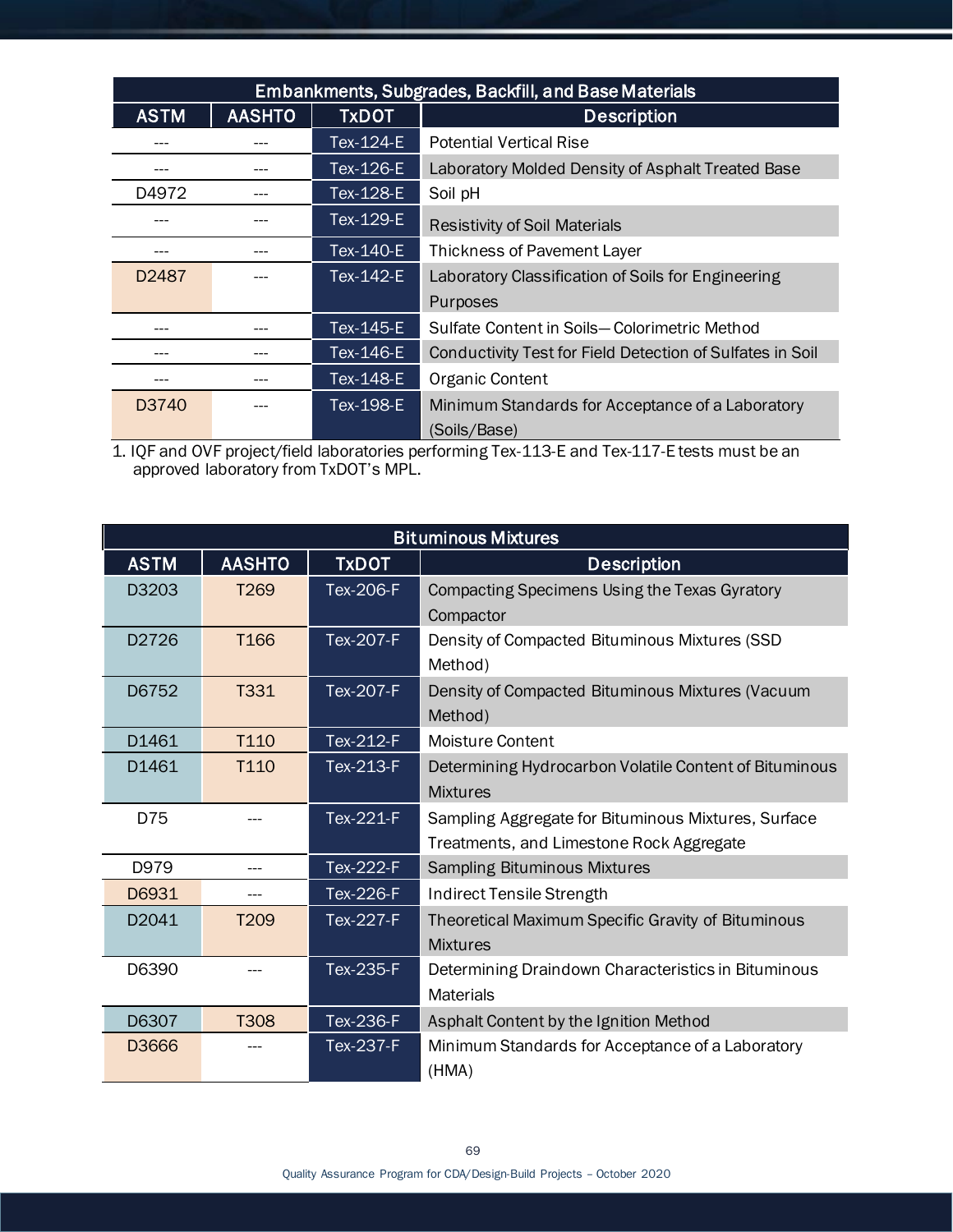| Embankments, Subgrades, Backfill, and Base Materials | | | |
|---|---|---|---|
| **ASTM** | **AASHTO** | **TxDOT** | **Description** |
| --- | --- | Tex-124-E | Potential Vertical Rise |
| --- | --- | Tex-126-E | Laboratory Molded Density of Asphalt Treated Base |
| D4972 | --- | Tex-128-E | Soil pH |
| --- | --- | Tex-129-E | Resistivity of Soil Materials |
| --- | --- | Tex-140-E | Thickness of Pavement Layer |
| D2487 | --- | Tex-142-E | Laboratory Classification of Soils for Engineering Purposes |
| --- | --- | Tex-145-E | Sulfate Content in Soils—Colorimetric Method |
| --- | --- | Tex-146-E | Conductivity Test for Field Detection of Sulfates in Soil |
| --- | --- | Tex-148-E | Organic Content |
| D3740 | --- | Tex-198-E | Minimum Standards for Acceptance of a Laboratory (Soils/Base) |

1. IQF and OVF project/field laboratories performing Tex-113-E and Tex-117-E tests must be an approved laboratory from TxDOT's MPL.

| Bituminous Mixtures | | | |
|---|---|---|---|
| **ASTM** | **AASHTO** | **TxDOT** | **Description** |
| D3203 | T269 | Tex-206-F | Compacting Specimens Using the Texas Gyratory Compactor |
| D2726 | T166 | Tex-207-F | Density of Compacted Bituminous Mixtures (SSD Method) |
| D6752 | T331 | Tex-207-F | Density of Compacted Bituminous Mixtures (Vacuum Method) |
| D1461 | T110 | Tex-212-F | Moisture Content |
| D1461 | T110 | Tex-213-F | Determining Hydrocarbon Volatile Content of Bituminous Mixtures |
| D75 | --- | Tex-221-F | Sampling Aggregate for Bituminous Mixtures, Surface Treatments, and Limestone Rock Aggregate |
| D979 | --- | Tex-222-F | Sampling Bituminous Mixtures |
| D6931 | --- | Tex-226-F | Indirect Tensile Strength |
| D2041 | T209 | Tex-227-F | Theoretical Maximum Specific Gravity of Bituminous Mixtures |
| D6390 | --- | Tex-235-F | Determining Draindown Characteristics in Bituminous Materials |
| D6307 | T308 | Tex-236-F | Asphalt Content by the Ignition Method |
| D3666 | --- | Tex-237-F | Minimum Standards for Acceptance of a Laboratory (HMA) |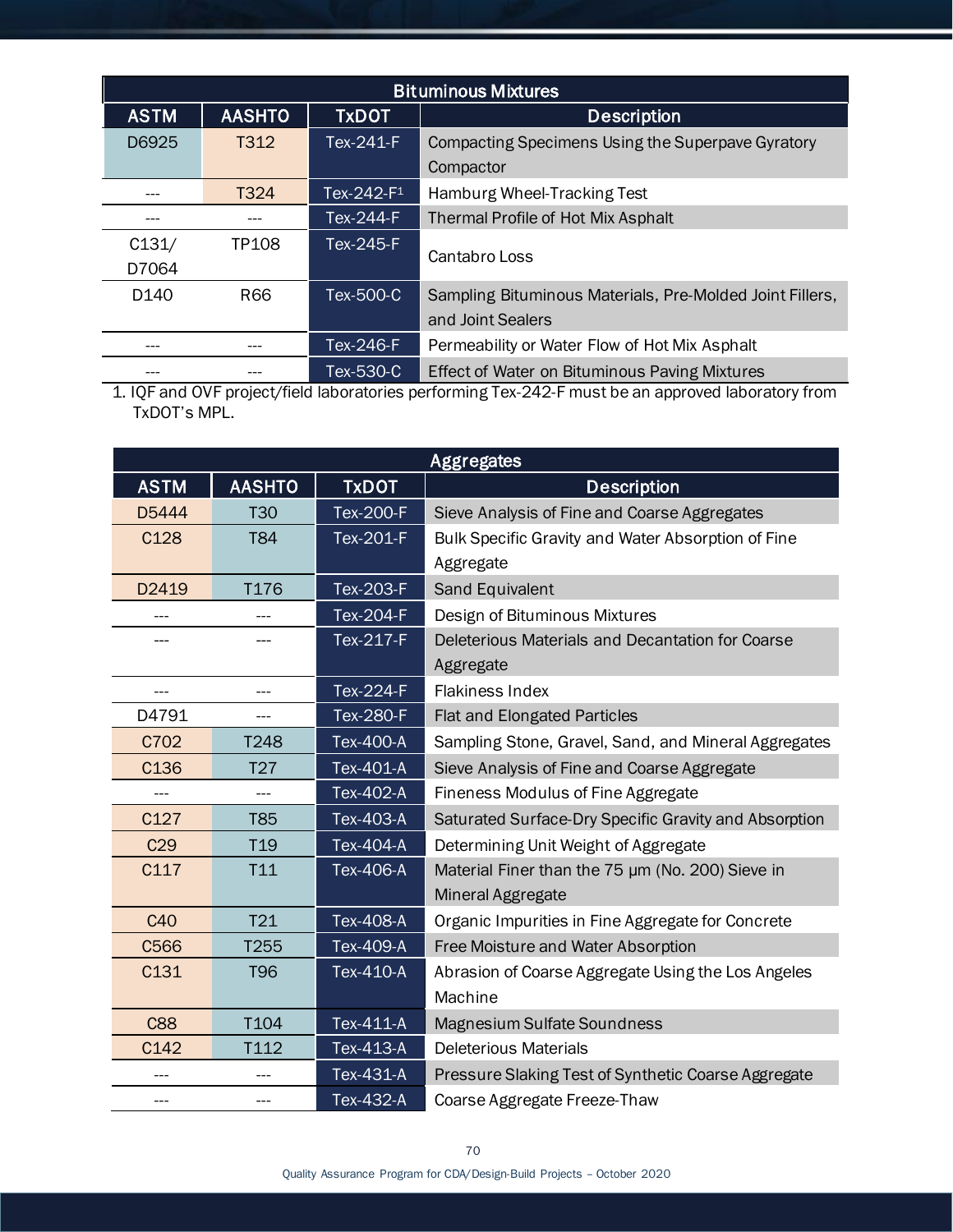| Bituminous Mixtures | | | |
|---|---|---|---|
| ASTM | AASHTO | TxDOT | Description |
| D6925 | T312 | Tex-241-F | Compacting Specimens Using the Superpave Gyratory Compactor |
| --- | T324 | Tex-242-F[1] | Hamburg Wheel-Tracking Test |
| --- | --- | Tex-244-F | Thermal Profile of Hot Mix Asphalt |
| C131/ D7064 | TP108 | Tex-245-F | Cantabro Loss |
| D140 | R66 | Tex-500-C | Sampling Bituminous Materials, Pre-Molded Joint Fillers, and Joint Sealers |
| --- | --- | Tex-246-F | Permeability or Water Flow of Hot Mix Asphalt |
| --- | --- | Tex-530-C | Effect of Water on Bituminous Paving Mixtures |

1. IQF and OVF project/field laboratories performing Tex-242-F must be an approved laboratory from TxDOT's MPL.

| Aggregates | | | |
|---|---|---|---|
| ASTM | AASHTO | TxDOT | Description |
| D5444 | T30 | Tex-200-F | Sieve Analysis of Fine and Coarse Aggregates |
| C128 | T84 | Tex-201-F | Bulk Specific Gravity and Water Absorption of Fine Aggregate |
| D2419 | T176 | Tex-203-F | Sand Equivalent |
| --- | --- | Tex-204-F | Design of Bituminous Mixtures |
| --- | --- | Tex-217-F | Deleterious Materials and Decantation for Coarse Aggregate |
| --- | --- | Tex-224-F | Flakiness Index |
| D4791 | --- | Tex-280-F | Flat and Elongated Particles |
| C702 | T248 | Tex-400-A | Sampling Stone, Gravel, Sand, and Mineral Aggregates |
| C136 | T27 | Tex-401-A | Sieve Analysis of Fine and Coarse Aggregate |
| --- | --- | Tex-402-A | Fineness Modulus of Fine Aggregate |
| C127 | T85 | Tex-403-A | Saturated Surface-Dry Specific Gravity and Absorption |
| C29 | T19 | Tex-404-A | Determining Unit Weight of Aggregate |
| C117 | T11 | Tex-406-A | Material Finer than the 75 µm (No. 200) Sieve in Mineral Aggregate |
| C40 | T21 | Tex-408-A | Organic Impurities in Fine Aggregate for Concrete |
| C566 | T255 | Tex-409-A | Free Moisture and Water Absorption |
| C131 | T96 | Tex-410-A | Abrasion of Coarse Aggregate Using the Los Angeles Machine |
| C88 | T104 | Tex-411-A | Magnesium Sulfate Soundness |
| C142 | T112 | Tex-413-A | Deleterious Materials |
| --- | --- | Tex-431-A | Pressure Slaking Test of Synthetic Coarse Aggregate |
| --- | --- | Tex-432-A | Coarse Aggregate Freeze-Thaw |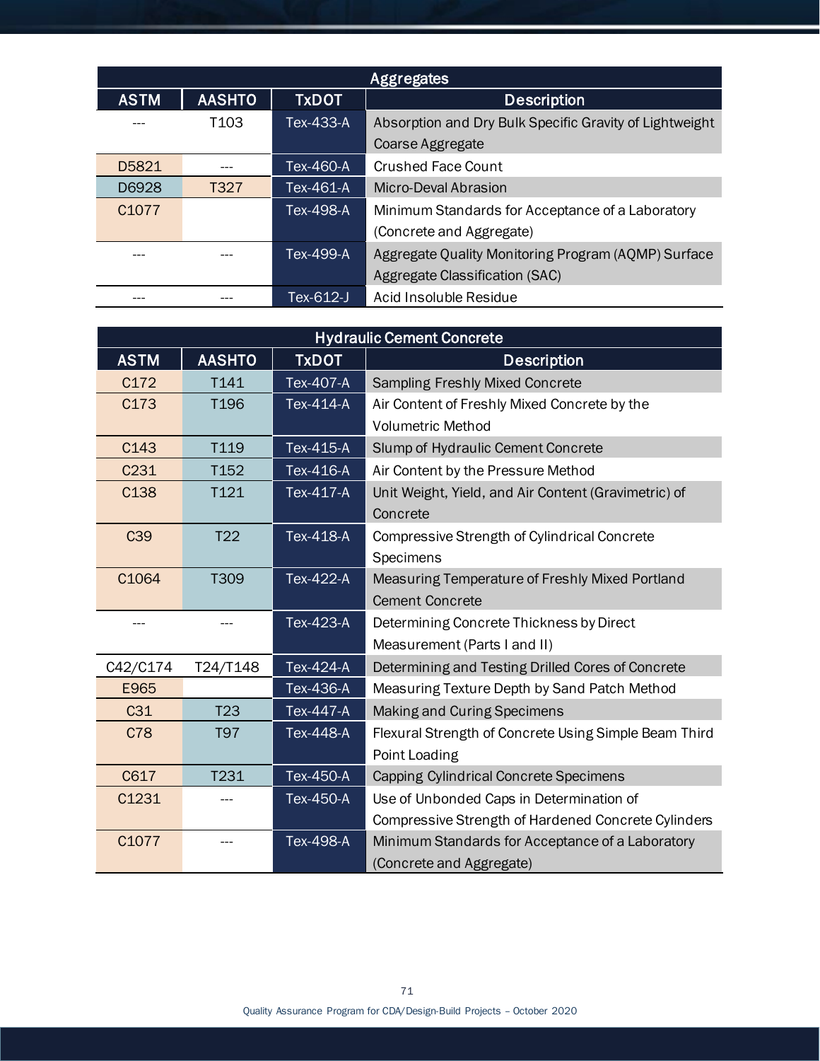| Aggregates | | | |
|---|---|---|---|
| **ASTM** | **AASHTO** | **TxDOT** | **Description** |
| --- | T103 | Tex-433-A | Absorption and Dry Bulk Specific Gravity of Lightweight Coarse Aggregate |
| D5821 | --- | Tex-460-A | Crushed Face Count |
| D6928 | T327 | Tex-461-A | Micro-Deval Abrasion |
| C1077 | | Tex-498-A | Minimum Standards for Acceptance of a Laboratory (Concrete and Aggregate) |
| --- | --- | Tex-499-A | Aggregate Quality Monitoring Program (AQMP) Surface Aggregate Classification (SAC) |
| --- | --- | Tex-612-J | Acid Insoluble Residue |

| Hydraulic Cement Concrete | | | |
|---|---|---|---|
| **ASTM** | **AASHTO** | **TxDOT** | **Description** |
| C172 | T141 | Tex-407-A | Sampling Freshly Mixed Concrete |
| C173 | T196 | Tex-414-A | Air Content of Freshly Mixed Concrete by the Volumetric Method |
| C143 | T119 | Tex-415-A | Slump of Hydraulic Cement Concrete |
| C231 | T152 | Tex-416-A | Air Content by the Pressure Method |
| C138 | T121 | Tex-417-A | Unit Weight, Yield, and Air Content (Gravimetric) of Concrete |
| C39 | T22 | Tex-418-A | Compressive Strength of Cylindrical Concrete Specimens |
| C1064 | T309 | Tex-422-A | Measuring Temperature of Freshly Mixed Portland Cement Concrete |
| --- | --- | Tex-423-A | Determining Concrete Thickness by Direct Measurement (Parts I and II) |
| C42/C174 | T24/T148 | Tex-424-A | Determining and Testing Drilled Cores of Concrete |
| E965 | | Tex-436-A | Measuring Texture Depth by Sand Patch Method |
| C31 | T23 | Tex-447-A | Making and Curing Specimens |
| C78 | T97 | Tex-448-A | Flexural Strength of Concrete Using Simple Beam Third Point Loading |
| C617 | T231 | Tex-450-A | Capping Cylindrical Concrete Specimens |
| C1231 | --- | Tex-450-A | Use of Unbonded Caps in Determination of Compressive Strength of Hardened Concrete Cylinders |
| C1077 | --- | Tex-498-A | Minimum Standards for Acceptance of a Laboratory (Concrete and Aggregate) |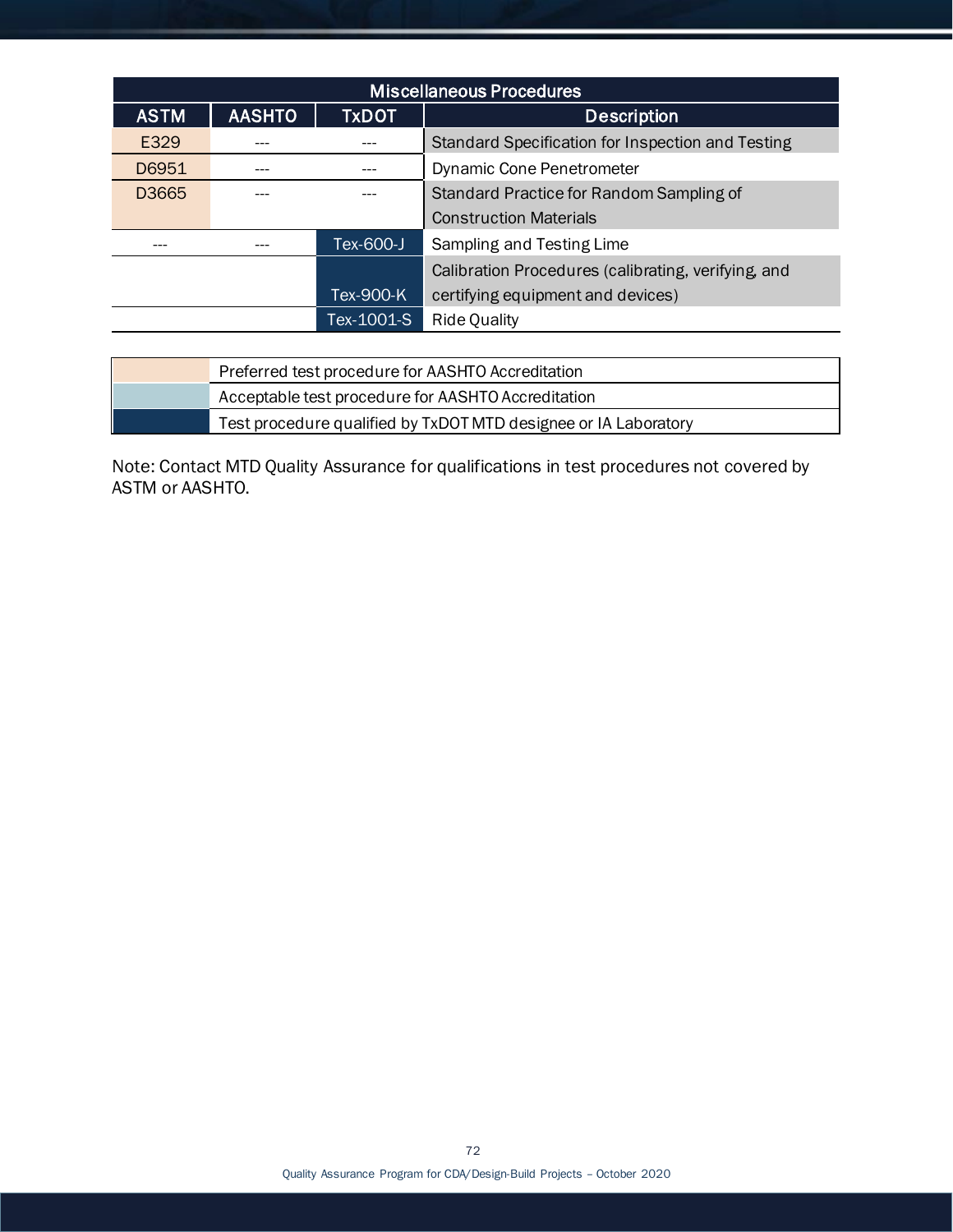| Miscellaneous Procedures | | | |
|---|---|---|---|
| **ASTM** | **AASHTO** | **TxDOT** | **Description** |
| E329 | --- | --- | Standard Specification for Inspection and Testing |
| D6951 | --- | --- | Dynamic Cone Penetrometer |
| D3665 | --- | --- | Standard Practice for Random Sampling of Construction Materials |
| --- | --- | Tex-600-J | Sampling and Testing Lime |
| | | Tex-900-K | Calibration Procedures (calibrating, verifying, and certifying equipment and devices) |
| | | Tex-1001-S | Ride Quality |

| Legend | |
|---|---|
| (light orange) | Preferred test procedure for AASHTO Accreditation |
| (light blue) | Acceptable test procedure for AASHTO Accreditation |
| (dark blue) | Test procedure qualified by TxDOT MTD designee or IA Laboratory |

Note: Contact MTD Quality Assurance for qualifications in test procedures not covered by ASTM or AASHTO.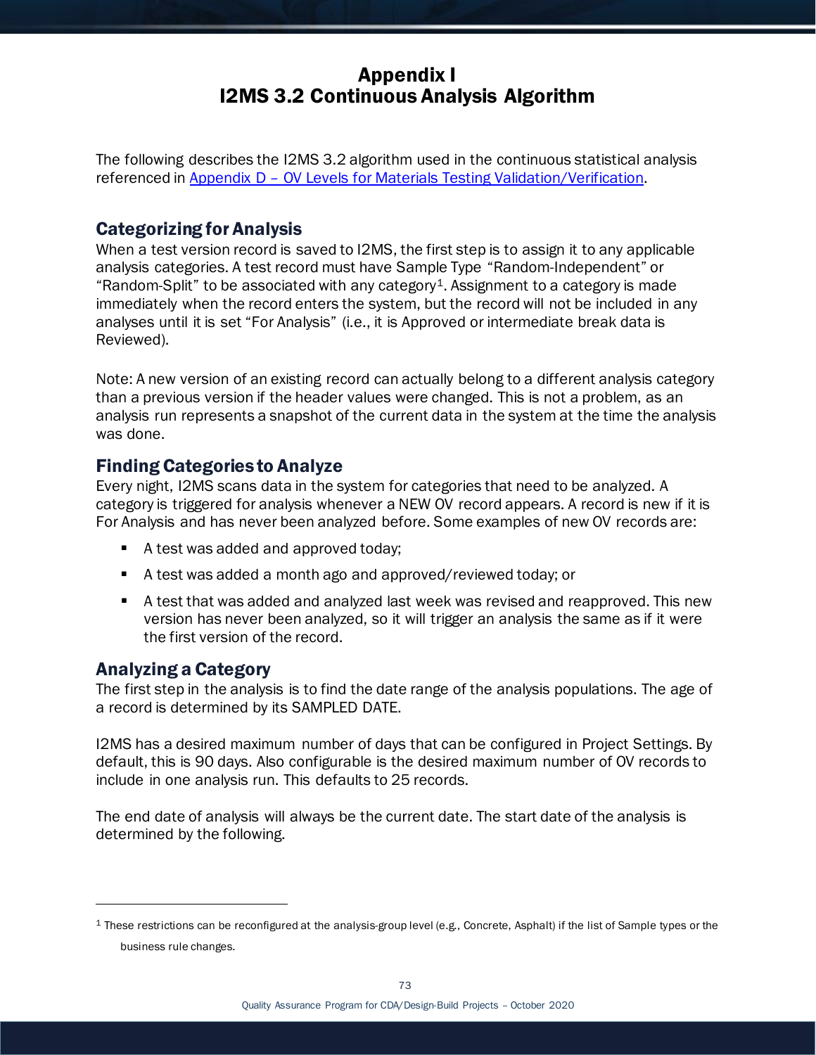# Appendix I
# I2MS 3.2 Continuous Analysis Algorithm

The following describes the I2MS 3.2 algorithm used in the continuous statistical analysis referenced in [Appendix D – OV Levels for Materials Testing Validation/Verification](#).

## Categorizing for Analysis

When a test version record is saved to I2MS, the first step is to assign it to any applicable analysis categories. A test record must have Sample Type "Random-Independent" or "Random-Split" to be associated with any category[1]. Assignment to a category is made immediately when the record enters the system, but the record will not be included in any analyses until it is set "For Analysis" (i.e., it is Approved or intermediate break data is Reviewed).

Note: A new version of an existing record can actually belong to a different analysis category than a previous version if the header values were changed. This is not a problem, as an analysis run represents a snapshot of the current data in the system at the time the analysis was done.

## Finding Categories to Analyze

Every night, I2MS scans data in the system for categories that need to be analyzed. A category is triggered for analysis whenever a NEW OV record appears. A record is new if it is For Analysis and has never been analyzed before. Some examples of new OV records are:

- A test was added and approved today;
- A test was added a month ago and approved/reviewed today; or
- A test that was added and analyzed last week was revised and reapproved. This new version has never been analyzed, so it will trigger an analysis the same as if it were the first version of the record.

## Analyzing a Category

The first step in the analysis is to find the date range of the analysis populations. The age of a record is determined by its SAMPLED DATE.

I2MS has a desired maximum number of days that can be configured in Project Settings. By default, this is 90 days. Also configurable is the desired maximum number of OV records to include in one analysis run. This defaults to 25 records.

The end date of analysis will always be the current date. The start date of the analysis is determined by the following.

---

[1] These restrictions can be reconfigured at the analysis-group level (e.g., Concrete, Asphalt) if the list of Sample types or the business rule changes.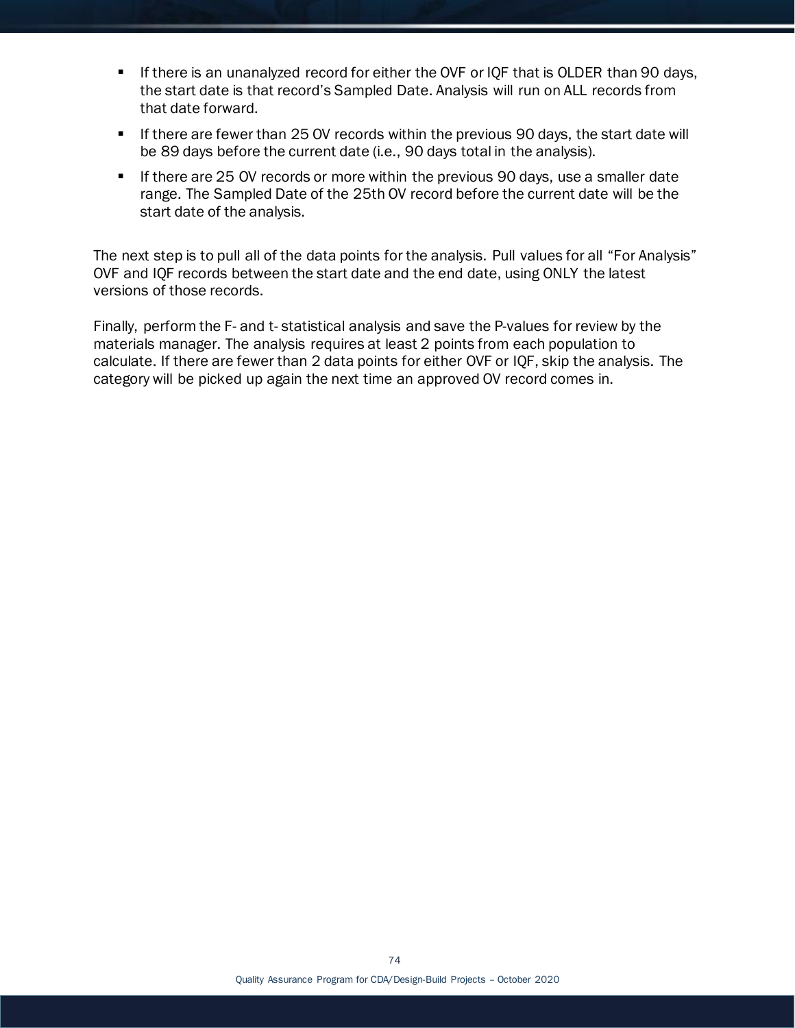- If there is an unanalyzed record for either the OVF or IQF that is OLDER than 90 days, the start date is that record's Sampled Date. Analysis will run on ALL records from that date forward.
- If there are fewer than 25 OV records within the previous 90 days, the start date will be 89 days before the current date (i.e., 90 days total in the analysis).
- If there are 25 OV records or more within the previous 90 days, use a smaller date range. The Sampled Date of the 25th OV record before the current date will be the start date of the analysis.

The next step is to pull all of the data points for the analysis. Pull values for all "For Analysis" OVF and IQF records between the start date and the end date, using ONLY the latest versions of those records.

Finally, perform the F- and t- statistical analysis and save the P-values for review by the materials manager. The analysis requires at least 2 points from each population to calculate. If there are fewer than 2 data points for either OVF or IQF, skip the analysis. The category will be picked up again the next time an approved OV record comes in.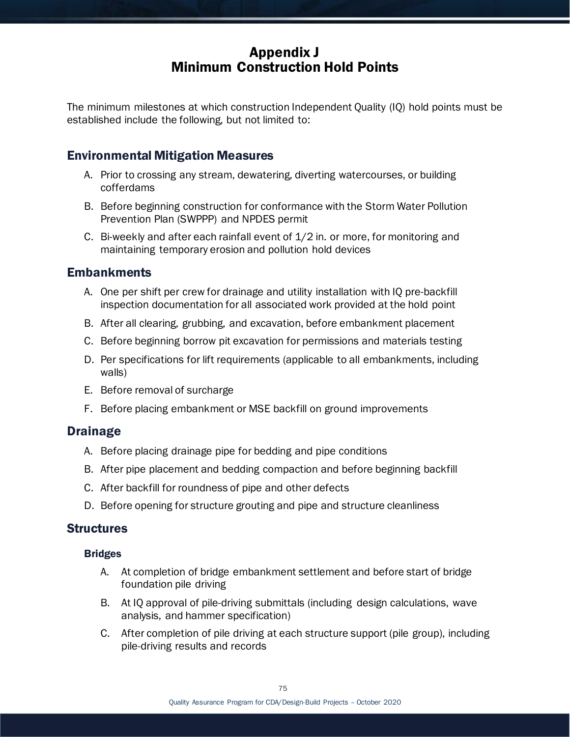# Appendix J
# Minimum Construction Hold Points

The minimum milestones at which construction Independent Quality (IQ) hold points must be established include the following, but not limited to:

## Environmental Mitigation Measures

A. Prior to crossing any stream, dewatering, diverting watercourses, or building cofferdams

B. Before beginning construction for conformance with the Storm Water Pollution Prevention Plan (SWPPP) and NPDES permit

C. Bi-weekly and after each rainfall event of 1/2 in. or more, for monitoring and maintaining temporary erosion and pollution hold devices

## Embankments

A. One per shift per crew for drainage and utility installation with IQ pre-backfill inspection documentation for all associated work provided at the hold point

B. After all clearing, grubbing, and excavation, before embankment placement

C. Before beginning borrow pit excavation for permissions and materials testing

D. Per specifications for lift requirements (applicable to all embankments, including walls)

E. Before removal of surcharge

F. Before placing embankment or MSE backfill on ground improvements

## Drainage

A. Before placing drainage pipe for bedding and pipe conditions

B. After pipe placement and bedding compaction and before beginning backfill

C. After backfill for roundness of pipe and other defects

D. Before opening for structure grouting and pipe and structure cleanliness

## Structures

### Bridges

A. At completion of bridge embankment settlement and before start of bridge foundation pile driving

B. At IQ approval of pile-driving submittals (including design calculations, wave analysis, and hammer specification)

C. After completion of pile driving at each structure support (pile group), including pile-driving results and records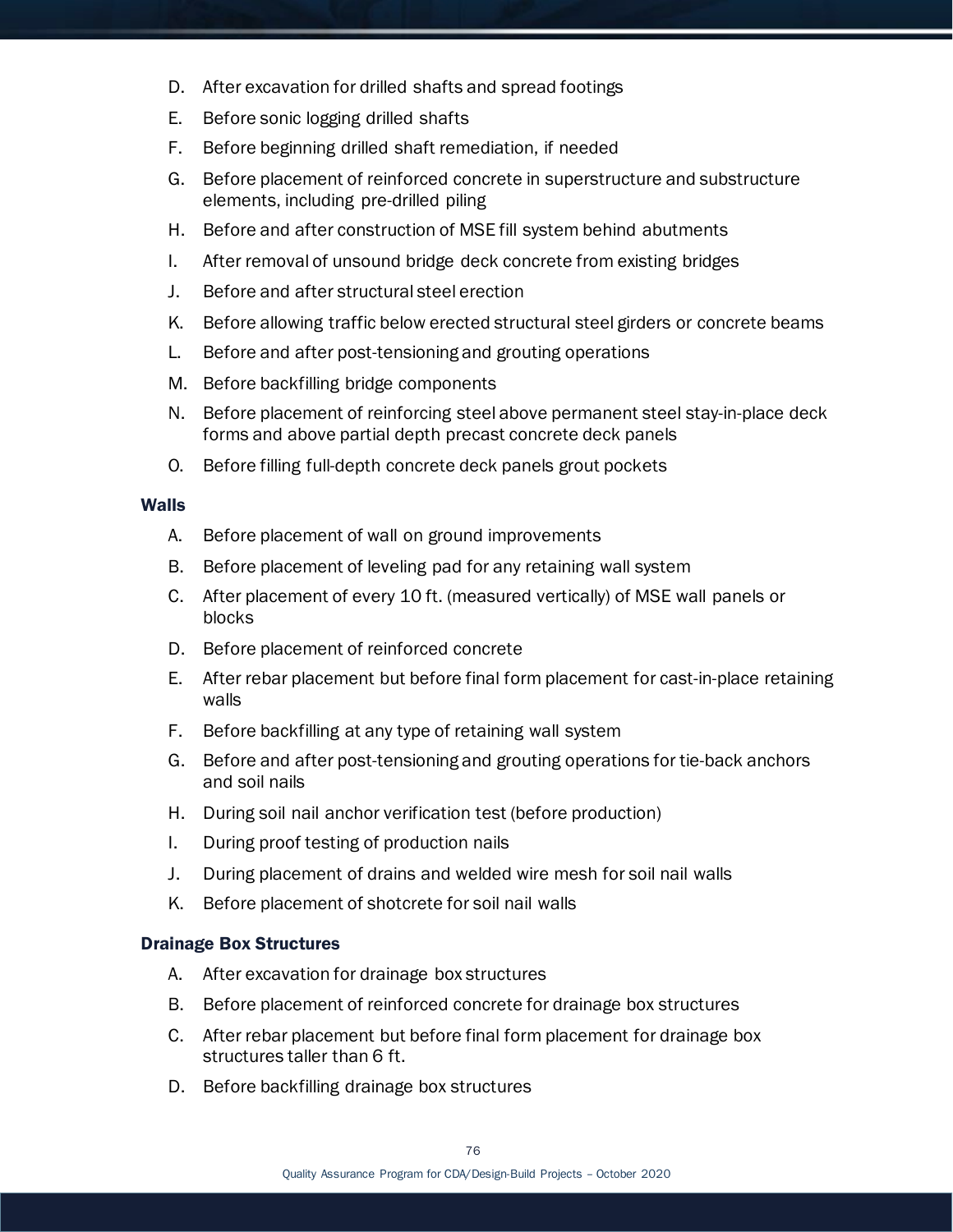D. After excavation for drilled shafts and spread footings

E. Before sonic logging drilled shafts

F. Before beginning drilled shaft remediation, if needed

G. Before placement of reinforced concrete in superstructure and substructure elements, including pre-drilled piling

H. Before and after construction of MSE fill system behind abutments

I. After removal of unsound bridge deck concrete from existing bridges

J. Before and after structural steel erection

K. Before allowing traffic below erected structural steel girders or concrete beams

L. Before and after post-tensioning and grouting operations

M. Before backfilling bridge components

N. Before placement of reinforcing steel above permanent steel stay-in-place deck forms and above partial depth precast concrete deck panels

O. Before filling full-depth concrete deck panels grout pockets

**Walls**

A. Before placement of wall on ground improvements

B. Before placement of leveling pad for any retaining wall system

C. After placement of every 10 ft. (measured vertically) of MSE wall panels or blocks

D. Before placement of reinforced concrete

E. After rebar placement but before final form placement for cast-in-place retaining walls

F. Before backfilling at any type of retaining wall system

G. Before and after post-tensioning and grouting operations for tie-back anchors and soil nails

H. During soil nail anchor verification test (before production)

I. During proof testing of production nails

J. During placement of drains and welded wire mesh for soil nail walls

K. Before placement of shotcrete for soil nail walls

**Drainage Box Structures**

A. After excavation for drainage box structures

B. Before placement of reinforced concrete for drainage box structures

C. After rebar placement but before final form placement for drainage box structures taller than 6 ft.

D. Before backfilling drainage box structures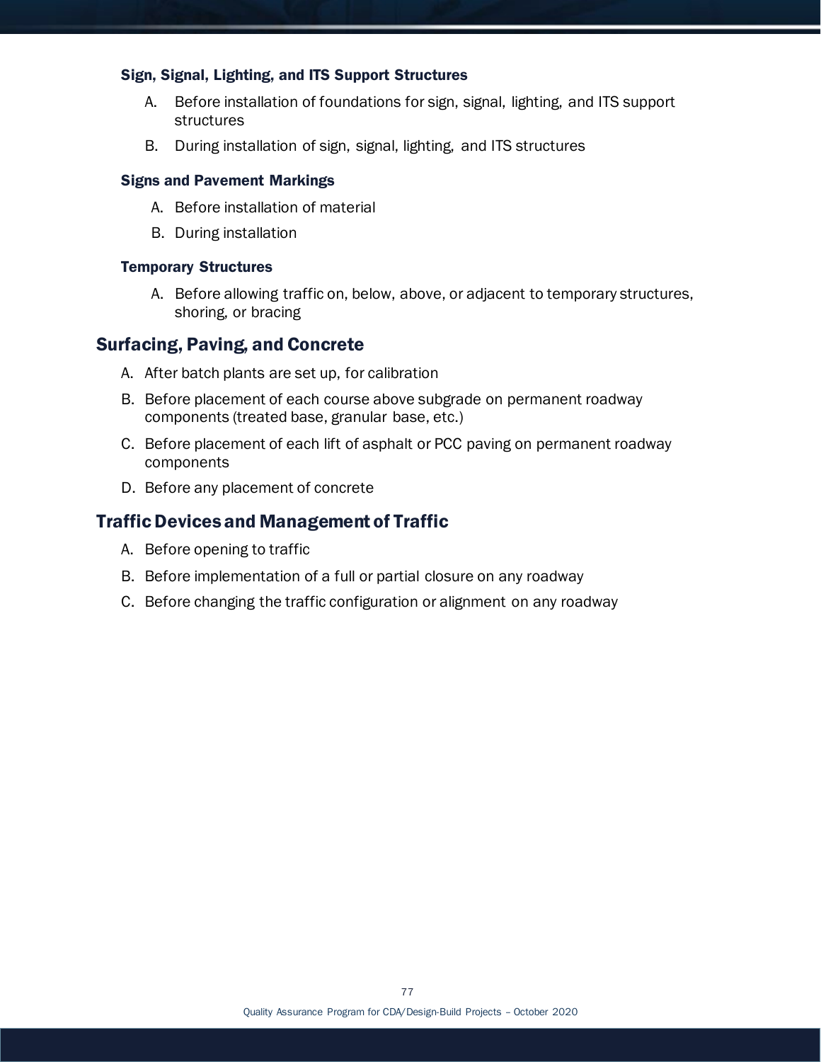### Sign, Signal, Lighting, and ITS Support Structures

A. Before installation of foundations for sign, signal, lighting, and ITS support structures
B. During installation of sign, signal, lighting, and ITS structures

### Signs and Pavement Markings

A. Before installation of material
B. During installation

### Temporary Structures

A. Before allowing traffic on, below, above, or adjacent to temporary structures, shoring, or bracing

## Surfacing, Paving, and Concrete

A. After batch plants are set up, for calibration
B. Before placement of each course above subgrade on permanent roadway components (treated base, granular base, etc.)
C. Before placement of each lift of asphalt or PCC paving on permanent roadway components
D. Before any placement of concrete

## Traffic Devices and Management of Traffic

A. Before opening to traffic
B. Before implementation of a full or partial closure on any roadway
C. Before changing the traffic configuration or alignment on any roadway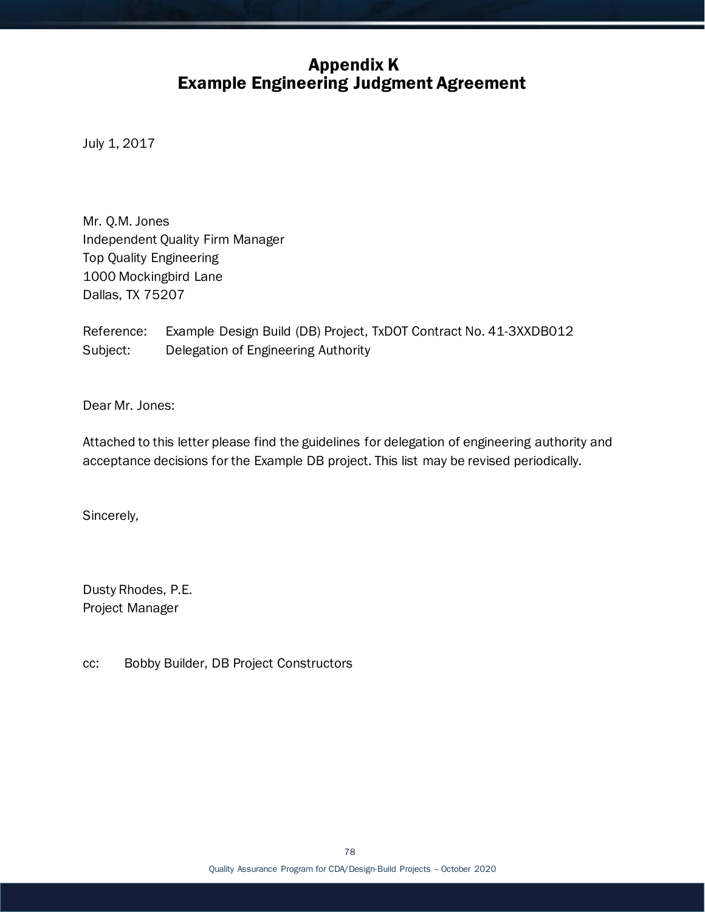# Appendix K
# Example Engineering Judgment Agreement

July 1, 2017

Mr. Q.M. Jones
Independent Quality Firm Manager
Top Quality Engineering
1000 Mockingbird Lane
Dallas, TX 75207

Reference: Example Design Build (DB) Project, TxDOT Contract No. 41-3XXDB012
Subject: Delegation of Engineering Authority

Dear Mr. Jones:

Attached to this letter please find the guidelines for delegation of engineering authority and acceptance decisions for the Example DB project. This list may be revised periodically.

Sincerely,

Dusty Rhodes, P.E.
Project Manager

cc: Bobby Builder, DB Project Constructors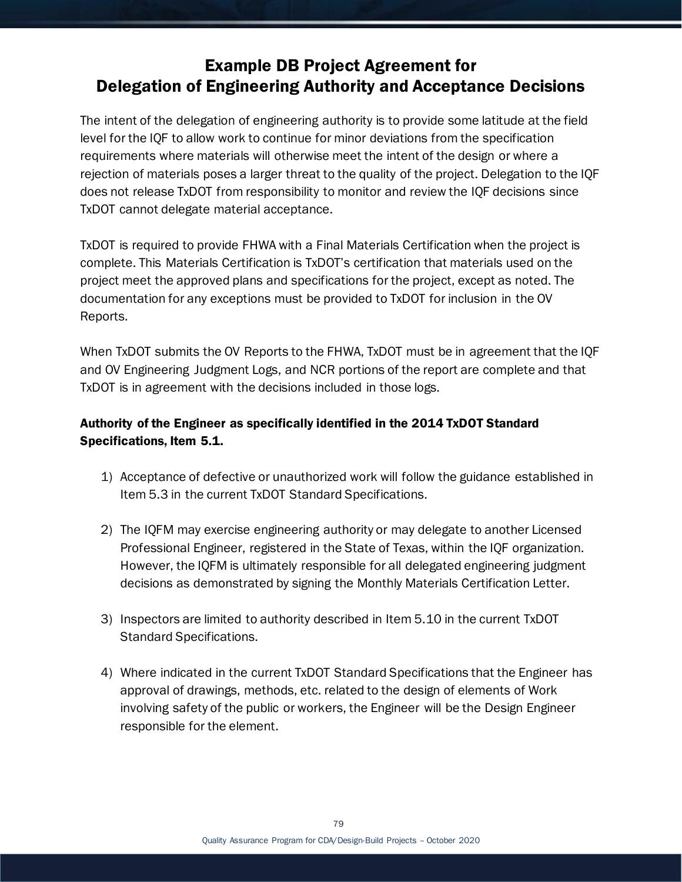# Example DB Project Agreement for Delegation of Engineering Authority and Acceptance Decisions

The intent of the delegation of engineering authority is to provide some latitude at the field level for the IQF to allow work to continue for minor deviations from the specification requirements where materials will otherwise meet the intent of the design or where a rejection of materials poses a larger threat to the quality of the project. Delegation to the IQF does not release TxDOT from responsibility to monitor and review the IQF decisions since TxDOT cannot delegate material acceptance.

TxDOT is required to provide FHWA with a Final Materials Certification when the project is complete. This Materials Certification is TxDOT's certification that materials used on the project meet the approved plans and specifications for the project, except as noted. The documentation for any exceptions must be provided to TxDOT for inclusion in the OV Reports.

When TxDOT submits the OV Reports to the FHWA, TxDOT must be in agreement that the IQF and OV Engineering Judgment Logs, and NCR portions of the report are complete and that TxDOT is in agreement with the decisions included in those logs.

**Authority of the Engineer as specifically identified in the 2014 TxDOT Standard Specifications, Item 5.1.**

1) Acceptance of defective or unauthorized work will follow the guidance established in Item 5.3 in the current TxDOT Standard Specifications.

2) The IQFM may exercise engineering authority or may delegate to another Licensed Professional Engineer, registered in the State of Texas, within the IQF organization. However, the IQFM is ultimately responsible for all delegated engineering judgment decisions as demonstrated by signing the Monthly Materials Certification Letter.

3) Inspectors are limited to authority described in Item 5.10 in the current TxDOT Standard Specifications.

4) Where indicated in the current TxDOT Standard Specifications that the Engineer has approval of drawings, methods, etc. related to the design of elements of Work involving safety of the public or workers, the Engineer will be the Design Engineer responsible for the element.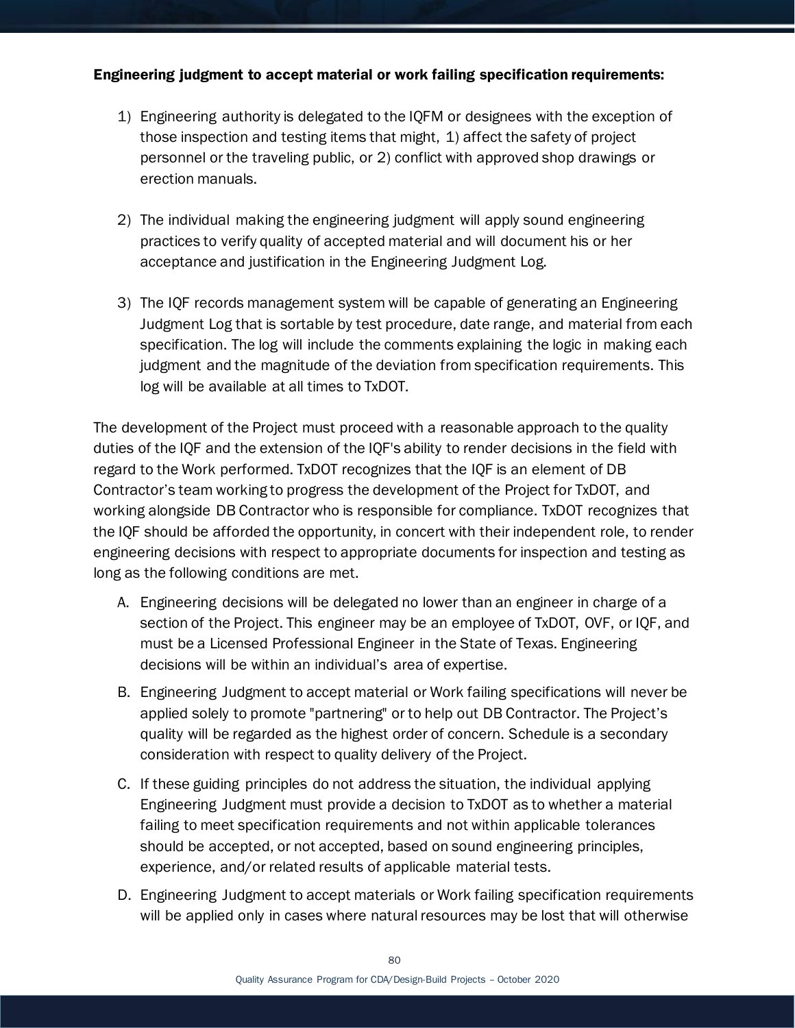**Engineering judgment to accept material or work failing specification requirements:**

1) Engineering authority is delegated to the IQFM or designees with the exception of those inspection and testing items that might, 1) affect the safety of project personnel or the traveling public, or 2) conflict with approved shop drawings or erection manuals.

2) The individual making the engineering judgment will apply sound engineering practices to verify quality of accepted material and will document his or her acceptance and justification in the Engineering Judgment Log.

3) The IQF records management system will be capable of generating an Engineering Judgment Log that is sortable by test procedure, date range, and material from each specification. The log will include the comments explaining the logic in making each judgment and the magnitude of the deviation from specification requirements. This log will be available at all times to TxDOT.

The development of the Project must proceed with a reasonable approach to the quality duties of the IQF and the extension of the IQF's ability to render decisions in the field with regard to the Work performed. TxDOT recognizes that the IQF is an element of DB Contractor's team working to progress the development of the Project for TxDOT, and working alongside DB Contractor who is responsible for compliance. TxDOT recognizes that the IQF should be afforded the opportunity, in concert with their independent role, to render engineering decisions with respect to appropriate documents for inspection and testing as long as the following conditions are met.

A. Engineering decisions will be delegated no lower than an engineer in charge of a section of the Project. This engineer may be an employee of TxDOT, OVF, or IQF, and must be a Licensed Professional Engineer in the State of Texas. Engineering decisions will be within an individual's area of expertise.

B. Engineering Judgment to accept material or Work failing specifications will never be applied solely to promote "partnering" or to help out DB Contractor. The Project's quality will be regarded as the highest order of concern. Schedule is a secondary consideration with respect to quality delivery of the Project.

C. If these guiding principles do not address the situation, the individual applying Engineering Judgment must provide a decision to TxDOT as to whether a material failing to meet specification requirements and not within applicable tolerances should be accepted, or not accepted, based on sound engineering principles, experience, and/or related results of applicable material tests.

D. Engineering Judgment to accept materials or Work failing specification requirements will be applied only in cases where natural resources may be lost that will otherwise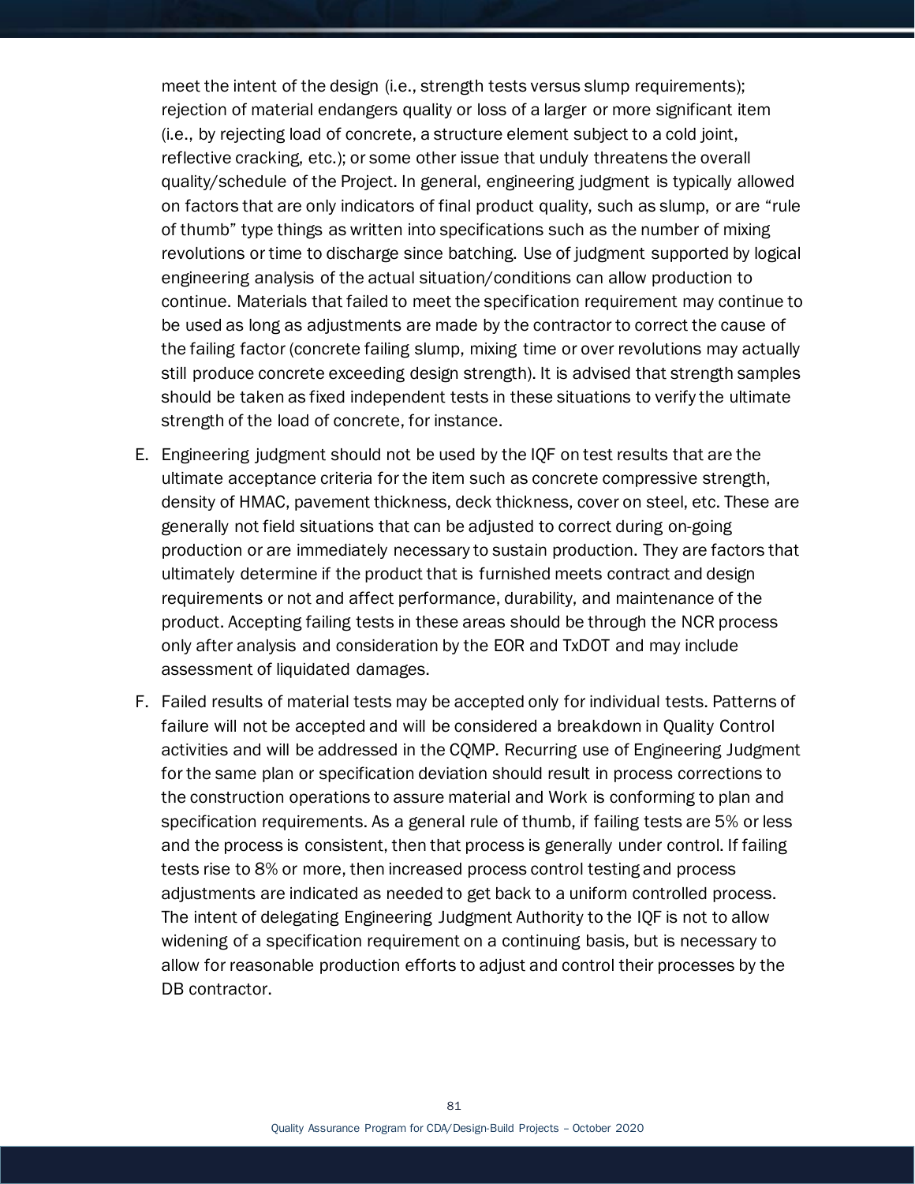meet the intent of the design (i.e., strength tests versus slump requirements); rejection of material endangers quality or loss of a larger or more significant item (i.e., by rejecting load of concrete, a structure element subject to a cold joint, reflective cracking, etc.); or some other issue that unduly threatens the overall quality/schedule of the Project. In general, engineering judgment is typically allowed on factors that are only indicators of final product quality, such as slump, or are "rule of thumb" type things as written into specifications such as the number of mixing revolutions or time to discharge since batching. Use of judgment supported by logical engineering analysis of the actual situation/conditions can allow production to continue. Materials that failed to meet the specification requirement may continue to be used as long as adjustments are made by the contractor to correct the cause of the failing factor (concrete failing slump, mixing time or over revolutions may actually still produce concrete exceeding design strength). It is advised that strength samples should be taken as fixed independent tests in these situations to verify the ultimate strength of the load of concrete, for instance.

E. Engineering judgment should not be used by the IQF on test results that are the ultimate acceptance criteria for the item such as concrete compressive strength, density of HMAC, pavement thickness, deck thickness, cover on steel, etc. These are generally not field situations that can be adjusted to correct during on-going production or are immediately necessary to sustain production. They are factors that ultimately determine if the product that is furnished meets contract and design requirements or not and affect performance, durability, and maintenance of the product. Accepting failing tests in these areas should be through the NCR process only after analysis and consideration by the EOR and TxDOT and may include assessment of liquidated damages.

F. Failed results of material tests may be accepted only for individual tests. Patterns of failure will not be accepted and will be considered a breakdown in Quality Control activities and will be addressed in the CQMP. Recurring use of Engineering Judgment for the same plan or specification deviation should result in process corrections to the construction operations to assure material and Work is conforming to plan and specification requirements. As a general rule of thumb, if failing tests are 5% or less and the process is consistent, then that process is generally under control. If failing tests rise to 8% or more, then increased process control testing and process adjustments are indicated as needed to get back to a uniform controlled process. The intent of delegating Engineering Judgment Authority to the IQF is not to allow widening of a specification requirement on a continuing basis, but is necessary to allow for reasonable production efforts to adjust and control their processes by the DB contractor.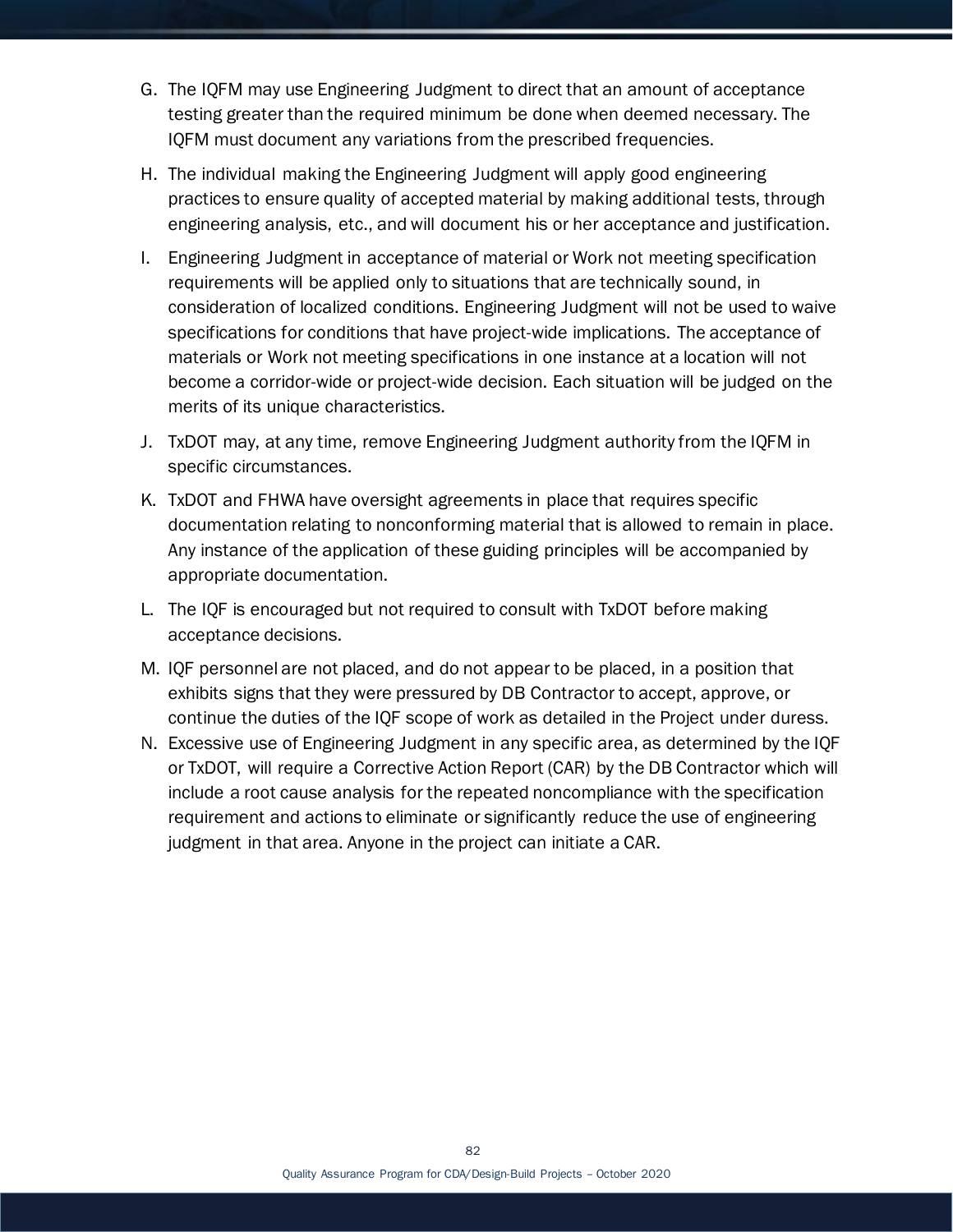G. The IQFM may use Engineering Judgment to direct that an amount of acceptance testing greater than the required minimum be done when deemed necessary. The IQFM must document any variations from the prescribed frequencies.

H. The individual making the Engineering Judgment will apply good engineering practices to ensure quality of accepted material by making additional tests, through engineering analysis, etc., and will document his or her acceptance and justification.

I. Engineering Judgment in acceptance of material or Work not meeting specification requirements will be applied only to situations that are technically sound, in consideration of localized conditions. Engineering Judgment will not be used to waive specifications for conditions that have project-wide implications. The acceptance of materials or Work not meeting specifications in one instance at a location will not become a corridor-wide or project-wide decision. Each situation will be judged on the merits of its unique characteristics.

J. TxDOT may, at any time, remove Engineering Judgment authority from the IQFM in specific circumstances.

K. TxDOT and FHWA have oversight agreements in place that requires specific documentation relating to nonconforming material that is allowed to remain in place. Any instance of the application of these guiding principles will be accompanied by appropriate documentation.

L. The IQF is encouraged but not required to consult with TxDOT before making acceptance decisions.

M. IQF personnel are not placed, and do not appear to be placed, in a position that exhibits signs that they were pressured by DB Contractor to accept, approve, or continue the duties of the IQF scope of work as detailed in the Project under duress.

N. Excessive use of Engineering Judgment in any specific area, as determined by the IQF or TxDOT, will require a Corrective Action Report (CAR) by the DB Contractor which will include a root cause analysis for the repeated noncompliance with the specification requirement and actions to eliminate or significantly reduce the use of engineering judgment in that area. Anyone in the project can initiate a CAR.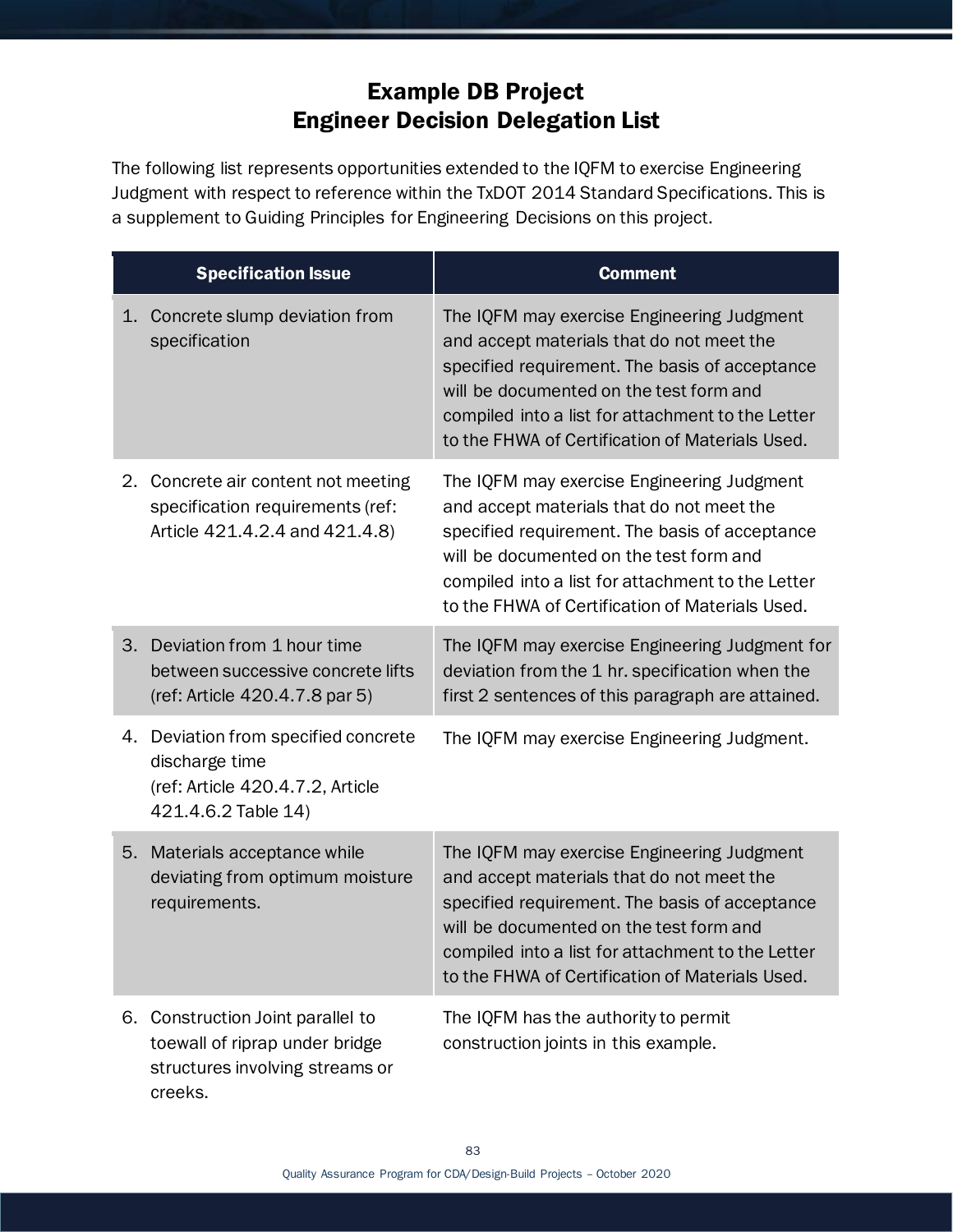# Example DB Project
# Engineer Decision Delegation List

The following list represents opportunities extended to the IQFM to exercise Engineering Judgment with respect to reference within the TxDOT 2014 Standard Specifications. This is a supplement to Guiding Principles for Engineering Decisions on this project.

| Specification Issue | Comment |
|---|---|
| 1. Concrete slump deviation from specification | The IQFM may exercise Engineering Judgment and accept materials that do not meet the specified requirement. The basis of acceptance will be documented on the test form and compiled into a list for attachment to the Letter to the FHWA of Certification of Materials Used. |
| 2. Concrete air content not meeting specification requirements (ref: Article 421.4.2.4 and 421.4.8) | The IQFM may exercise Engineering Judgment and accept materials that do not meet the specified requirement. The basis of acceptance will be documented on the test form and compiled into a list for attachment to the Letter to the FHWA of Certification of Materials Used. |
| 3. Deviation from 1 hour time between successive concrete lifts (ref: Article 420.4.7.8 par 5) | The IQFM may exercise Engineering Judgment for deviation from the 1 hr. specification when the first 2 sentences of this paragraph are attained. |
| 4. Deviation from specified concrete discharge time (ref: Article 420.4.7.2, Article 421.4.6.2 Table 14) | The IQFM may exercise Engineering Judgment. |
| 5. Materials acceptance while deviating from optimum moisture requirements. | The IQFM may exercise Engineering Judgment and accept materials that do not meet the specified requirement. The basis of acceptance will be documented on the test form and compiled into a list for attachment to the Letter to the FHWA of Certification of Materials Used. |
| 6. Construction Joint parallel to toewall of riprap under bridge structures involving streams or creeks. | The IQFM has the authority to permit construction joints in this example. |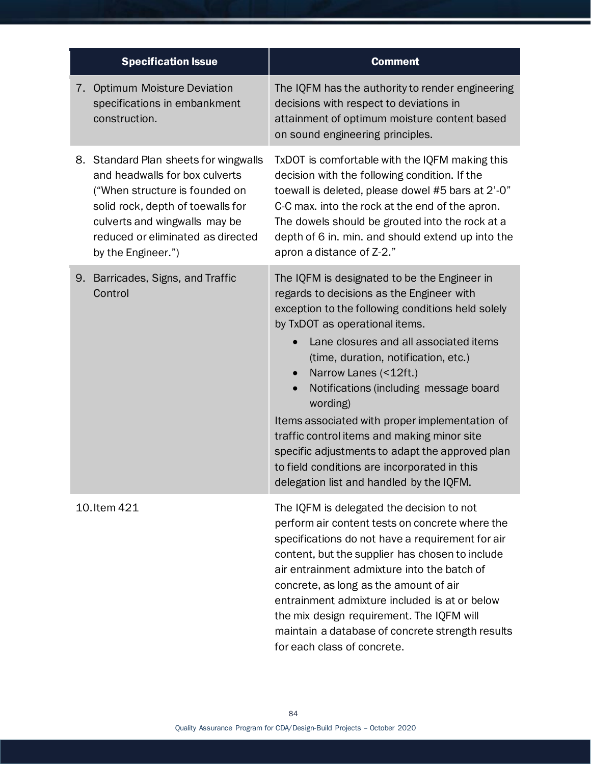| Specification Issue | Comment |
| --- | --- |
| 7. Optimum Moisture Deviation specifications in embankment construction. | The IQFM has the authority to render engineering decisions with respect to deviations in attainment of optimum moisture content based on sound engineering principles. |
| 8. Standard Plan sheets for wingwalls and headwalls for box culverts ("When structure is founded on solid rock, depth of toewalls for culverts and wingwalls may be reduced or eliminated as directed by the Engineer.") | TxDOT is comfortable with the IQFM making this decision with the following condition. If the toewall is deleted, please dowel #5 bars at 2'-0" C-C max. into the rock at the end of the apron. The dowels should be grouted into the rock at a depth of 6 in. min. and should extend up into the apron a distance of Z-2." |
| 9. Barricades, Signs, and Traffic Control | The IQFM is designated to be the Engineer in regards to decisions as the Engineer with exception to the following conditions held solely by TxDOT as operational items.<br>• Lane closures and all associated items (time, duration, notification, etc.)<br>• Narrow Lanes (<12ft.)<br>• Notifications (including message board wording)<br>Items associated with proper implementation of traffic control items and making minor site specific adjustments to adapt the approved plan to field conditions are incorporated in this delegation list and handled by the IQFM. |
| 10. Item 421 | The IQFM is delegated the decision to not perform air content tests on concrete where the specifications do not have a requirement for air content, but the supplier has chosen to include air entrainment admixture into the batch of concrete, as long as the amount of air entrainment admixture included is at or below the mix design requirement. The IQFM will maintain a database of concrete strength results for each class of concrete. |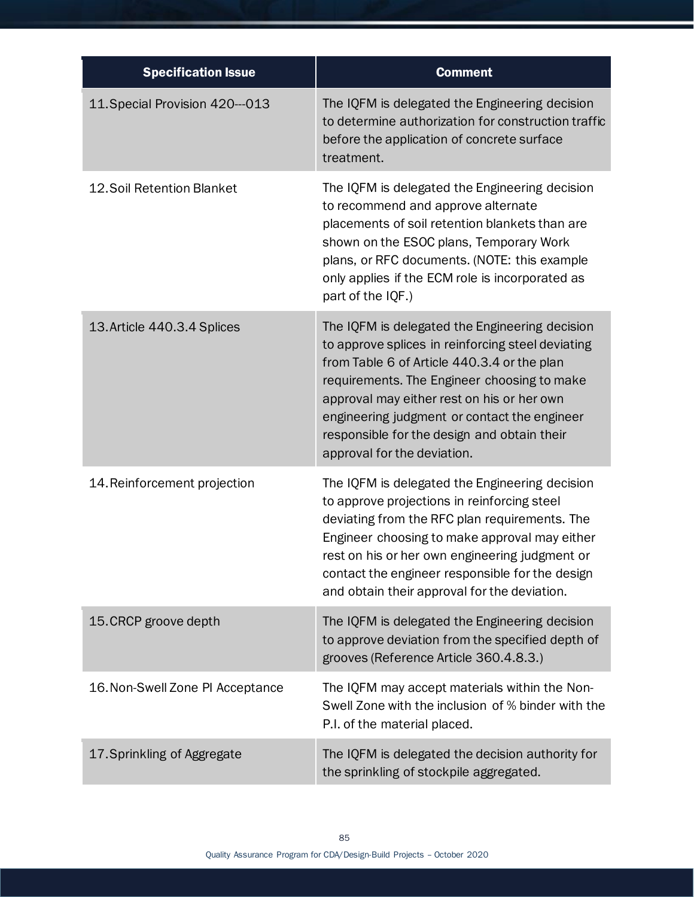| Specification Issue | Comment |
| --- | --- |
| 11. Special Provision 420---013 | The IQFM is delegated the Engineering decision to determine authorization for construction traffic before the application of concrete surface treatment. |
| 12. Soil Retention Blanket | The IQFM is delegated the Engineering decision to recommend and approve alternate placements of soil retention blankets than are shown on the ESOC plans, Temporary Work plans, or RFC documents. (NOTE: this example only applies if the ECM role is incorporated as part of the IQF.) |
| 13. Article 440.3.4 Splices | The IQFM is delegated the Engineering decision to approve splices in reinforcing steel deviating from Table 6 of Article 440.3.4 or the plan requirements. The Engineer choosing to make approval may either rest on his or her own engineering judgment or contact the engineer responsible for the design and obtain their approval for the deviation. |
| 14. Reinforcement projection | The IQFM is delegated the Engineering decision to approve projections in reinforcing steel deviating from the RFC plan requirements. The Engineer choosing to make approval may either rest on his or her own engineering judgment or contact the engineer responsible for the design and obtain their approval for the deviation. |
| 15. CRCP groove depth | The IQFM is delegated the Engineering decision to approve deviation from the specified depth of grooves (Reference Article 360.4.8.3.) |
| 16. Non-Swell Zone PI Acceptance | The IQFM may accept materials within the Non-Swell Zone with the inclusion of % binder with the P.I. of the material placed. |
| 17. Sprinkling of Aggregate | The IQFM is delegated the decision authority for the sprinkling of stockpile aggregated. |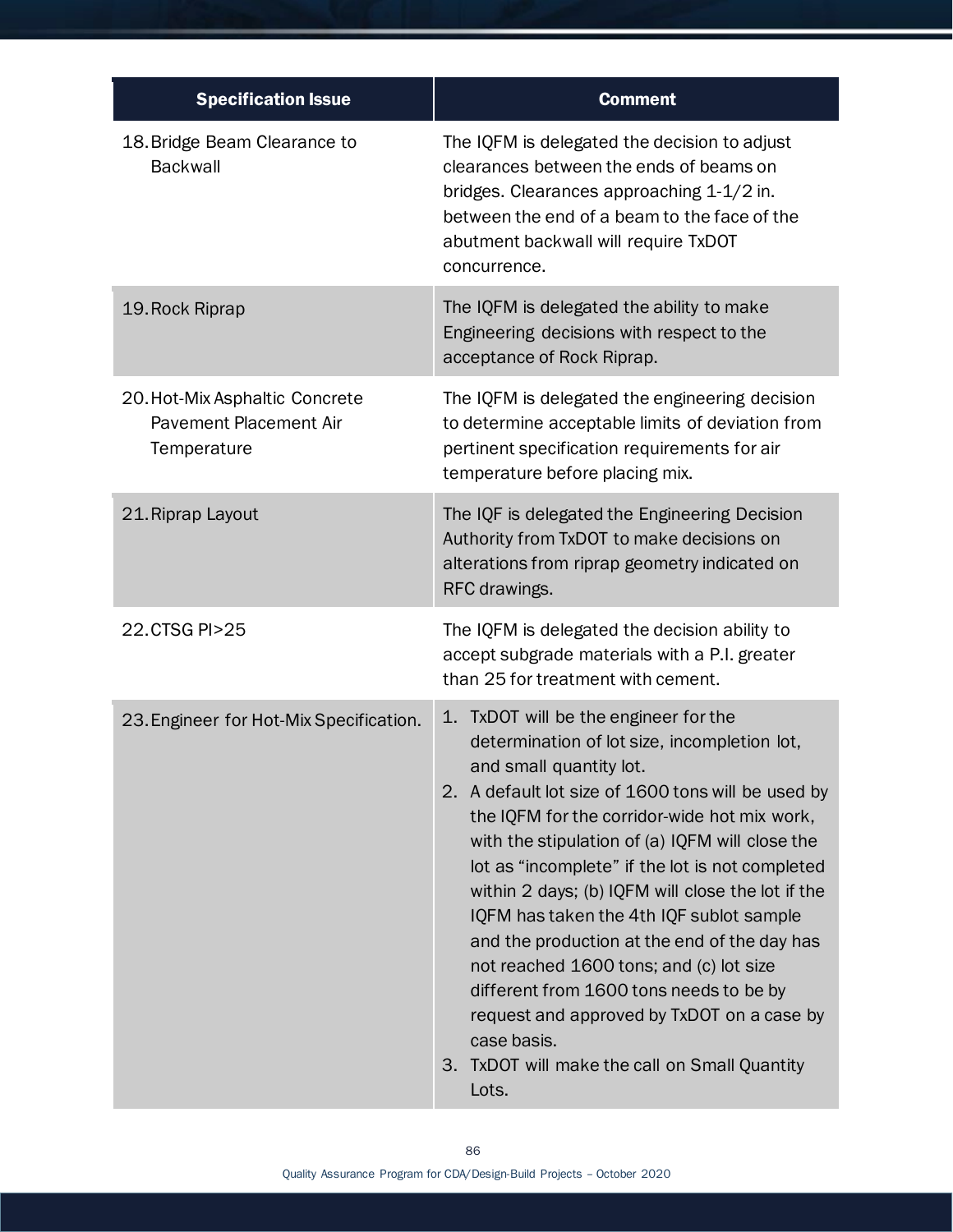| Specification Issue | Comment |
| --- | --- |
| 18. Bridge Beam Clearance to Backwall | The IQFM is delegated the decision to adjust clearances between the ends of beams on bridges. Clearances approaching 1-1/2 in. between the end of a beam to the face of the abutment backwall will require TxDOT concurrence. |
| 19. Rock Riprap | The IQFM is delegated the ability to make Engineering decisions with respect to the acceptance of Rock Riprap. |
| 20. Hot-Mix Asphaltic Concrete Pavement Placement Air Temperature | The IQFM is delegated the engineering decision to determine acceptable limits of deviation from pertinent specification requirements for air temperature before placing mix. |
| 21. Riprap Layout | The IQF is delegated the Engineering Decision Authority from TxDOT to make decisions on alterations from riprap geometry indicated on RFC drawings. |
| 22. CTSG PI>25 | The IQFM is delegated the decision ability to accept subgrade materials with a P.I. greater than 25 for treatment with cement. |
| 23. Engineer for Hot-Mix Specification. | 1. TxDOT will be the engineer for the determination of lot size, incompletion lot, and small quantity lot.<br>2. A default lot size of 1600 tons will be used by the IQFM for the corridor-wide hot mix work, with the stipulation of (a) IQFM will close the lot as "incomplete" if the lot is not completed within 2 days; (b) IQFM will close the lot if the IQFM has taken the 4th IQF sublot sample and the production at the end of the day has not reached 1600 tons; and (c) lot size different from 1600 tons needs to be by request and approved by TxDOT on a case by case basis.<br>3. TxDOT will make the call on Small Quantity Lots. |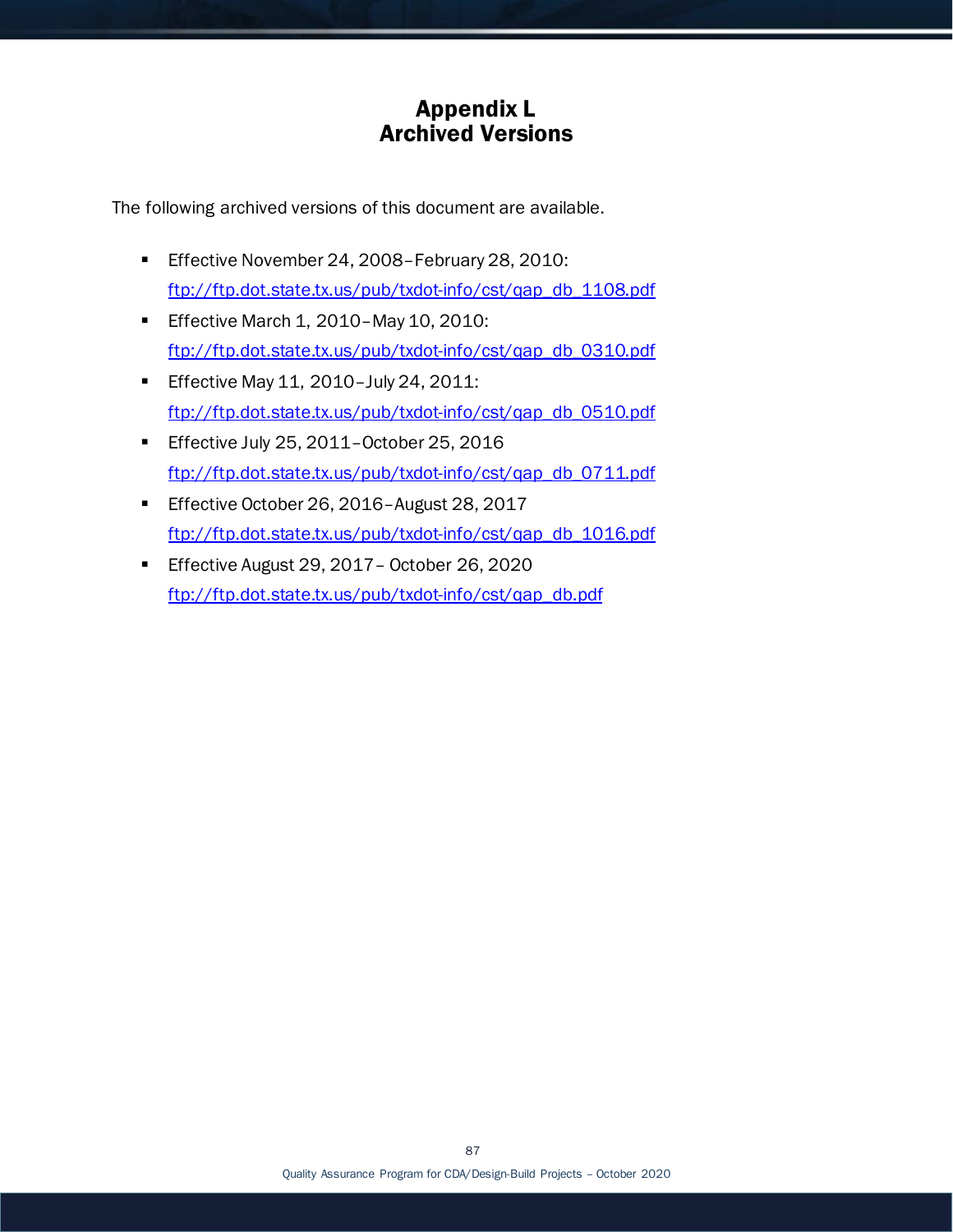# Appendix L
# Archived Versions

The following archived versions of this document are available.

- Effective November 24, 2008–February 28, 2010:
  ftp://ftp.dot.state.tx.us/pub/txdot-info/cst/qap_db_1108.pdf
- Effective March 1, 2010–May 10, 2010:
  ftp://ftp.dot.state.tx.us/pub/txdot-info/cst/qap_db_0310.pdf
- Effective May 11, 2010–July 24, 2011:
  ftp://ftp.dot.state.tx.us/pub/txdot-info/cst/qap_db_0510.pdf
- Effective July 25, 2011–October 25, 2016
  ftp://ftp.dot.state.tx.us/pub/txdot-info/cst/qap_db_0711.pdf
- Effective October 26, 2016–August 28, 2017
  ftp://ftp.dot.state.tx.us/pub/txdot-info/cst/qap_db_1016.pdf
- Effective August 29, 2017– October 26, 2020
  ftp://ftp.dot.state.tx.us/pub/txdot-info/cst/qap_db.pdf